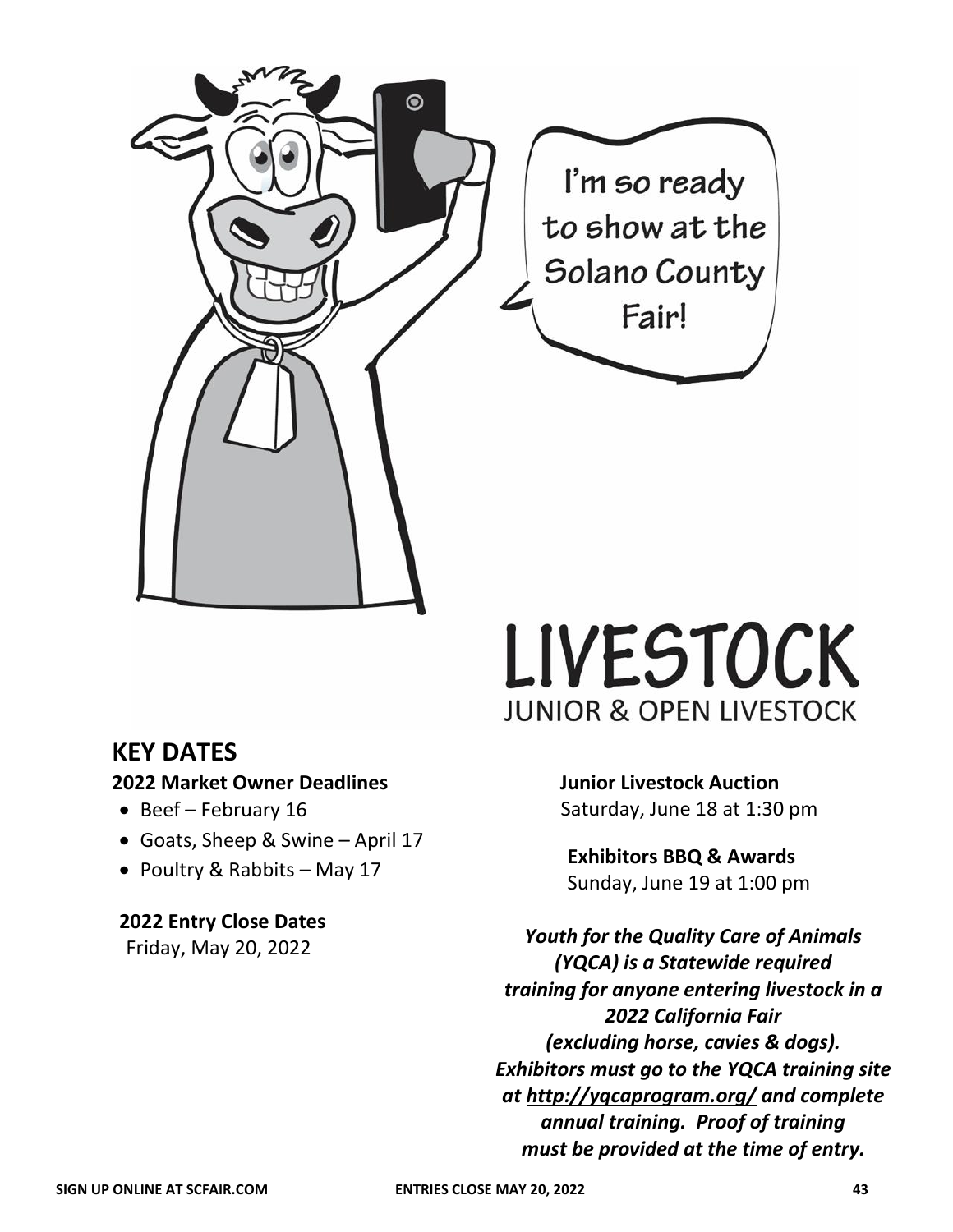# LIVESTOCK

## JUNIOR & OPEN LIVESTOCK

## KEY DATES

**2022 Market Owner Deadlines**

- Beef – February 16
- Goats, Sheep & Swine – April 17
- Poultry & Rabbits – May 17

**2022 Entry Close Dates**

Friday, May 20, 2022

**Junior Livestock Auction**

Saturday, June 18 at 1:30 pm

**Exhibitors BBQ & Awards**

Sunday, June 19 at 1:00 pm

***Youth for the Quality Care of Animals (YQCA) is a Statewide required training for anyone entering livestock in a 2022 California Fair (excluding horse, cavies & dogs). Exhibitors must go to the YQCA training site at http://yqcaprogram.org/ and complete annual training. Proof of training must be provided at the time of entry.***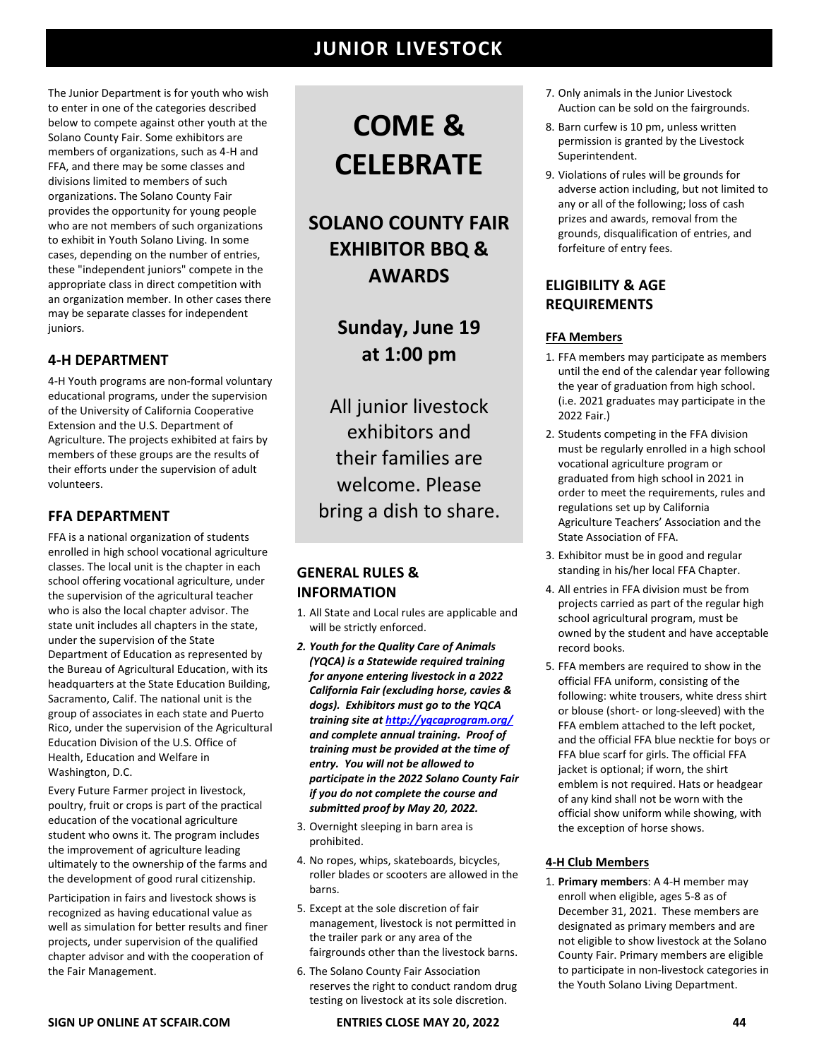# JUNIOR LIVESTOCK

The Junior Department is for youth who wish to enter in one of the categories described below to compete against other youth at the Solano County Fair. Some exhibitors are members of organizations, such as 4-H and FFA, and there may be some classes and divisions limited to members of such organizations. The Solano County Fair provides the opportunity for young people who are not members of such organizations to exhibit in Youth Solano Living. In some cases, depending on the number of entries, these "independent juniors" compete in the appropriate class in direct competition with an organization member. In other cases there may be separate classes for independent juniors.

## 4-H DEPARTMENT

4-H Youth programs are non-formal voluntary educational programs, under the supervision of the University of California Cooperative Extension and the U.S. Department of Agriculture. The projects exhibited at fairs by members of these groups are the results of their efforts under the supervision of adult volunteers.

## FFA DEPARTMENT

FFA is a national organization of students enrolled in high school vocational agriculture classes. The local unit is the chapter in each school offering vocational agriculture, under the supervision of the agricultural teacher who is also the local chapter advisor. The state unit includes all chapters in the state, under the supervision of the State Department of Education as represented by the Bureau of Agricultural Education, with its headquarters at the State Education Building, Sacramento, Calif. The national unit is the group of associates in each state and Puerto Rico, under the supervision of the Agricultural Education Division of the U.S. Office of Health, Education and Welfare in Washington, D.C.

Every Future Farmer project in livestock, poultry, fruit or crops is part of the practical education of the vocational agriculture student who owns it. The program includes the improvement of agriculture leading ultimately to the ownership of the farms and the development of good rural citizenship.

Participation in fairs and livestock shows is recognized as having educational value as well as simulation for better results and finer projects, under supervision of the qualified chapter advisor and with the cooperation of the Fair Management.

# COME & CELEBRATE

## SOLANO COUNTY FAIR EXHIBITOR BBQ & AWARDS

### Sunday, June 19 at 1:00 pm

All junior livestock exhibitors and their families are welcome. Please bring a dish to share.

## GENERAL RULES & INFORMATION

1. All State and Local rules are applicable and will be strictly enforced.
2. ***Youth for the Quality Care of Animals (YQCA) is a Statewide required training for anyone entering livestock in a 2022 California Fair (excluding horse, cavies & dogs). Exhibitors must go to the YQCA training site at http://yqcaprogram.org/ and complete annual training. Proof of training must be provided at the time of entry. You will not be allowed to participate in the 2022 Solano County Fair if you do not complete the course and submitted proof by May 20, 2022.***
3. Overnight sleeping in barn area is prohibited.
4. No ropes, whips, skateboards, bicycles, roller blades or scooters are allowed in the barns.
5. Except at the sole discretion of fair management, livestock is not permitted in the trailer park or any area of the fairgrounds other than the livestock barns.
6. The Solano County Fair Association reserves the right to conduct random drug testing on livestock at its sole discretion.
7. Only animals in the Junior Livestock Auction can be sold on the fairgrounds.
8. Barn curfew is 10 pm, unless written permission is granted by the Livestock Superintendent.
9. Violations of rules will be grounds for adverse action including, but not limited to any or all of the following; loss of cash prizes and awards, removal from the grounds, disqualification of entries, and forfeiture of entry fees.

## ELIGIBILITY & AGE REQUIREMENTS

### FFA Members

1. FFA members may participate as members until the end of the calendar year following the year of graduation from high school. (i.e. 2021 graduates may participate in the 2022 Fair.)
2. Students competing in the FFA division must be regularly enrolled in a high school vocational agriculture program or graduated from high school in 2021 in order to meet the requirements, rules and regulations set up by California Agriculture Teachers' Association and the State Association of FFA.
3. Exhibitor must be in good and regular standing in his/her local FFA Chapter.
4. All entries in FFA division must be from projects carried as part of the regular high school agricultural program, must be owned by the student and have acceptable record books.
5. FFA members are required to show in the official FFA uniform, consisting of the following: white trousers, white dress shirt or blouse (short- or long-sleeved) with the FFA emblem attached to the left pocket, and the official FFA blue necktie for boys or FFA blue scarf for girls. The official FFA jacket is optional; if worn, the shirt emblem is not required. Hats or headgear of any kind shall not be worn with the official show uniform while showing, with the exception of horse shows.

### 4-H Club Members

1. **Primary members**: A 4-H member may enroll when eligible, ages 5-8 as of December 31, 2021. These members are designated as primary members and are not eligible to show livestock at the Solano County Fair. Primary members are eligible to participate in non-livestock categories in the Youth Solano Living Department.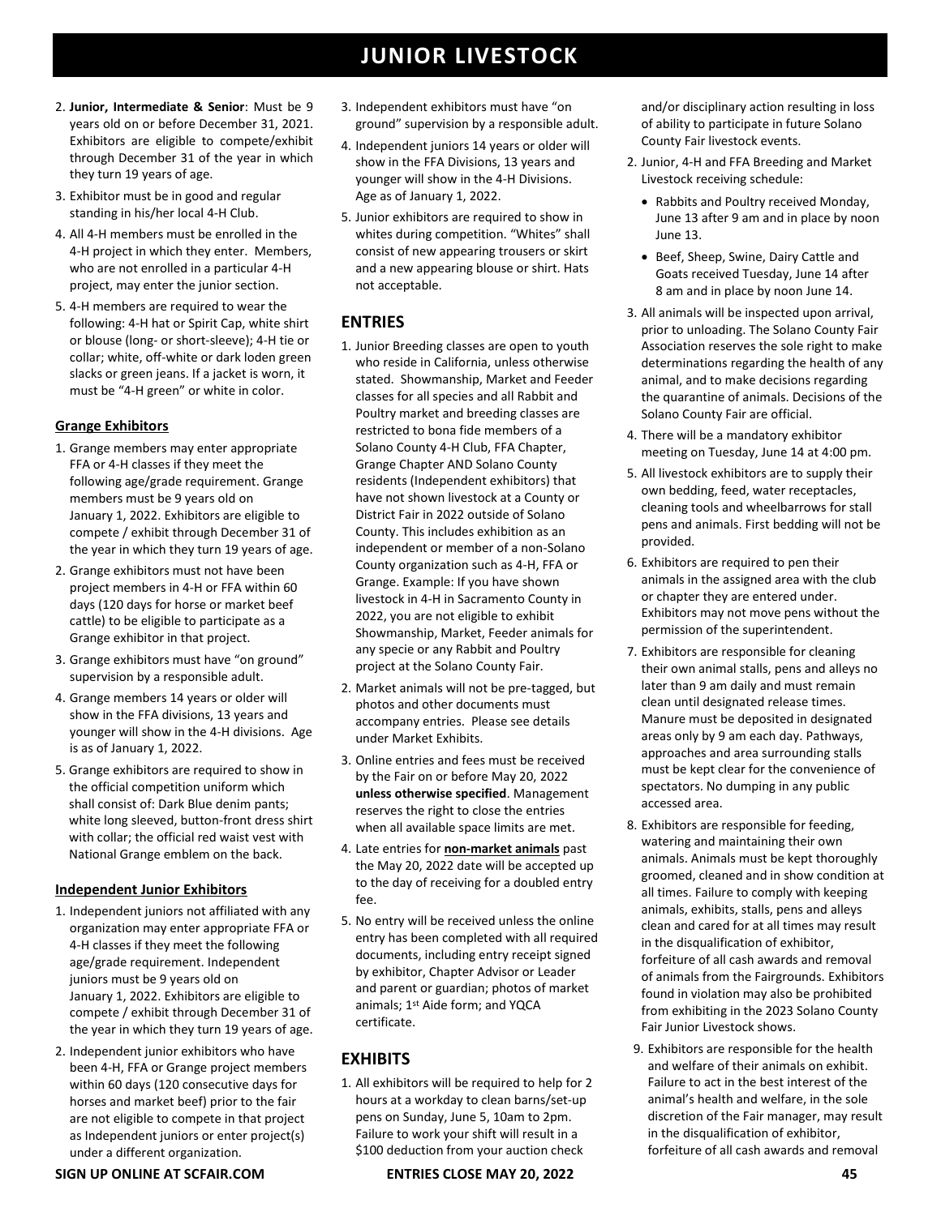# JUNIOR LIVESTOCK

2. **Junior, Intermediate & Senior**: Must be 9 years old on or before December 31, 2021. Exhibitors are eligible to compete/exhibit through December 31 of the year in which they turn 19 years of age.
3. Exhibitor must be in good and regular standing in his/her local 4-H Club.
4. All 4-H members must be enrolled in the 4-H project in which they enter. Members, who are not enrolled in a particular 4-H project, may enter the junior section.
5. 4-H members are required to wear the following: 4-H hat or Spirit Cap, white shirt or blouse (long- or short-sleeve); 4-H tie or collar; white, off-white or dark loden green slacks or green jeans. If a jacket is worn, it must be "4-H green" or white in color.

**Grange Exhibitors**

1. Grange members may enter appropriate FFA or 4-H classes if they meet the following age/grade requirement. Grange members must be 9 years old on January 1, 2022. Exhibitors are eligible to compete / exhibit through December 31 of the year in which they turn 19 years of age.
2. Grange exhibitors must not have been project members in 4-H or FFA within 60 days (120 days for horse or market beef cattle) to be eligible to participate as a Grange exhibitor in that project.
3. Grange exhibitors must have "on ground" supervision by a responsible adult.
4. Grange members 14 years or older will show in the FFA divisions, 13 years and younger will show in the 4-H divisions. Age is as of January 1, 2022.
5. Grange exhibitors are required to show in the official competition uniform which shall consist of: Dark Blue denim pants; white long sleeved, button-front dress shirt with collar; the official red waist vest with National Grange emblem on the back.

**Independent Junior Exhibitors**

1. Independent juniors not affiliated with any organization may enter appropriate FFA or 4-H classes if they meet the following age/grade requirement. Independent juniors must be 9 years old on January 1, 2022. Exhibitors are eligible to compete / exhibit through December 31 of the year in which they turn 19 years of age.
2. Independent junior exhibitors who have been 4-H, FFA or Grange project members within 60 days (120 consecutive days for horses and market beef) prior to the fair are not eligible to compete in that project as Independent juniors or enter project(s) under a different organization.
3. Independent exhibitors must have "on ground" supervision by a responsible adult.
4. Independent juniors 14 years or older will show in the FFA Divisions, 13 years and younger will show in the 4-H Divisions. Age as of January 1, 2022.
5. Junior exhibitors are required to show in whites during competition. "Whites" shall consist of new appearing trousers or skirt and a new appearing blouse or shirt. Hats not acceptable.

## ENTRIES

1. Junior Breeding classes are open to youth who reside in California, unless otherwise stated. Showmanship, Market and Feeder classes for all species and all Rabbit and Poultry market and breeding classes are restricted to bona fide members of a Solano County 4-H Club, FFA Chapter, Grange Chapter AND Solano County residents (Independent exhibitors) that have not shown livestock at a County or District Fair in 2022 outside of Solano County. This includes exhibition as an independent or member of a non-Solano County organization such as 4-H, FFA or Grange. Example: If you have shown livestock in 4-H in Sacramento County in 2022, you are not eligible to exhibit Showmanship, Market, Feeder animals for any specie or any Rabbit and Poultry project at the Solano County Fair.
2. Market animals will not be pre-tagged, but photos and other documents must accompany entries. Please see details under Market Exhibits.
3. Online entries and fees must be received by the Fair on or before May 20, 2022 **unless otherwise specified**. Management reserves the right to close the entries when all available space limits are met.
4. Late entries for **non-market animals** past the May 20, 2022 date will be accepted up to the day of receiving for a doubled entry fee.
5. No entry will be received unless the online entry has been completed with all required documents, including entry receipt signed by exhibitor, Chapter Advisor or Leader and parent or guardian; photos of market animals; 1st Aide form; and YQCA certificate.

## EXHIBITS

1. All exhibitors will be required to help for 2 hours at a workday to clean barns/set-up pens on Sunday, June 5, 10am to 2pm. Failure to work your shift will result in a $100 deduction from your auction check and/or disciplinary action resulting in loss of ability to participate in future Solano County Fair livestock events.
2. Junior, 4-H and FFA Breeding and Market Livestock receiving schedule:
   - Rabbits and Poultry received Monday, June 13 after 9 am and in place by noon June 13.
   - Beef, Sheep, Swine, Dairy Cattle and Goats received Tuesday, June 14 after 8 am and in place by noon June 14.
3. All animals will be inspected upon arrival, prior to unloading. The Solano County Fair Association reserves the sole right to make determinations regarding the health of any animal, and to make decisions regarding the quarantine of animals. Decisions of the Solano County Fair are official.
4. There will be a mandatory exhibitor meeting on Tuesday, June 14 at 4:00 pm.
5. All livestock exhibitors are to supply their own bedding, feed, water receptacles, cleaning tools and wheelbarrows for stall pens and animals. First bedding will not be provided.
6. Exhibitors are required to pen their animals in the assigned area with the club or chapter they are entered under. Exhibitors may not move pens without the permission of the superintendent.
7. Exhibitors are responsible for cleaning their own animal stalls, pens and alleys no later than 9 am daily and must remain clean until designated release times. Manure must be deposited in designated areas only by 9 am each day. Pathways, approaches and area surrounding stalls must be kept clear for the convenience of spectators. No dumping in any public accessed area.
8. Exhibitors are responsible for feeding, watering and maintaining their own animals. Animals must be kept thoroughly groomed, cleaned and in show condition at all times. Failure to comply with keeping animals, exhibits, stalls, pens and alleys clean and cared for at all times may result in the disqualification of exhibitor, forfeiture of all cash awards and removal of animals from the Fairgrounds. Exhibitors found in violation may also be prohibited from exhibiting in the 2023 Solano County Fair Junior Livestock shows.
9. Exhibitors are responsible for the health and welfare of their animals on exhibit. Failure to act in the best interest of the animal's health and welfare, in the sole discretion of the Fair manager, may result in the disqualification of exhibitor, forfeiture of all cash awards and removal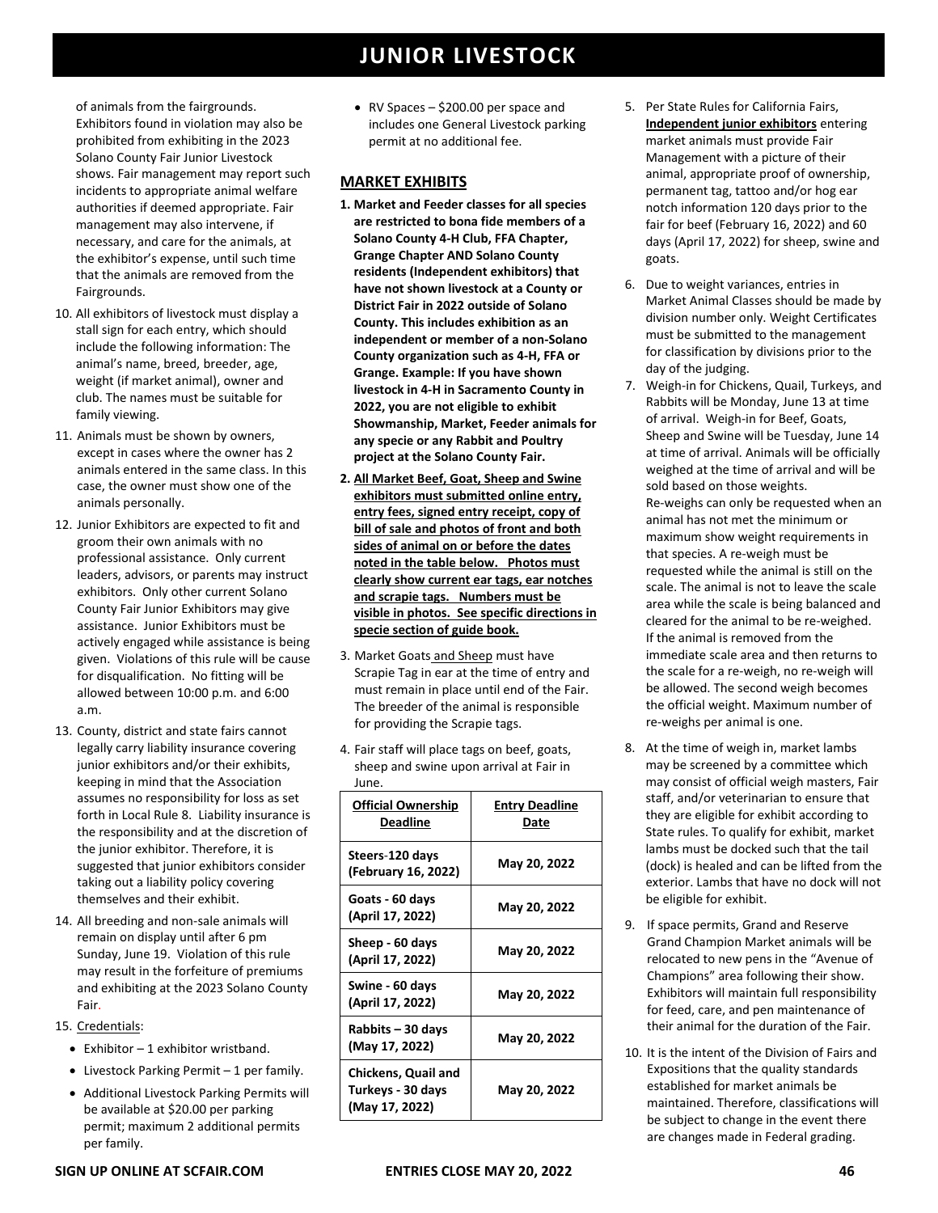# JUNIOR LIVESTOCK

of animals from the fairgrounds. Exhibitors found in violation may also be prohibited from exhibiting in the 2023 Solano County Fair Junior Livestock shows. Fair management may report such incidents to appropriate animal welfare authorities if deemed appropriate. Fair management may also intervene, if necessary, and care for the animals, at the exhibitor's expense, until such time that the animals are removed from the Fairgrounds.

10. All exhibitors of livestock must display a stall sign for each entry, which should include the following information: The animal's name, breed, breeder, age, weight (if market animal), owner and club. The names must be suitable for family viewing.
11. Animals must be shown by owners, except in cases where the owner has 2 animals entered in the same class. In this case, the owner must show one of the animals personally.
12. Junior Exhibitors are expected to fit and groom their own animals with no professional assistance. Only current leaders, advisors, or parents may instruct exhibitors. Only other current Solano County Fair Junior Exhibitors may give assistance. Junior Exhibitors must be actively engaged while assistance is being given. Violations of this rule will be cause for disqualification. No fitting will be allowed between 10:00 p.m. and 6:00 a.m.
13. County, district and state fairs cannot legally carry liability insurance covering junior exhibitors and/or their exhibits, keeping in mind that the Association assumes no responsibility for loss as set forth in Local Rule 8. Liability insurance is the responsibility and at the discretion of the junior exhibitor. Therefore, it is suggested that junior exhibitors consider taking out a liability policy covering themselves and their exhibit.
14. All breeding and non-sale animals will remain on display until after 6 pm Sunday, June 19. Violation of this rule may result in the forfeiture of premiums and exhibiting at the 2023 Solano County Fair.
15. Credentials:
    - Exhibitor – 1 exhibitor wristband.
    - Livestock Parking Permit – 1 per family.
    - Additional Livestock Parking Permits will be available at $20.00 per parking permit; maximum 2 additional permits per family.
    - RV Spaces – $200.00 per space and includes one General Livestock parking permit at no additional fee.

## MARKET EXHIBITS

1. **Market and Feeder classes for all species are restricted to bona fide members of a Solano County 4-H Club, FFA Chapter, Grange Chapter AND Solano County residents (Independent exhibitors) that have not shown livestock at a County or District Fair in 2022 outside of Solano County. This includes exhibition as an independent or member of a non-Solano County organization such as 4-H, FFA or Grange. Example: If you have shown livestock in 4-H in Sacramento County in 2022, you are not eligible to exhibit Showmanship, Market, Feeder animals for any specie or any Rabbit and Poultry project at the Solano County Fair.**
2. **All Market Beef, Goat, Sheep and Swine exhibitors must submitted online entry, entry fees, signed entry receipt, copy of bill of sale and photos of front and both sides of animal on or before the dates noted in the table below. Photos must clearly show current ear tags, ear notches and scrapie tags. Numbers must be visible in photos. See specific directions in specie section of guide book.**
3. Market Goats and Sheep must have Scrapie Tag in ear at the time of entry and must remain in place until end of the Fair. The breeder of the animal is responsible for providing the Scrapie tags.
4. Fair staff will place tags on beef, goats, sheep and swine upon arrival at Fair in June.

| Official Ownership Deadline | Entry Deadline Date |
|---|---|
| **Steers-120 days (February 16, 2022)** | **May 20, 2022** |
| **Goats - 60 days (April 17, 2022)** | **May 20, 2022** |
| **Sheep - 60 days (April 17, 2022)** | **May 20, 2022** |
| **Swine - 60 days (April 17, 2022)** | **May 20, 2022** |
| **Rabbits – 30 days (May 17, 2022)** | **May 20, 2022** |
| **Chickens, Quail and Turkeys - 30 days (May 17, 2022)** | **May 20, 2022** |

5. Per State Rules for California Fairs, **Independent junior exhibitors** entering market animals must provide Fair Management with a picture of their animal, appropriate proof of ownership, permanent tag, tattoo and/or hog ear notch information 120 days prior to the fair for beef (February 16, 2022) and 60 days (April 17, 2022) for sheep, swine and goats.
6. Due to weight variances, entries in Market Animal Classes should be made by division number only. Weight Certificates must be submitted to the management for classification by divisions prior to the day of the judging.
7. Weigh-in for Chickens, Quail, Turkeys, and Rabbits will be Monday, June 13 at time of arrival. Weigh-in for Beef, Goats, Sheep and Swine will be Tuesday, June 14 at time of arrival. Animals will be officially weighed at the time of arrival and will be sold based on those weights.
   Re-weighs can only be requested when an animal has not met the minimum or maximum show weight requirements in that species. A re-weigh must be requested while the animal is still on the scale. The animal is not to leave the scale area while the scale is being balanced and cleared for the animal to be re-weighed. If the animal is removed from the immediate scale area and then returns to the scale for a re-weigh, no re-weigh will be allowed. The second weigh becomes the official weight. Maximum number of re-weighs per animal is one.
8. At the time of weigh in, market lambs may be screened by a committee which may consist of official weigh masters, Fair staff, and/or veterinarian to ensure that they are eligible for exhibit according to State rules. To qualify for exhibit, market lambs must be docked such that the tail (dock) is healed and can be lifted from the exterior. Lambs that have no dock will not be eligible for exhibit.
9. If space permits, Grand and Reserve Grand Champion Market animals will be relocated to new pens in the "Avenue of Champions" area following their show. Exhibitors will maintain full responsibility for feed, care, and pen maintenance of their animal for the duration of the Fair.
10. It is the intent of the Division of Fairs and Expositions that the quality standards established for market animals be maintained. Therefore, classifications will be subject to change in the event there are changes made in Federal grading.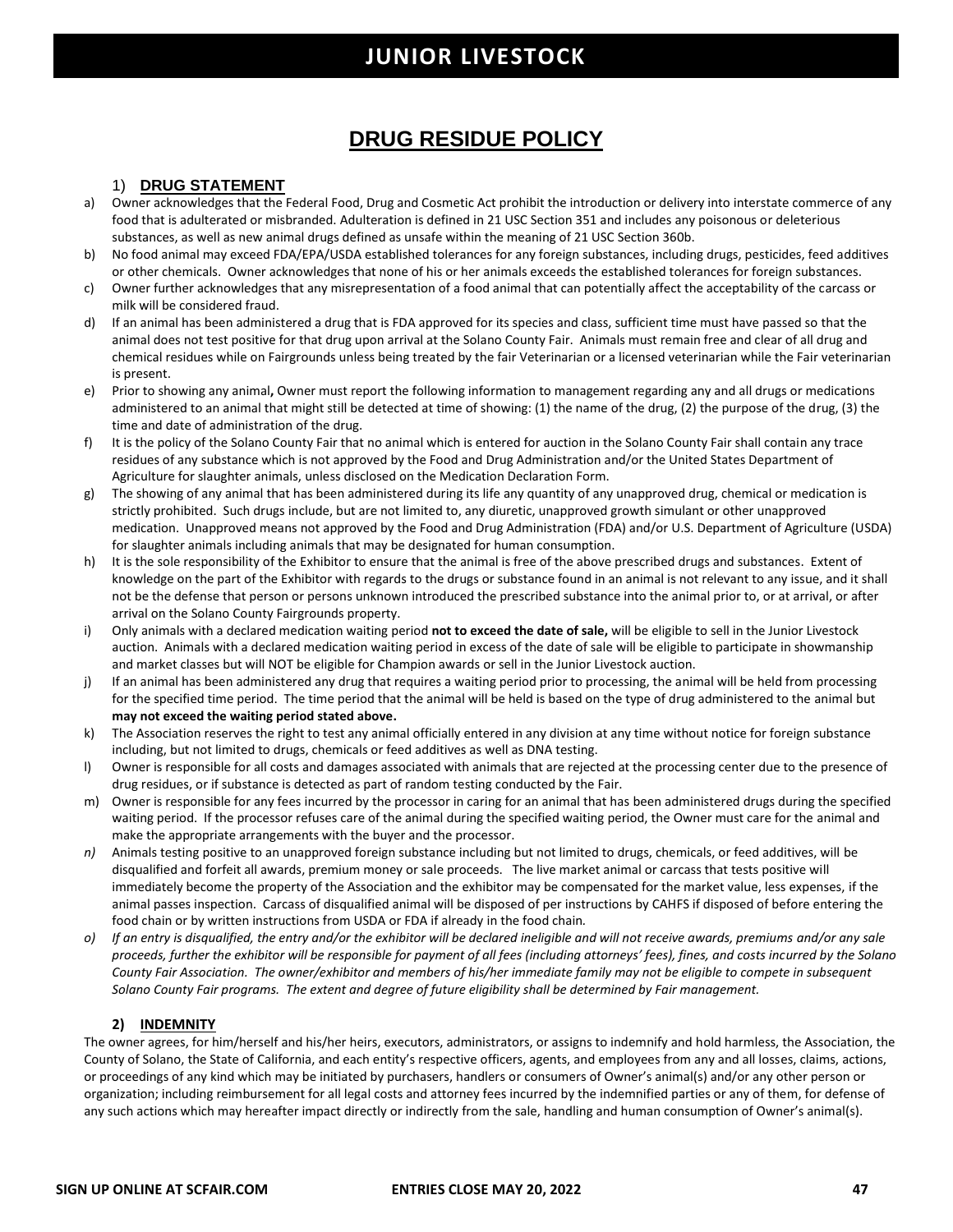# DRUG RESIDUE POLICY

## 1) DRUG STATEMENT

a) Owner acknowledges that the Federal Food, Drug and Cosmetic Act prohibit the introduction or delivery into interstate commerce of any food that is adulterated or misbranded. Adulteration is defined in 21 USC Section 351 and includes any poisonous or deleterious substances, as well as new animal drugs defined as unsafe within the meaning of 21 USC Section 360b.

b) No food animal may exceed FDA/EPA/USDA established tolerances for any foreign substances, including drugs, pesticides, feed additives or other chemicals. Owner acknowledges that none of his or her animals exceeds the established tolerances for foreign substances.

c) Owner further acknowledges that any misrepresentation of a food animal that can potentially affect the acceptability of the carcass or milk will be considered fraud.

d) If an animal has been administered a drug that is FDA approved for its species and class, sufficient time must have passed so that the animal does not test positive for that drug upon arrival at the Solano County Fair. Animals must remain free and clear of all drug and chemical residues while on Fairgrounds unless being treated by the fair Veterinarian or a licensed veterinarian while the Fair veterinarian is present.

e) Prior to showing any animal**,** Owner must report the following information to management regarding any and all drugs or medications administered to an animal that might still be detected at time of showing: (1) the name of the drug, (2) the purpose of the drug, (3) the time and date of administration of the drug.

f) It is the policy of the Solano County Fair that no animal which is entered for auction in the Solano County Fair shall contain any trace residues of any substance which is not approved by the Food and Drug Administration and/or the United States Department of Agriculture for slaughter animals, unless disclosed on the Medication Declaration Form.

g) The showing of any animal that has been administered during its life any quantity of any unapproved drug, chemical or medication is strictly prohibited. Such drugs include, but are not limited to, any diuretic, unapproved growth simulant or other unapproved medication. Unapproved means not approved by the Food and Drug Administration (FDA) and/or U.S. Department of Agriculture (USDA) for slaughter animals including animals that may be designated for human consumption.

h) It is the sole responsibility of the Exhibitor to ensure that the animal is free of the above prescribed drugs and substances. Extent of knowledge on the part of the Exhibitor with regards to the drugs or substance found in an animal is not relevant to any issue, and it shall not be the defense that person or persons unknown introduced the prescribed substance into the animal prior to, or at arrival, or after arrival on the Solano County Fairgrounds property.

i) Only animals with a declared medication waiting period **not to exceed the date of sale,** will be eligible to sell in the Junior Livestock auction. Animals with a declared medication waiting period in excess of the date of sale will be eligible to participate in showmanship and market classes but will NOT be eligible for Champion awards or sell in the Junior Livestock auction.

j) If an animal has been administered any drug that requires a waiting period prior to processing, the animal will be held from processing for the specified time period. The time period that the animal will be held is based on the type of drug administered to the animal but **may not exceed the waiting period stated above.**

k) The Association reserves the right to test any animal officially entered in any division at any time without notice for foreign substance including, but not limited to drugs, chemicals or feed additives as well as DNA testing.

l) Owner is responsible for all costs and damages associated with animals that are rejected at the processing center due to the presence of drug residues, or if substance is detected as part of random testing conducted by the Fair.

m) Owner is responsible for any fees incurred by the processor in caring for an animal that has been administered drugs during the specified waiting period. If the processor refuses care of the animal during the specified waiting period, the Owner must care for the animal and make the appropriate arrangements with the buyer and the processor.

*n)* Animals testing positive to an unapproved foreign substance including but not limited to drugs, chemicals, or feed additives, will be disqualified and forfeit all awards, premium money or sale proceeds. The live market animal or carcass that tests positive will immediately become the property of the Association and the exhibitor may be compensated for the market value, less expenses, if the animal passes inspection. Carcass of disqualified animal will be disposed of per instructions by CAHFS if disposed of before entering the food chain or by written instructions from USDA or FDA if already in the food chain.

*o) If an entry is disqualified, the entry and/or the exhibitor will be declared ineligible and will not receive awards, premiums and/or any sale proceeds, further the exhibitor will be responsible for payment of all fees (including attorneys' fees), fines, and costs incurred by the Solano County Fair Association. The owner/exhibitor and members of his/her immediate family may not be eligible to compete in subsequent Solano County Fair programs. The extent and degree of future eligibility shall be determined by Fair management.*

## 2) INDEMNITY

The owner agrees, for him/herself and his/her heirs, executors, administrators, or assigns to indemnify and hold harmless, the Association, the County of Solano, the State of California, and each entity's respective officers, agents, and employees from any and all losses, claims, actions, or proceedings of any kind which may be initiated by purchasers, handlers or consumers of Owner's animal(s) and/or any other person or organization; including reimbursement for all legal costs and attorney fees incurred by the indemnified parties or any of them, for defense of any such actions which may hereafter impact directly or indirectly from the sale, handling and human consumption of Owner's animal(s).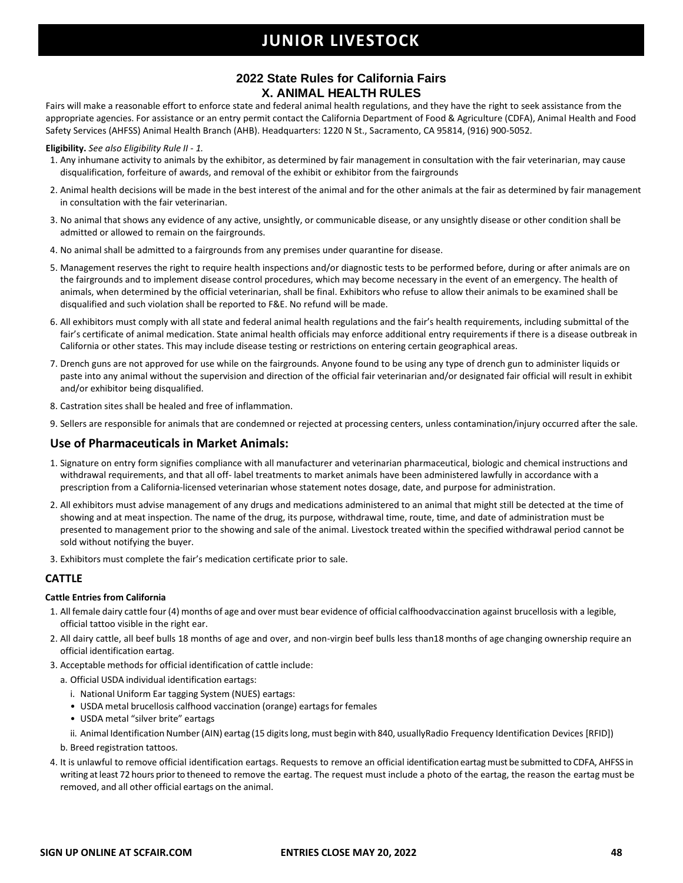# JUNIOR LIVESTOCK

## 2022 State Rules for California Fairs
## X. ANIMAL HEALTH RULES

Fairs will make a reasonable effort to enforce state and federal animal health regulations, and they have the right to seek assistance from the appropriate agencies. For assistance or an entry permit contact the California Department of Food & Agriculture (CDFA), Animal Health and Food Safety Services (AHFSS) Animal Health Branch (AHB). Headquarters: 1220 N St., Sacramento, CA 95814, (916) 900-5052.

**Eligibility.** *See also Eligibility Rule II - 1.*

1. Any inhumane activity to animals by the exhibitor, as determined by fair management in consultation with the fair veterinarian, may cause disqualification, forfeiture of awards, and removal of the exhibit or exhibitor from the fairgrounds
2. Animal health decisions will be made in the best interest of the animal and for the other animals at the fair as determined by fair management in consultation with the fair veterinarian.
3. No animal that shows any evidence of any active, unsightly, or communicable disease, or any unsightly disease or other condition shall be admitted or allowed to remain on the fairgrounds.
4. No animal shall be admitted to a fairgrounds from any premises under quarantine for disease.
5. Management reserves the right to require health inspections and/or diagnostic tests to be performed before, during or after animals are on the fairgrounds and to implement disease control procedures, which may become necessary in the event of an emergency. The health of animals, when determined by the official veterinarian, shall be final. Exhibitors who refuse to allow their animals to be examined shall be disqualified and such violation shall be reported to F&E. No refund will be made.
6. All exhibitors must comply with all state and federal animal health regulations and the fair's health requirements, including submittal of the fair's certificate of animal medication. State animal health officials may enforce additional entry requirements if there is a disease outbreak in California or other states. This may include disease testing or restrictions on entering certain geographical areas.
7. Drench guns are not approved for use while on the fairgrounds. Anyone found to be using any type of drench gun to administer liquids or paste into any animal without the supervision and direction of the official fair veterinarian and/or designated fair official will result in exhibit and/or exhibitor being disqualified.
8. Castration sites shall be healed and free of inflammation.
9. Sellers are responsible for animals that are condemned or rejected at processing centers, unless contamination/injury occurred after the sale.

### Use of Pharmaceuticals in Market Animals:

1. Signature on entry form signifies compliance with all manufacturer and veterinarian pharmaceutical, biologic and chemical instructions and withdrawal requirements, and that all off- label treatments to market animals have been administered lawfully in accordance with a prescription from a California-licensed veterinarian whose statement notes dosage, date, and purpose for administration.
2. All exhibitors must advise management of any drugs and medications administered to an animal that might still be detected at the time of showing and at meat inspection. The name of the drug, its purpose, withdrawal time, route, time, and date of administration must be presented to management prior to the showing and sale of the animal. Livestock treated within the specified withdrawal period cannot be sold without notifying the buyer.
3. Exhibitors must complete the fair's medication certificate prior to sale.

### CATTLE

**Cattle Entries from California**

1. All female dairy cattle four (4) months of age and over must bear evidence of official calfhoodvaccination against brucellosis with a legible, official tattoo visible in the right ear.
2. All dairy cattle, all beef bulls 18 months of age and over, and non-virgin beef bulls less than18 months of age changing ownership require an official identification eartag.
3. Acceptable methods for official identification of cattle include:
   a. Official USDA individual identification eartags:
      i. National Uniform Ear tagging System (NUES) eartags:
         - USDA metal brucellosis calfhood vaccination (orange) eartags for females
         - USDA metal "silver brite" eartags
      ii. Animal Identification Number (AIN) eartag (15 digits long, must begin with 840, usuallyRadio Frequency Identification Devices [RFID])
   b. Breed registration tattoos.
4. It is unlawful to remove official identification eartags. Requests to remove an official identification eartag must be submitted to CDFA, AHFSS in writing at least 72 hours prior to theneed to remove the eartag. The request must include a photo of the eartag, the reason the eartag must be removed, and all other official eartags on the animal.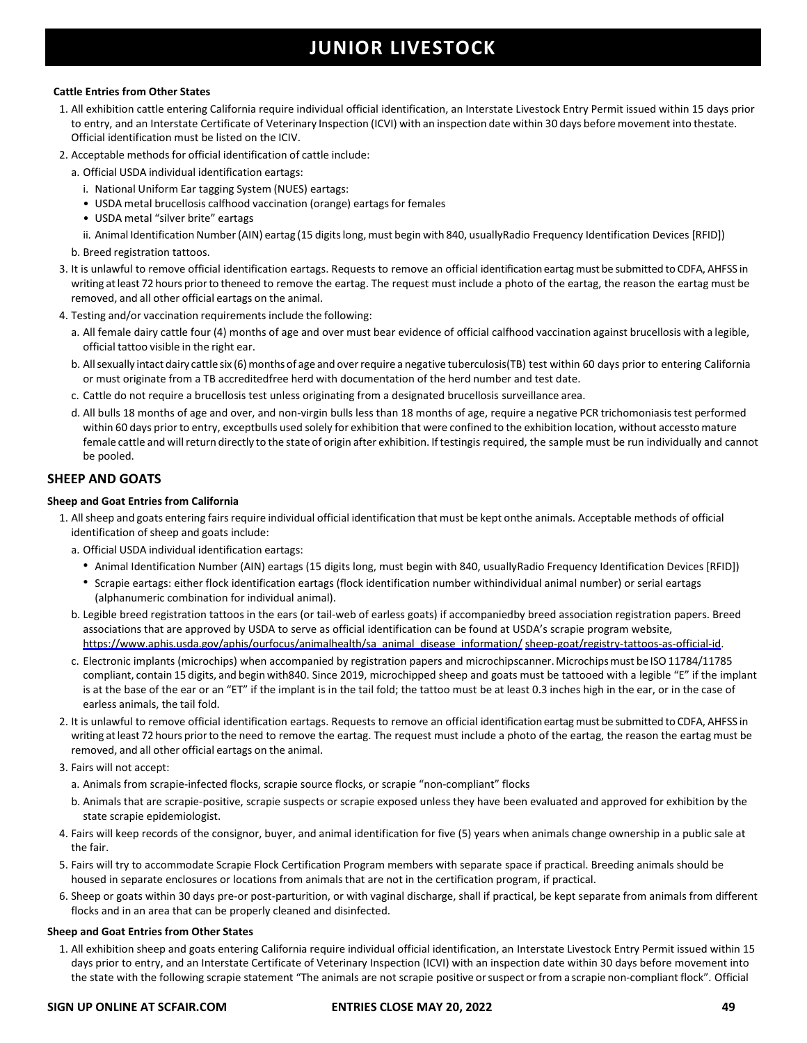# JUNIOR LIVESTOCK

**Cattle Entries from Other States**

1. All exhibition cattle entering California require individual official identification, an Interstate Livestock Entry Permit issued within 15 days prior to entry, and an Interstate Certificate of Veterinary Inspection (ICVI) with an inspection date within 30 days before movement into thestate. Official identification must be listed on the ICIV.
2. Acceptable methods for official identification of cattle include:
   a. Official USDA individual identification eartags:
      i. National Uniform Ear tagging System (NUES) eartags:
      - USDA metal brucellosis calfhood vaccination (orange) eartags for females
      - USDA metal "silver brite" eartags

      ii. Animal Identification Number (AIN) eartag (15 digits long, must begin with 840, usuallyRadio Frequency Identification Devices [RFID])

   b. Breed registration tattoos.
3. It is unlawful to remove official identification eartags. Requests to remove an official identification eartag must be submitted to CDFA, AHFSS in writing at least 72 hours prior to theneed to remove the eartag. The request must include a photo of the eartag, the reason the eartag must be removed, and all other official eartags on the animal.
4. Testing and/or vaccination requirements include the following:
   a. All female dairy cattle four (4) months of age and over must bear evidence of official calfhood vaccination against brucellosis with a legible, official tattoo visible in the right ear.
   b. All sexually intact dairy cattle six (6) months of age and over require a negative tuberculosis(TB) test within 60 days prior to entering California or must originate from a TB accreditedfree herd with documentation of the herd number and test date.
   c. Cattle do not require a brucellosis test unless originating from a designated brucellosis surveillance area.
   d. All bulls 18 months of age and over, and non-virgin bulls less than 18 months of age, require a negative PCR trichomoniasis test performed within 60 days prior to entry, exceptbulls used solely for exhibition that were confined to the exhibition location, without accessto mature female cattle and will return directly to the state of origin after exhibition. If testingis required, the sample must be run individually and cannot be pooled.

## SHEEP AND GOATS

**Sheep and Goat Entries from California**

1. All sheep and goats entering fairs require individual official identification that must be kept onthe animals. Acceptable methods of official identification of sheep and goats include:
   a. Official USDA individual identification eartags:
      - Animal Identification Number (AIN) eartags (15 digits long, must begin with 840, usuallyRadio Frequency Identification Devices [RFID])
      - Scrapie eartags: either flock identification eartags (flock identification number withindividual animal number) or serial eartags (alphanumeric combination for individual animal).

   b. Legible breed registration tattoos in the ears (or tail-web of earless goats) if accompaniedby breed association registration papers. Breed associations that are approved by USDA to serve as official identification can be found at USDA's scrapie program website, https://www.aphis.usda.gov/aphis/ourfocus/animalhealth/sa_animal_disease_information/ sheep-goat/registry-tattoos-as-official-id.
   c. Electronic implants (microchips) when accompanied by registration papers and microchipscanner. Microchips must be ISO 11784/11785 compliant, contain 15 digits, and begin with840. Since 2019, microchipped sheep and goats must be tattooed with a legible "E" if the implant is at the base of the ear or an "ET" if the implant is in the tail fold; the tattoo must be at least 0.3 inches high in the ear, or in the case of earless animals, the tail fold.
2. It is unlawful to remove official identification eartags. Requests to remove an official identification eartag must be submitted to CDFA, AHFSS in writing at least 72 hours prior to the need to remove the eartag. The request must include a photo of the eartag, the reason the eartag must be removed, and all other official eartags on the animal.
3. Fairs will not accept:
   a. Animals from scrapie-infected flocks, scrapie source flocks, or scrapie "non-compliant" flocks
   b. Animals that are scrapie-positive, scrapie suspects or scrapie exposed unless they have been evaluated and approved for exhibition by the state scrapie epidemiologist.
4. Fairs will keep records of the consignor, buyer, and animal identification for five (5) years when animals change ownership in a public sale at the fair.
5. Fairs will try to accommodate Scrapie Flock Certification Program members with separate space if practical. Breeding animals should be housed in separate enclosures or locations from animals that are not in the certification program, if practical.
6. Sheep or goats within 30 days pre-or post-parturition, or with vaginal discharge, shall if practical, be kept separate from animals from different flocks and in an area that can be properly cleaned and disinfected.

**Sheep and Goat Entries from Other States**

1. All exhibition sheep and goats entering California require individual official identification, an Interstate Livestock Entry Permit issued within 15 days prior to entry, and an Interstate Certificate of Veterinary Inspection (ICVI) with an inspection date within 30 days before movement into the state with the following scrapie statement "The animals are not scrapie positive or suspect or from a scrapie non-compliant flock". Official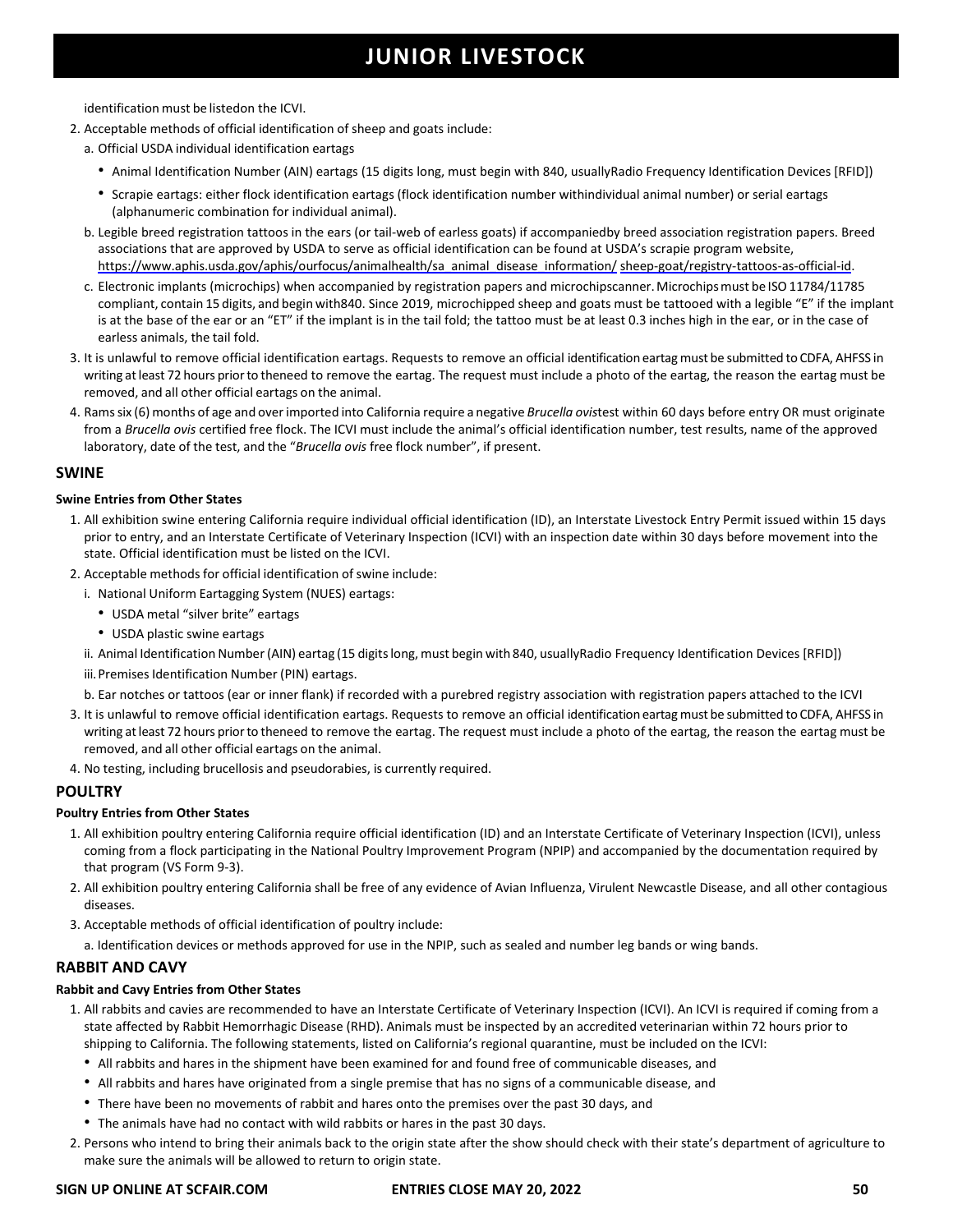identification must be listedon the ICVI.

2. Acceptable methods of official identification of sheep and goats include:
   a. Official USDA individual identification eartags
      - Animal Identification Number (AIN) eartags (15 digits long, must begin with 840, usuallyRadio Frequency Identification Devices [RFID])
      - Scrapie eartags: either flock identification eartags (flock identification number withindividual animal number) or serial eartags (alphanumeric combination for individual animal).

   b. Legible breed registration tattoos in the ears (or tail-web of earless goats) if accompaniedby breed association registration papers. Breed associations that are approved by USDA to serve as official identification can be found at USDA's scrapie program website, https://www.aphis.usda.gov/aphis/ourfocus/animalhealth/sa_animal_disease_information/ sheep-goat/registry-tattoos-as-official-id.

   c. Electronic implants (microchips) when accompanied by registration papers and microchipscanner. Microchips must be ISO 11784/11785 compliant, contain 15 digits, and begin with840. Since 2019, microchipped sheep and goats must be tattooed with a legible "E" if the implant is at the base of the ear or an "ET" if the implant is in the tail fold; the tattoo must be at least 0.3 inches high in the ear, or in the case of earless animals, the tail fold.

3. It is unlawful to remove official identification eartags. Requests to remove an official identification eartag must be submitted to CDFA, AHFSS in writing at least 72 hours prior to theneed to remove the eartag. The request must include a photo of the eartag, the reason the eartag must be removed, and all other official eartags on the animal.

4. Rams six (6) months of age and over imported into California require a negative *Brucella ovis*test within 60 days before entry OR must originate from a *Brucella ovis* certified free flock. The ICVI must include the animal's official identification number, test results, name of the approved laboratory, date of the test, and the "*Brucella ovis* free flock number", if present.

## SWINE

#### Swine Entries from Other States

1. All exhibition swine entering California require individual official identification (ID), an Interstate Livestock Entry Permit issued within 15 days prior to entry, and an Interstate Certificate of Veterinary Inspection (ICVI) with an inspection date within 30 days before movement into the state. Official identification must be listed on the ICVI.

2. Acceptable methods for official identification of swine include:
   i. National Uniform Eartagging System (NUES) eartags:
      - USDA metal "silver brite" eartags
      - USDA plastic swine eartags

   ii. Animal Identification Number (AIN) eartag (15 digits long, must begin with 840, usuallyRadio Frequency Identification Devices [RFID])

   iii. Premises Identification Number (PIN) eartags.

   b. Ear notches or tattoos (ear or inner flank) if recorded with a purebred registry association with registration papers attached to the ICVI

3. It is unlawful to remove official identification eartags. Requests to remove an official identification eartag must be submitted to CDFA, AHFSS in writing at least 72 hours prior to theneed to remove the eartag. The request must include a photo of the eartag, the reason the eartag must be removed, and all other official eartags on the animal.

4. No testing, including brucellosis and pseudorabies, is currently required.

## POULTRY

#### Poultry Entries from Other States

1. All exhibition poultry entering California require official identification (ID) and an Interstate Certificate of Veterinary Inspection (ICVI), unless coming from a flock participating in the National Poultry Improvement Program (NPIP) and accompanied by the documentation required by that program (VS Form 9-3).

2. All exhibition poultry entering California shall be free of any evidence of Avian Influenza, Virulent Newcastle Disease, and all other contagious diseases.

3. Acceptable methods of official identification of poultry include:
   a. Identification devices or methods approved for use in the NPIP, such as sealed and number leg bands or wing bands.

## RABBIT AND CAVY

#### Rabbit and Cavy Entries from Other States

1. All rabbits and cavies are recommended to have an Interstate Certificate of Veterinary Inspection (ICVI). An ICVI is required if coming from a state affected by Rabbit Hemorrhagic Disease (RHD). Animals must be inspected by an accredited veterinarian within 72 hours prior to shipping to California. The following statements, listed on California's regional quarantine, must be included on the ICVI:
   - All rabbits and hares in the shipment have been examined for and found free of communicable diseases, and
   - All rabbits and hares have originated from a single premise that has no signs of a communicable disease, and
   - There have been no movements of rabbit and hares onto the premises over the past 30 days, and
   - The animals have had no contact with wild rabbits or hares in the past 30 days.

2. Persons who intend to bring their animals back to the origin state after the show should check with their state's department of agriculture to make sure the animals will be allowed to return to origin state.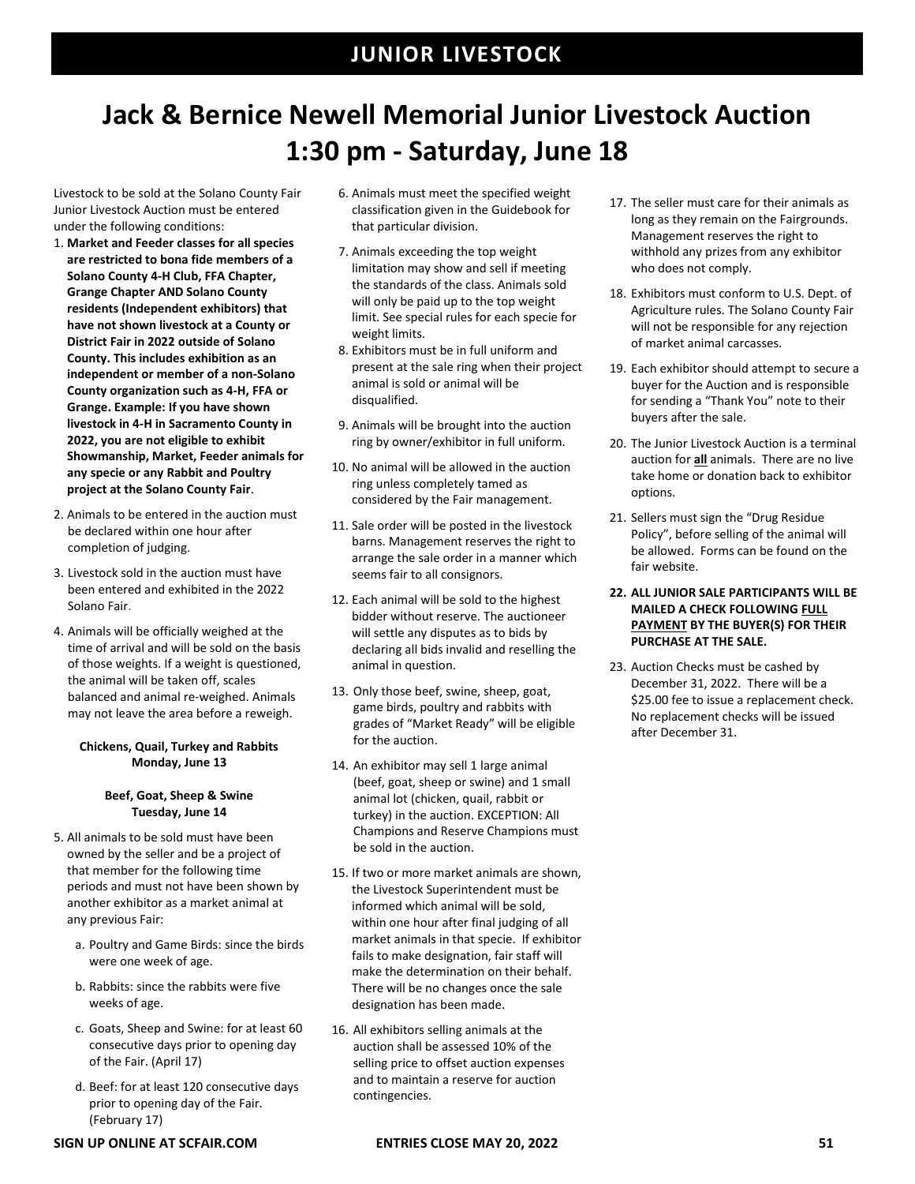# JUNIOR LIVESTOCK

## Jack & Bernice Newell Memorial Junior Livestock Auction 1:30 pm - Saturday, June 18

Livestock to be sold at the Solano County Fair Junior Livestock Auction must be entered under the following conditions:

1. **Market and Feeder classes for all species are restricted to bona fide members of a Solano County 4-H Club, FFA Chapter, Grange Chapter AND Solano County residents (Independent exhibitors) that have not shown livestock at a County or District Fair in 2022 outside of Solano County. This includes exhibition as an independent or member of a non-Solano County organization such as 4-H, FFA or Grange. Example: If you have shown livestock in 4-H in Sacramento County in 2022, you are not eligible to exhibit Showmanship, Market, Feeder animals for any specie or any Rabbit and Poultry project at the Solano County Fair**.
2. Animals to be entered in the auction must be declared within one hour after completion of judging.
3. Livestock sold in the auction must have been entered and exhibited in the 2022 Solano Fair.
4. Animals will be officially weighed at the time of arrival and will be sold on the basis of those weights. If a weight is questioned, the animal will be taken off, scales balanced and animal re-weighed. Animals may not leave the area before a reweigh.

**Chickens, Quail, Turkey and Rabbits**
**Monday, June 13**

**Beef, Goat, Sheep & Swine**
**Tuesday, June 14**

5. All animals to be sold must have been owned by the seller and be a project of that member for the following time periods and must not have been shown by another exhibitor as a market animal at any previous Fair:
   a. Poultry and Game Birds: since the birds were one week of age.
   b. Rabbits: since the rabbits were five weeks of age.
   c. Goats, Sheep and Swine: for at least 60 consecutive days prior to opening day of the Fair. (April 17)
   d. Beef: for at least 120 consecutive days prior to opening day of the Fair. (February 17)
6. Animals must meet the specified weight classification given in the Guidebook for that particular division.
7. Animals exceeding the top weight limitation may show and sell if meeting the standards of the class. Animals sold will only be paid up to the top weight limit. See special rules for each specie for weight limits.
8. Exhibitors must be in full uniform and present at the sale ring when their project animal is sold or animal will be disqualified.
9. Animals will be brought into the auction ring by owner/exhibitor in full uniform.
10. No animal will be allowed in the auction ring unless completely tamed as considered by the Fair management.
11. Sale order will be posted in the livestock barns. Management reserves the right to arrange the sale order in a manner which seems fair to all consignors.
12. Each animal will be sold to the highest bidder without reserve. The auctioneer will settle any disputes as to bids by declaring all bids invalid and reselling the animal in question.
13. Only those beef, swine, sheep, goat, game birds, poultry and rabbits with grades of "Market Ready" will be eligible for the auction.
14. An exhibitor may sell 1 large animal (beef, goat, sheep or swine) and 1 small animal lot (chicken, quail, rabbit or turkey) in the auction. EXCEPTION: All Champions and Reserve Champions must be sold in the auction.
15. If two or more market animals are shown, the Livestock Superintendent must be informed which animal will be sold, within one hour after final judging of all market animals in that specie. If exhibitor fails to make designation, fair staff will make the determination on their behalf. There will be no changes once the sale designation has been made.
16. All exhibitors selling animals at the auction shall be assessed 10% of the selling price to offset auction expenses and to maintain a reserve for auction contingencies.
17. The seller must care for their animals as long as they remain on the Fairgrounds. Management reserves the right to withhold any prizes from any exhibitor who does not comply.
18. Exhibitors must conform to U.S. Dept. of Agriculture rules. The Solano County Fair will not be responsible for any rejection of market animal carcasses.
19. Each exhibitor should attempt to secure a buyer for the Auction and is responsible for sending a "Thank You" note to their buyers after the sale.
20. The Junior Livestock Auction is a terminal auction for **all** animals. There are no live take home or donation back to exhibitor options.
21. Sellers must sign the "Drug Residue Policy", before selling of the animal will be allowed. Forms can be found on the fair website.
22. **ALL JUNIOR SALE PARTICIPANTS WILL BE MAILED A CHECK FOLLOWING FULL PAYMENT BY THE BUYER(S) FOR THEIR PURCHASE AT THE SALE.**
23. Auction Checks must be cashed by December 31, 2022. There will be a $25.00 fee to issue a replacement check. No replacement checks will be issued after December 31.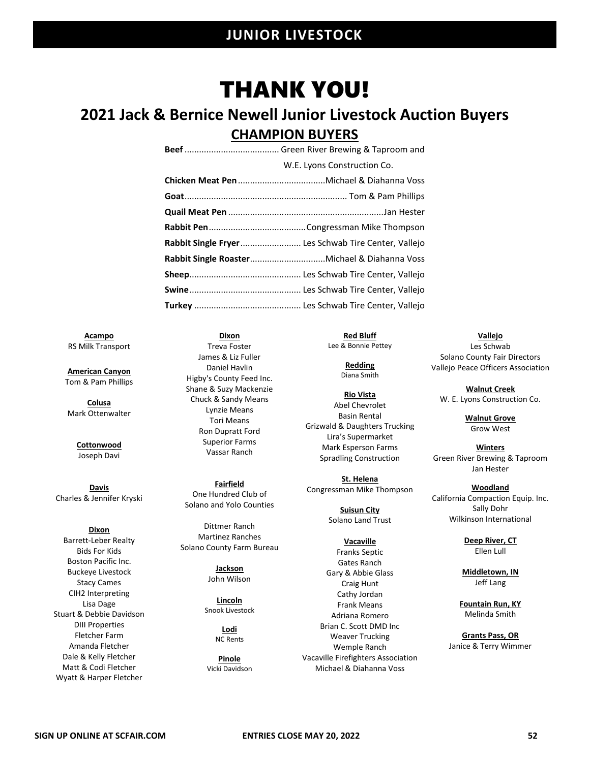# JUNIOR LIVESTOCK

# THANK YOU!

## 2021 Jack & Bernice Newell Junior Livestock Auction Buyers

### CHAMPION BUYERS

**Beef** ....................................... Green River Brewing & Taproom and W.E. Lyons Construction Co.

**Chicken Meat Pen** .................................... Michael & Diahanna Voss

**Goat** .................................................................. Tom & Pam Phillips

**Quail Meat Pen** ................................................................ Jan Hester

**Rabbit Pen** ........................................ Congressman Mike Thompson

**Rabbit Single Fryer** ......................... Les Schwab Tire Center, Vallejo

**Rabbit Single Roaster** ............................... Michael & Diahanna Voss

**Sheep** .............................................. Les Schwab Tire Center, Vallejo

**Swine** .............................................. Les Schwab Tire Center, Vallejo

**Turkey** ............................................ Les Schwab Tire Center, Vallejo

**Acampo**
RS Milk Transport

**American Canyon**
Tom & Pam Phillips

**Colusa**
Mark Ottenwalter

**Cottonwood**
Joseph Davi

**Davis**
Charles & Jennifer Kryski

**Dixon**
Barrett-Leber Realty
Bids For Kids
Boston Pacific Inc.
Buckeye Livestock
Stacy Cames
CIH2 Interpreting
Lisa Dage
Stuart & Debbie Davidson
DIII Properties
Fletcher Farm
Amanda Fletcher
Dale & Kelly Fletcher
Matt & Codi Fletcher
Wyatt & Harper Fletcher

**Dixon**
Treva Foster
James & Liz Fuller
Daniel Havlin
Higby's County Feed Inc.
Shane & Suzy Mackenzie
Chuck & Sandy Means
Lynzie Means
Tori Means
Ron Dupratt Ford
Superior Farms
Vassar Ranch

**Fairfield**
One Hundred Club of Solano and Yolo Counties

Dittmer Ranch
Martinez Ranches
Solano County Farm Bureau

**Jackson**
John Wilson

**Lincoln**
Snook Livestock

**Lodi**
NC Rents

**Pinole**
Vicki Davidson

**Red Bluff**
Lee & Bonnie Pettey

**Redding**
Diana Smith

**Rio Vista**
Abel Chevrolet
Basin Rental
Grizwald & Daughters Trucking
Lira's Supermarket
Mark Esperson Farms
Spradling Construction

**St. Helena**
Congressman Mike Thompson

**Suisun City**
Solano Land Trust

**Vacaville**
Franks Septic
Gates Ranch
Gary & Abbie Glass
Craig Hunt
Cathy Jordan
Frank Means
Adriana Romero
Brian C. Scott DMD Inc
Weaver Trucking
Wemple Ranch
Vacaville Firefighters Association
Michael & Diahanna Voss

**Vallejo**
Les Schwab
Solano County Fair Directors
Vallejo Peace Officers Association

**Walnut Creek**
W. E. Lyons Construction Co.

**Walnut Grove**
Grow West

**Winters**
Green River Brewing & Taproom
Jan Hester

**Woodland**
California Compaction Equip. Inc.
Sally Dohr
Wilkinson International

**Deep River, CT**
Ellen Lull

**Middletown, IN**
Jeff Lang

**Fountain Run, KY**
Melinda Smith

**Grants Pass, OR**
Janice & Terry Wimmer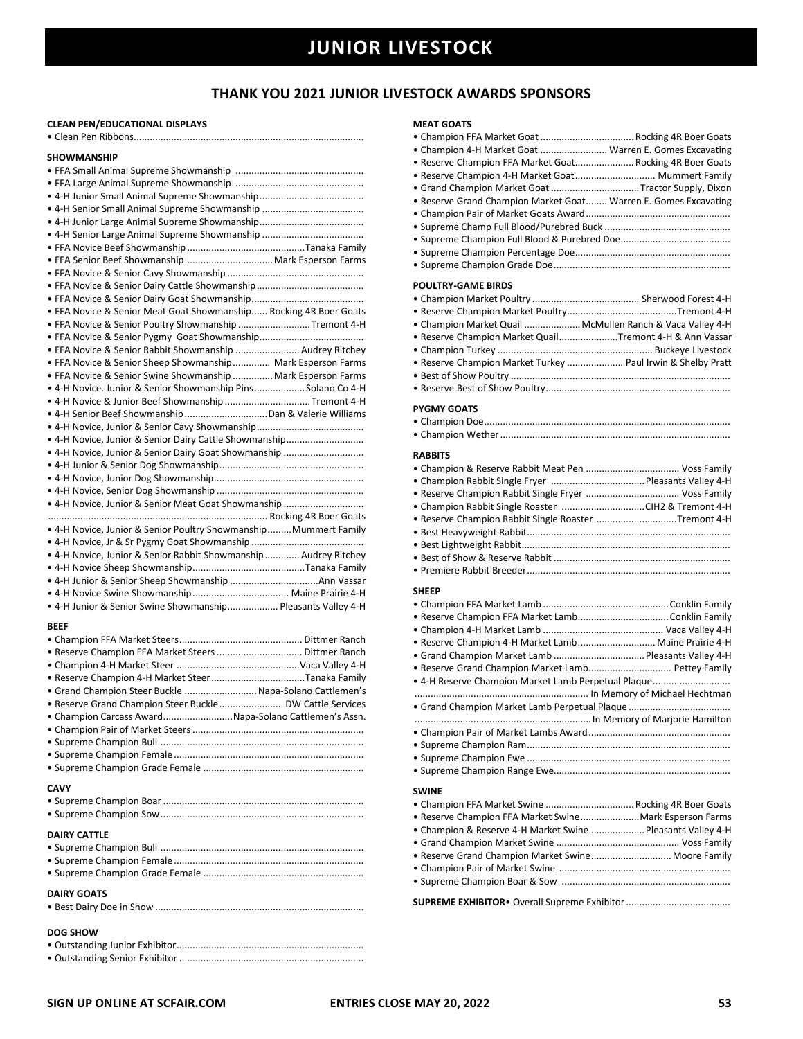# JUNIOR LIVESTOCK

## THANK YOU 2021 JUNIOR LIVESTOCK AWARDS SPONSORS

**CLEAN PEN/EDUCATIONAL DISPLAYS**

- Clean Pen Ribbons

**SHOWMANSHIP**

- FFA Small Animal Supreme Showmanship
- FFA Large Animal Supreme Showmanship
- 4-H Junior Small Animal Supreme Showmanship
- 4-H Senior Small Animal Supreme Showmanship
- 4-H Junior Large Animal Supreme Showmanship
- 4-H Senior Large Animal Supreme Showmanship
- FFA Novice Beef Showmanship ........ Tanaka Family
- FFA Senior Beef Showmanship ........ Mark Esperson Farms
- FFA Novice & Senior Cavy Showmanship
- FFA Novice & Senior Dairy Cattle Showmanship
- FFA Novice & Senior Dairy Goat Showmanship
- FFA Novice & Senior Meat Goat Showmanship ........ Rocking 4R Boer Goats
- FFA Novice & Senior Poultry Showmanship ........ Tremont 4-H
- FFA Novice & Senior Pygmy Goat Showmanship
- FFA Novice & Senior Rabbit Showmanship ........ Audrey Ritchey
- FFA Novice & Senior Sheep Showmanship ........ Mark Esperson Farms
- FFA Novice & Senior Swine Showmanship ........ Mark Esperson Farms
- 4-H Novice. Junior & Senior Showmanship Pins ........ Solano Co 4-H
- 4-H Novice & Junior Beef Showmanship ........ Tremont 4-H
- 4-H Senior Beef Showmanship ........ Dan & Valerie Williams
- 4-H Novice, Junior & Senior Cavy Showmanship
- 4-H Novice, Junior & Senior Dairy Cattle Showmanship
- 4-H Novice, Junior & Senior Dairy Goat Showmanship
- 4-H Junior & Senior Dog Showmanship
- 4-H Novice, Junior Dog Showmanship
- 4-H Novice, Senior Dog Showmanship
- 4-H Novice, Junior & Senior Meat Goat Showmanship ........ Rocking 4R Boer Goats
- 4-H Novice, Junior & Senior Poultry Showmanship ........ Mummert Family
- 4-H Novice, Jr & Sr Pygmy Goat Showmanship
- 4-H Novice, Junior & Senior Rabbit Showmanship ........ Audrey Ritchey
- 4-H Novice Sheep Showmanship ........ Tanaka Family
- 4-H Junior & Senior Sheep Showmanship ........ Ann Vassar
- 4-H Novice Swine Showmanship ........ Maine Prairie 4-H
- 4-H Junior & Senior Swine Showmanship ........ Pleasants Valley 4-H

**BEEF**

- Champion FFA Market Steers ........ Dittmer Ranch
- Reserve Champion FFA Market Steers ........ Dittmer Ranch
- Champion 4-H Market Steer ........ Vaca Valley 4-H
- Reserve Champion 4-H Market Steer ........ Tanaka Family
- Grand Champion Steer Buckle ........ Napa-Solano Cattlemen's
- Reserve Grand Champion Steer Buckle ........ DW Cattle Services
- Champion Carcass Award ........ Napa-Solano Cattlemen's Assn.
- Champion Pair of Market Steers
- Supreme Champion Bull
- Supreme Champion Female
- Supreme Champion Grade Female

**CAVY**

- Supreme Champion Boar
- Supreme Champion Sow

**DAIRY CATTLE**

- Supreme Champion Bull
- Supreme Champion Female
- Supreme Champion Grade Female

**DAIRY GOATS**

- Best Dairy Doe in Show

**DOG SHOW**

- Outstanding Junior Exhibitor
- Outstanding Senior Exhibitor

**MEAT GOATS**

- Champion FFA Market Goat ........ Rocking 4R Boer Goats
- Champion 4-H Market Goat ........ Warren E. Gomes Excavating
- Reserve Champion FFA Market Goat ........ Rocking 4R Boer Goats
- Reserve Champion 4-H Market Goat ........ Mummert Family
- Grand Champion Market Goat ........ Tractor Supply, Dixon
- Reserve Grand Champion Market Goat ........ Warren E. Gomes Excavating
- Champion Pair of Market Goats Award
- Supreme Champ Full Blood/Purebred Buck
- Supreme Champion Full Blood & Purebred Doe
- Supreme Champion Percentage Doe
- Supreme Champion Grade Doe

**POULTRY-GAME BIRDS**

- Champion Market Poultry ........ Sherwood Forest 4-H
- Reserve Champion Market Poultry ........ Tremont 4-H
- Champion Market Quail ........ McMullen Ranch & Vaca Valley 4-H
- Reserve Champion Market Quail ........ Tremont 4-H & Ann Vassar
- Champion Turkey ........ Buckeye Livestock
- Reserve Champion Market Turkey ........ Paul Irwin & Shelby Pratt
- Best of Show Poultry
- Reserve Best of Show Poultry

**PYGMY GOATS**

- Champion Doe
- Champion Wether

**RABBITS**

- Champion & Reserve Rabbit Meat Pen ........ Voss Family
- Champion Rabbit Single Fryer ........ Pleasants Valley 4-H
- Reserve Champion Rabbit Single Fryer ........ Voss Family
- Champion Rabbit Single Roaster ........ CIH2 & Tremont 4-H
- Reserve Champion Rabbit Single Roaster ........ Tremont 4-H
- Best Heavyweight Rabbit
- Best Lightweight Rabbit
- Best of Show & Reserve Rabbit
- Premiere Rabbit Breeder

**SHEEP**

- Champion FFA Market Lamb ........ Conklin Family
- Reserve Champion FFA Market Lamb ........ Conklin Family
- Champion 4-H Market Lamb ........ Vaca Valley 4-H
- Reserve Champion 4-H Market Lamb ........ Maine Prairie 4-H
- Grand Champion Market Lamb ........ Pleasants Valley 4-H
- Reserve Grand Champion Market Lamb ........ Pettey Family
- 4-H Reserve Champion Market Lamb Perpetual Plaque ........ In Memory of Michael Hechtman
- Grand Champion Market Lamb Perpetual Plaque ........ In Memory of Marjorie Hamilton
- Champion Pair of Market Lambs Award
- Supreme Champion Ram
- Supreme Champion Ewe
- Supreme Champion Range Ewe

**SWINE**

- Champion FFA Market Swine ........ Rocking 4R Boer Goats
- Reserve Champion FFA Market Swine ........ Mark Esperson Farms
- Champion & Reserve 4-H Market Swine ........ Pleasants Valley 4-H
- Grand Champion Market Swine ........ Voss Family
- Reserve Grand Champion Market Swine ........ Moore Family
- Champion Pair of Market Swine
- Supreme Champion Boar & Sow

**SUPREME EXHIBITOR** • Overall Supreme Exhibitor

SIGN UP ONLINE AT SCFAIR.COM — ENTRIES CLOSE MAY 20, 2022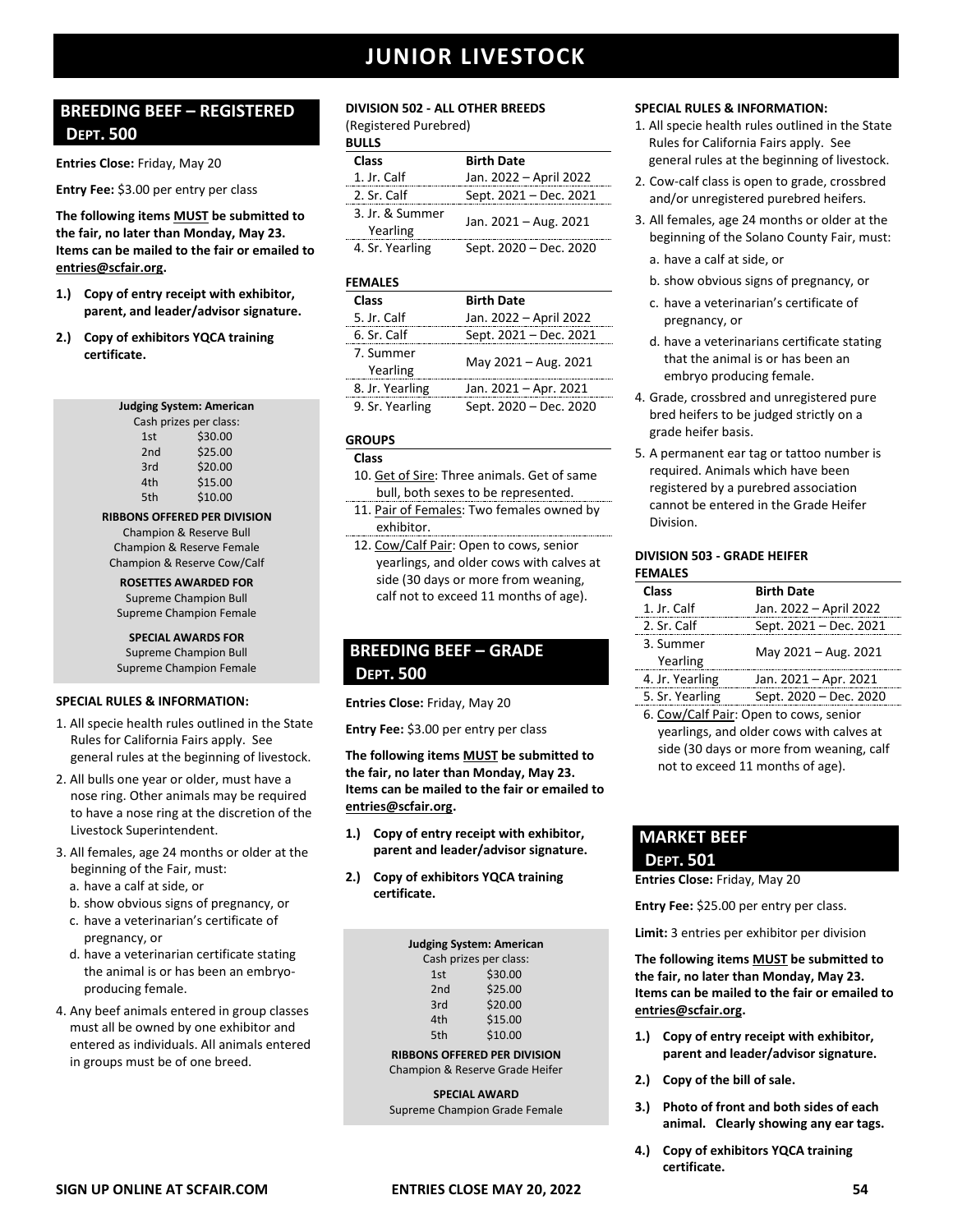# JUNIOR LIVESTOCK

## BREEDING BEEF – REGISTERED DEPT. 500

**Entries Close:** Friday, May 20

**Entry Fee:** $3.00 per entry per class

**The following items MUST be submitted to the fair, no later than Monday, May 23. Items can be mailed to the fair or emailed to entries@scfair.org.**

1.) **Copy of entry receipt with exhibitor, parent, and leader/advisor signature.**
2.) **Copy of exhibitors YQCA training certificate.**

**Judging System: American**

Cash prizes per class:

| | |
|---|---|
| 1st | $30.00 |
| 2nd | $25.00 |
| 3rd | $20.00 |
| 4th | $15.00 |
| 5th | $10.00 |

**RIBBONS OFFERED PER DIVISION**
Champion & Reserve Bull
Champion & Reserve Female
Champion & Reserve Cow/Calf

**ROSETTES AWARDED FOR**
Supreme Champion Bull
Supreme Champion Female

**SPECIAL AWARDS FOR**
Supreme Champion Bull
Supreme Champion Female

**SPECIAL RULES & INFORMATION:**

1. All specie health rules outlined in the State Rules for California Fairs apply. See general rules at the beginning of livestock.
2. All bulls one year or older, must have a nose ring. Other animals may be required to have a nose ring at the discretion of the Livestock Superintendent.
3. All females, age 24 months or older at the beginning of the Fair, must:
   a. have a calf at side, or
   b. show obvious signs of pregnancy, or
   c. have a veterinarian's certificate of pregnancy, or
   d. have a veterinarian certificate stating the animal is or has been an embryo-producing female.
4. Any beef animals entered in group classes must all be owned by one exhibitor and entered as individuals. All animals entered in groups must be of one breed.

**DIVISION 502 - ALL OTHER BREEDS**
(Registered Purebred)

**BULLS**

| Class | Birth Date |
|---|---|
| 1. Jr. Calf | Jan. 2022 – April 2022 |
| 2. Sr. Calf | Sept. 2021 – Dec. 2021 |
| 3. Jr. & Summer Yearling | Jan. 2021 – Aug. 2021 |
| 4. Sr. Yearling | Sept. 2020 – Dec. 2020 |

**FEMALES**

| Class | Birth Date |
|---|---|
| 5. Jr. Calf | Jan. 2022 – April 2022 |
| 6. Sr. Calf | Sept. 2021 – Dec. 2021 |
| 7. Summer Yearling | May 2021 – Aug. 2021 |
| 8. Jr. Yearling | Jan. 2021 – Apr. 2021 |
| 9. Sr. Yearling | Sept. 2020 – Dec. 2020 |

**GROUPS**

**Class**

10. Get of Sire: Three animals. Get of same bull, both sexes to be represented.
11. Pair of Females: Two females owned by exhibitor.
12. Cow/Calf Pair: Open to cows, senior yearlings, and older cows with calves at side (30 days or more from weaning, calf not to exceed 11 months of age).

## BREEDING BEEF – GRADE DEPT. 500

**Entries Close:** Friday, May 20

**Entry Fee:** $3.00 per entry per class

**The following items MUST be submitted to the fair, no later than Monday, May 23. Items can be mailed to the fair or emailed to entries@scfair.org.**

1.) **Copy of entry receipt with exhibitor, parent and leader/advisor signature.**
2.) **Copy of exhibitors YQCA training certificate.**

**Judging System: American**

Cash prizes per class:

| | |
|---|---|
| 1st | $30.00 |
| 2nd | $25.00 |
| 3rd | $20.00 |
| 4th | $15.00 |
| 5th | $10.00 |

**RIBBONS OFFERED PER DIVISION**
Champion & Reserve Grade Heifer

**SPECIAL AWARD**
Supreme Champion Grade Female

**SPECIAL RULES & INFORMATION:**

1. All specie health rules outlined in the State Rules for California Fairs apply. See general rules at the beginning of livestock.
2. Cow-calf class is open to grade, crossbred and/or unregistered purebred heifers.
3. All females, age 24 months or older at the beginning of the Solano County Fair, must:
   a. have a calf at side, or
   b. show obvious signs of pregnancy, or
   c. have a veterinarian's certificate of pregnancy, or
   d. have a veterinarians certificate stating that the animal is or has been an embryo producing female.
4. Grade, crossbred and unregistered pure bred heifers to be judged strictly on a grade heifer basis.
5. A permanent ear tag or tattoo number is required. Animals which have been registered by a purebred association cannot be entered in the Grade Heifer Division.

**DIVISION 503 - GRADE HEIFER**

**FEMALES**

| Class | Birth Date |
|---|---|
| 1. Jr. Calf | Jan. 2022 – April 2022 |
| 2. Sr. Calf | Sept. 2021 – Dec. 2021 |
| 3. Summer Yearling | May 2021 – Aug. 2021 |
| 4. Jr. Yearling | Jan. 2021 – Apr. 2021 |
| 5. Sr. Yearling | Sept. 2020 – Dec. 2020 |

6. Cow/Calf Pair: Open to cows, senior yearlings, and older cows with calves at side (30 days or more from weaning, calf not to exceed 11 months of age).

## MARKET BEEF DEPT. 501

**Entries Close:** Friday, May 20

**Entry Fee:** $25.00 per entry per class.

**Limit:** 3 entries per exhibitor per division

**The following items MUST be submitted to the fair, no later than Monday, May 23. Items can be mailed to the fair or emailed to entries@scfair.org.**

1.) **Copy of entry receipt with exhibitor, parent and leader/advisor signature.**
2.) **Copy of the bill of sale.**
3.) **Photo of front and both sides of each animal. Clearly showing any ear tags.**
4.) **Copy of exhibitors YQCA training certificate.**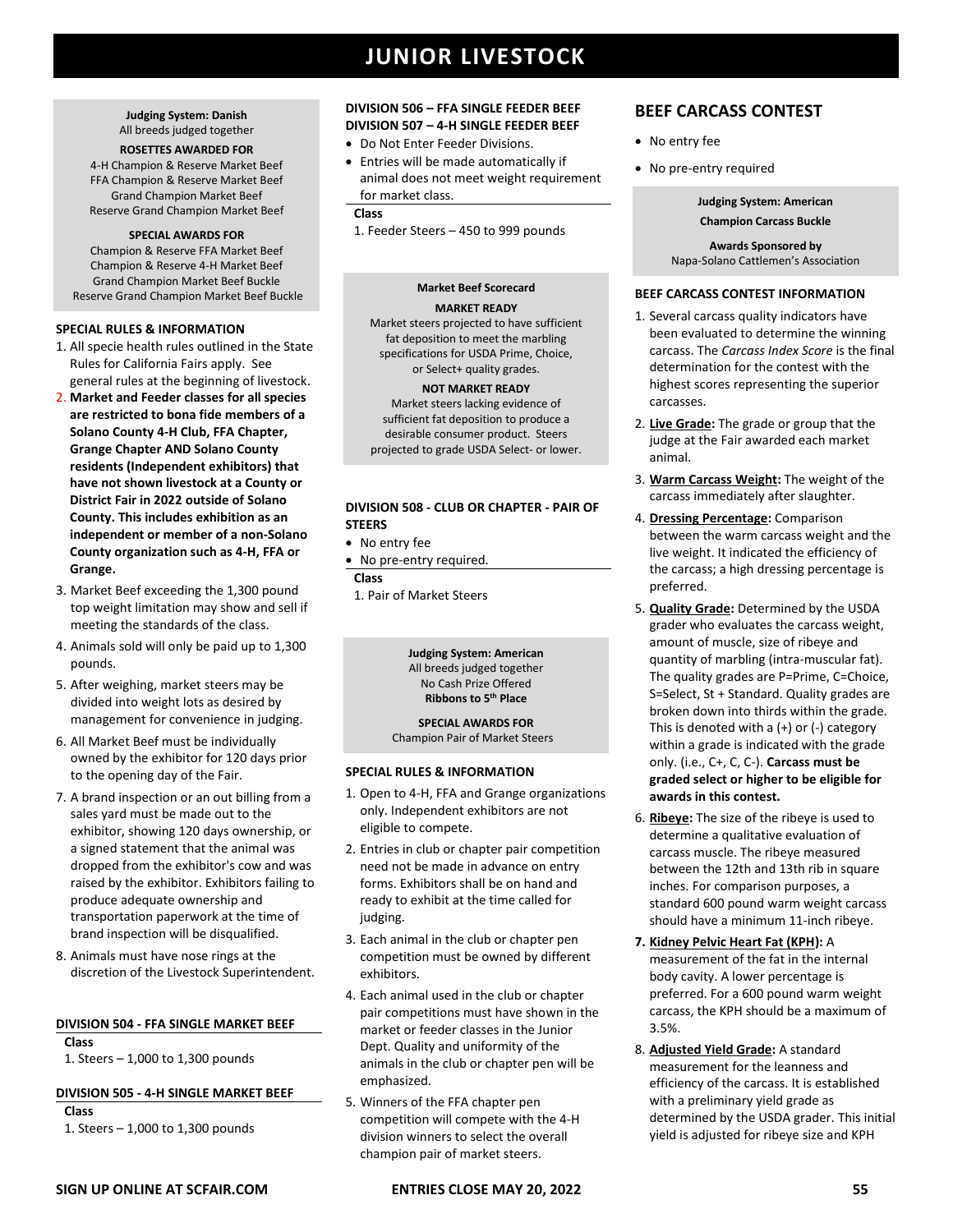# JUNIOR LIVESTOCK

**Judging System: Danish**
All breeds judged together

**ROSETTES AWARDED FOR**
4-H Champion & Reserve Market Beef
FFA Champion & Reserve Market Beef
Grand Champion Market Beef
Reserve Grand Champion Market Beef

**SPECIAL AWARDS FOR**
Champion & Reserve FFA Market Beef
Champion & Reserve 4-H Market Beef
Grand Champion Market Beef Buckle
Reserve Grand Champion Market Beef Buckle

### SPECIAL RULES & INFORMATION

1. All specie health rules outlined in the State Rules for California Fairs apply. See general rules at the beginning of livestock.
2. **Market and Feeder classes for all species are restricted to bona fide members of a Solano County 4-H Club, FFA Chapter, Grange Chapter AND Solano County residents (Independent exhibitors) that have not shown livestock at a County or District Fair in 2022 outside of Solano County. This includes exhibition as an independent or member of a non-Solano County organization such as 4-H, FFA or Grange.**
3. Market Beef exceeding the 1,300 pound top weight limitation may show and sell if meeting the standards of the class.
4. Animals sold will only be paid up to 1,300 pounds.
5. After weighing, market steers may be divided into weight lots as desired by management for convenience in judging.
6. All Market Beef must be individually owned by the exhibitor for 120 days prior to the opening day of the Fair.
7. A brand inspection or an out billing from a sales yard must be made out to the exhibitor, showing 120 days ownership, or a signed statement that the animal was dropped from the exhibitor's cow and was raised by the exhibitor. Exhibitors failing to produce adequate ownership and transportation paperwork at the time of brand inspection will be disqualified.
8. Animals must have nose rings at the discretion of the Livestock Superintendent.

### DIVISION 504 - FFA SINGLE MARKET BEEF

**Class**
1. Steers – 1,000 to 1,300 pounds

### DIVISION 505 - 4-H SINGLE MARKET BEEF

**Class**
1. Steers – 1,000 to 1,300 pounds

### DIVISION 506 – FFA SINGLE FEEDER BEEF
### DIVISION 507 – 4-H SINGLE FEEDER BEEF

- Do Not Enter Feeder Divisions.
- Entries will be made automatically if animal does not meet weight requirement for market class.

**Class**
1. Feeder Steers – 450 to 999 pounds

**Market Beef Scorecard**

**MARKET READY**
Market steers projected to have sufficient fat deposition to meet the marbling specifications for USDA Prime, Choice, or Select+ quality grades.

**NOT MARKET READY**
Market steers lacking evidence of sufficient fat deposition to produce a desirable consumer product. Steers projected to grade USDA Select- or lower.

### DIVISION 508 - CLUB OR CHAPTER - PAIR OF STEERS

- No entry fee
- No pre-entry required.

**Class**
1. Pair of Market Steers

**Judging System: American**
All breeds judged together
No Cash Prize Offered
**Ribbons to 5th Place**

**SPECIAL AWARDS FOR**
Champion Pair of Market Steers

### SPECIAL RULES & INFORMATION

1. Open to 4-H, FFA and Grange organizations only. Independent exhibitors are not eligible to compete.
2. Entries in club or chapter pair competition need not be made in advance on entry forms. Exhibitors shall be on hand and ready to exhibit at the time called for judging.
3. Each animal in the club or chapter pen competition must be owned by different exhibitors.
4. Each animal used in the club or chapter pair competitions must have shown in the market or feeder classes in the Junior Dept. Quality and uniformity of the animals in the club or chapter pen will be emphasized.
5. Winners of the FFA chapter pen competition will compete with the 4-H division winners to select the overall champion pair of market steers.

## BEEF CARCASS CONTEST

- No entry fee
- No pre-entry required

**Judging System: American**
**Champion Carcass Buckle**

**Awards Sponsored by**
Napa-Solano Cattlemen's Association

### BEEF CARCASS CONTEST INFORMATION

1. Several carcass quality indicators have been evaluated to determine the winning carcass. The *Carcass Index Score* is the final determination for the contest with the highest scores representing the superior carcasses.
2. **Live Grade:** The grade or group that the judge at the Fair awarded each market animal.
3. **Warm Carcass Weight:** The weight of the carcass immediately after slaughter.
4. **Dressing Percentage:** Comparison between the warm carcass weight and the live weight. It indicated the efficiency of the carcass; a high dressing percentage is preferred.
5. **Quality Grade:** Determined by the USDA grader who evaluates the carcass weight, amount of muscle, size of ribeye and quantity of marbling (intra-muscular fat). The quality grades are P=Prime, C=Choice, S=Select, St + Standard. Quality grades are broken down into thirds within the grade. This is denoted with a (+) or (-) category within a grade is indicated with the grade only. (i.e., C+, C, C-). **Carcass must be graded select or higher to be eligible for awards in this contest.**
6. **Ribeye:** The size of the ribeye is used to determine a qualitative evaluation of carcass muscle. The ribeye measured between the 12th and 13th rib in square inches. For comparison purposes, a standard 600 pound warm weight carcass should have a minimum 11-inch ribeye.
7. **Kidney Pelvic Heart Fat (KPH):** A measurement of the fat in the internal body cavity. A lower percentage is preferred. For a 600 pound warm weight carcass, the KPH should be a maximum of 3.5%.
8. **Adjusted Yield Grade:** A standard measurement for the leanness and efficiency of the carcass. It is established with a preliminary yield grade as determined by the USDA grader. This initial yield is adjusted for ribeye size and KPH

SIGN UP ONLINE AT SCFAIR.COM ENTRIES CLOSE MAY 20, 2022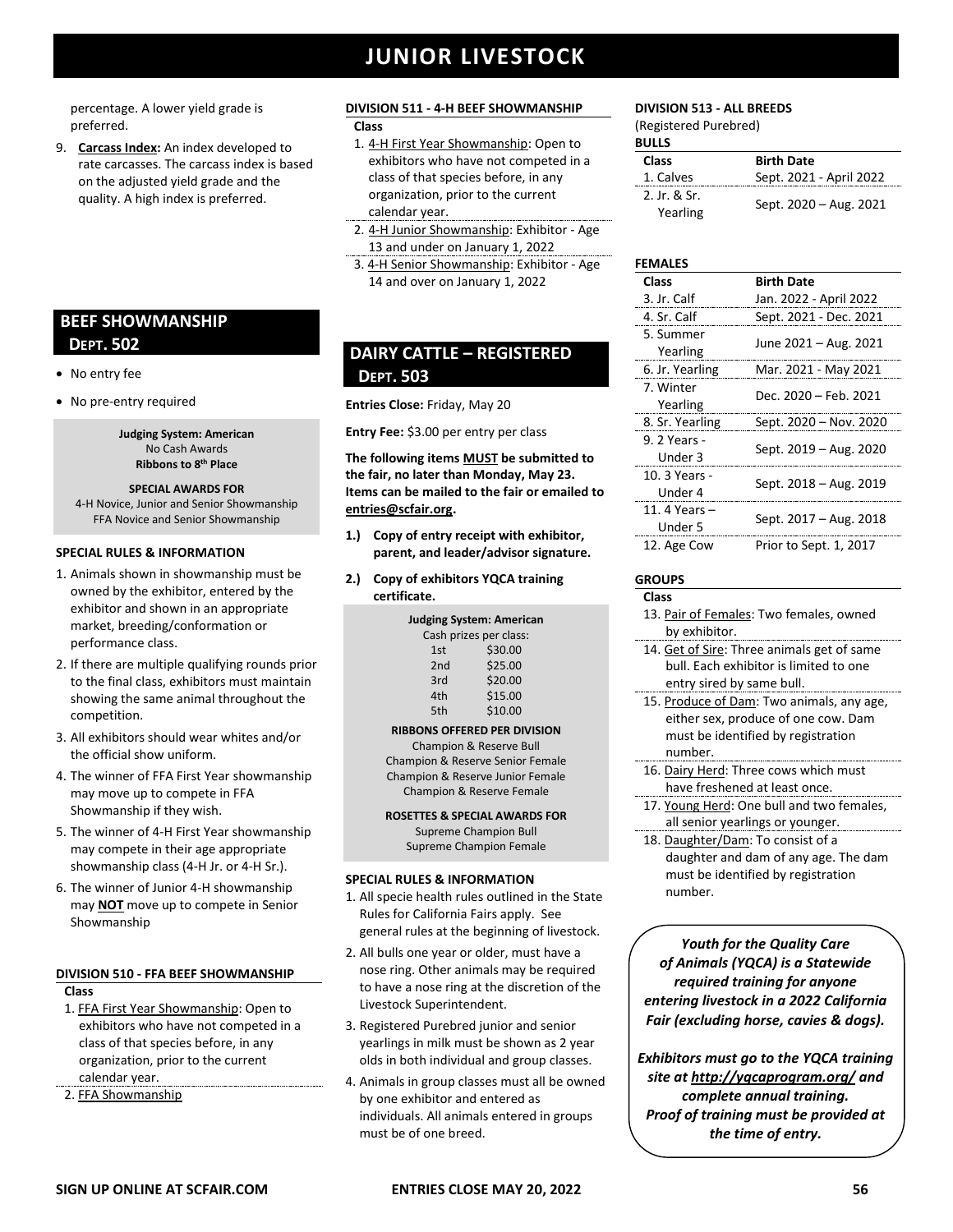percentage. A lower yield grade is preferred.

9. **Carcass Index:** An index developed to rate carcasses. The carcass index is based on the adjusted yield grade and the quality. A high index is preferred.

## BEEF SHOWMANSHIP
## DEPT. 502

- No entry fee
- No pre-entry required

**Judging System: American**
No Cash Awards
**Ribbons to 8th Place**

**SPECIAL AWARDS FOR**
4-H Novice, Junior and Senior Showmanship
FFA Novice and Senior Showmanship

### SPECIAL RULES & INFORMATION

1. Animals shown in showmanship must be owned by the exhibitor, entered by the exhibitor and shown in an appropriate market, breeding/conformation or performance class.
2. If there are multiple qualifying rounds prior to the final class, exhibitors must maintain showing the same animal throughout the competition.
3. All exhibitors should wear whites and/or the official show uniform.
4. The winner of FFA First Year showmanship may move up to compete in FFA Showmanship if they wish.
5. The winner of 4-H First Year showmanship may compete in their age appropriate showmanship class (4-H Jr. or 4-H Sr.).
6. The winner of Junior 4-H showmanship may **NOT** move up to compete in Senior Showmanship

### DIVISION 510 - FFA BEEF SHOWMANSHIP

**Class**

1. FFA First Year Showmanship: Open to exhibitors who have not competed in a class of that species before, in any organization, prior to the current calendar year.
2. FFA Showmanship

### DIVISION 511 - 4-H BEEF SHOWMANSHIP

**Class**

1. 4-H First Year Showmanship: Open to exhibitors who have not competed in a class of that species before, in any organization, prior to the current calendar year.
2. 4-H Junior Showmanship: Exhibitor - Age 13 and under on January 1, 2022
3. 4-H Senior Showmanship: Exhibitor - Age 14 and over on January 1, 2022

## DAIRY CATTLE – REGISTERED
## DEPT. 503

**Entries Close:** Friday, May 20

**Entry Fee:** $3.00 per entry per class

**The following items MUST be submitted to the fair, no later than Monday, May 23. Items can be mailed to the fair or emailed to entries@scfair.org.**

1.) **Copy of entry receipt with exhibitor, parent, and leader/advisor signature.**
2.) **Copy of exhibitors YQCA training certificate.**

**Judging System: American**
Cash prizes per class:

| | |
|---|---|
| 1st | $30.00 |
| 2nd | $25.00 |
| 3rd | $20.00 |
| 4th | $15.00 |
| 5th | $10.00 |

**RIBBONS OFFERED PER DIVISION**
Champion & Reserve Bull
Champion & Reserve Senior Female
Champion & Reserve Junior Female
Champion & Reserve Female

**ROSETTES & SPECIAL AWARDS FOR**
Supreme Champion Bull
Supreme Champion Female

### SPECIAL RULES & INFORMATION

1. All specie health rules outlined in the State Rules for California Fairs apply. See general rules at the beginning of livestock.
2. All bulls one year or older, must have a nose ring. Other animals may be required to have a nose ring at the discretion of the Livestock Superintendent.
3. Registered Purebred junior and senior yearlings in milk must be shown as 2 year olds in both individual and group classes.
4. Animals in group classes must all be owned by one exhibitor and entered as individuals. All animals entered in groups must be of one breed.

### DIVISION 513 - ALL BREEDS

(Registered Purebred)

**BULLS**

| Class | Birth Date |
|---|---|
| 1. Calves | Sept. 2021 - April 2022 |
| 2. Jr. & Sr. Yearling | Sept. 2020 – Aug. 2021 |

**FEMALES**

| Class | Birth Date |
|---|---|
| 3. Jr. Calf | Jan. 2022 - April 2022 |
| 4. Sr. Calf | Sept. 2021 - Dec. 2021 |
| 5. Summer Yearling | June 2021 – Aug. 2021 |
| 6. Jr. Yearling | Mar. 2021 - May 2021 |
| 7. Winter Yearling | Dec. 2020 – Feb. 2021 |
| 8. Sr. Yearling | Sept. 2020 – Nov. 2020 |
| 9. 2 Years - Under 3 | Sept. 2019 – Aug. 2020 |
| 10. 3 Years - Under 4 | Sept. 2018 – Aug. 2019 |
| 11. 4 Years – Under 5 | Sept. 2017 – Aug. 2018 |
| 12. Age Cow | Prior to Sept. 1, 2017 |

**GROUPS**

**Class**

13. Pair of Females: Two females, owned by exhibitor.
14. Get of Sire: Three animals get of same bull. Each exhibitor is limited to one entry sired by same bull.
15. Produce of Dam: Two animals, any age, either sex, produce of one cow. Dam must be identified by registration number.
16. Dairy Herd: Three cows which must have freshened at least once.
17. Young Herd: One bull and two females, all senior yearlings or younger.
18. Daughter/Dam: To consist of a daughter and dam of any age. The dam must be identified by registration number.

***Youth for the Quality Care of Animals (YQCA) is a Statewide required training for anyone entering livestock in a 2022 California Fair (excluding horse, cavies & dogs).***

***Exhibitors must go to the YQCA training site at http://yqcaprogram.org/ and complete annual training. Proof of training must be provided at the time of entry.***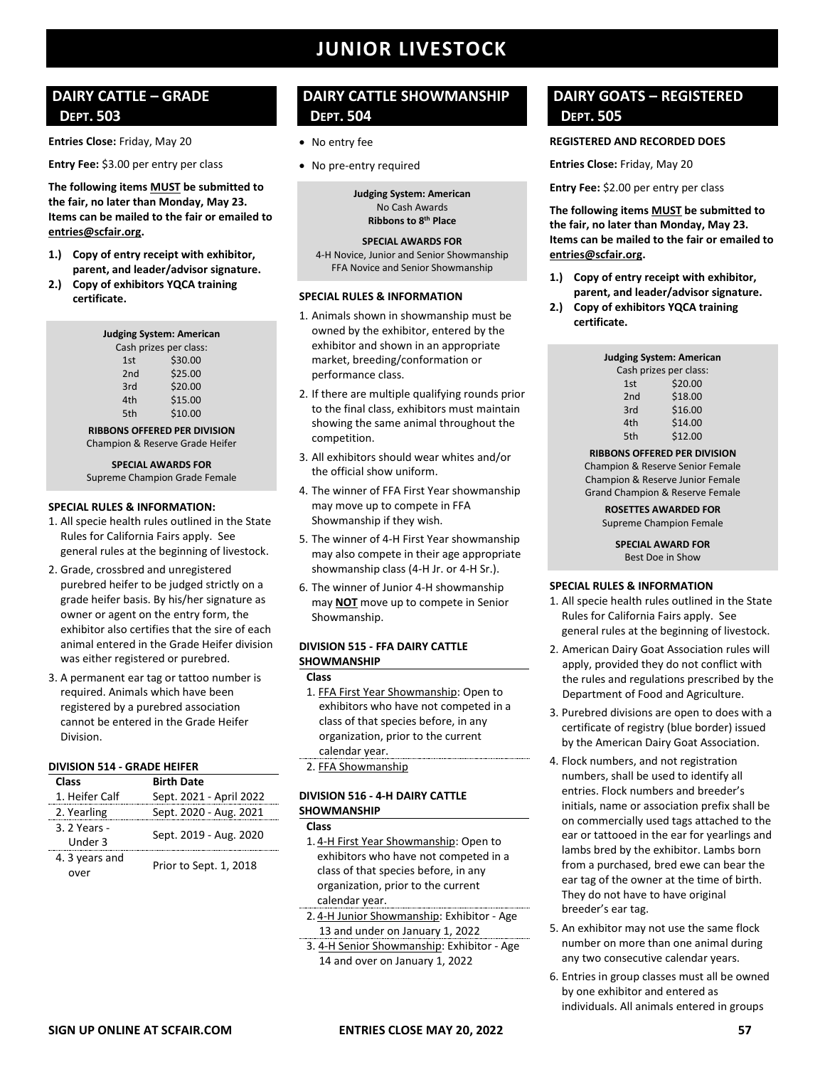# JUNIOR LIVESTOCK

## DAIRY CATTLE – GRADE DEPT. 503

**Entries Close:** Friday, May 20

**Entry Fee:** $3.00 per entry per class

**The following items MUST be submitted to the fair, no later than Monday, May 23. Items can be mailed to the fair or emailed to entries@scfair.org.**

1. **Copy of entry receipt with exhibitor, parent, and leader/advisor signature.**
2. **Copy of exhibitors YQCA training certificate.**

**Judging System: American**
Cash prizes per class:

| Place | Prize |
|---|---|
| 1st | $30.00 |
| 2nd | $25.00 |
| 3rd | $20.00 |
| 4th | $15.00 |
| 5th | $10.00 |

**RIBBONS OFFERED PER DIVISION**
Champion & Reserve Grade Heifer

**SPECIAL AWARDS FOR**
Supreme Champion Grade Female

### SPECIAL RULES & INFORMATION:

1. All specie health rules outlined in the State Rules for California Fairs apply. See general rules at the beginning of livestock.
2. Grade, crossbred and unregistered purebred heifer to be judged strictly on a grade heifer basis. By his/her signature as owner or agent on the entry form, the exhibitor also certifies that the sire of each animal entered in the Grade Heifer division was either registered or purebred.
3. A permanent ear tag or tattoo number is required. Animals which have been registered by a purebred association cannot be entered in the Grade Heifer Division.

### DIVISION 514 - GRADE HEIFER

| Class | Birth Date |
|---|---|
| 1. Heifer Calf | Sept. 2021 - April 2022 |
| 2. Yearling | Sept. 2020 - Aug. 2021 |
| 3. 2 Years - Under 3 | Sept. 2019 - Aug. 2020 |
| 4. 3 years and over | Prior to Sept. 1, 2018 |

## DAIRY CATTLE SHOWMANSHIP DEPT. 504

- No entry fee
- No pre-entry required

**Judging System: American**
No Cash Awards
**Ribbons to 8th Place**

**SPECIAL AWARDS FOR**
4-H Novice, Junior and Senior Showmanship
FFA Novice and Senior Showmanship

### SPECIAL RULES & INFORMATION

1. Animals shown in showmanship must be owned by the exhibitor, entered by the exhibitor and shown in an appropriate market, breeding/conformation or performance class.
2. If there are multiple qualifying rounds prior to the final class, exhibitors must maintain showing the same animal throughout the competition.
3. All exhibitors should wear whites and/or the official show uniform.
4. The winner of FFA First Year showmanship may move up to compete in FFA Showmanship if they wish.
5. The winner of 4-H First Year showmanship may also compete in their age appropriate showmanship class (4-H Jr. or 4-H Sr.).
6. The winner of Junior 4-H showmanship may **NOT** move up to compete in Senior Showmanship.

### DIVISION 515 - FFA DAIRY CATTLE SHOWMANSHIP

**Class**

1. FFA First Year Showmanship: Open to exhibitors who have not competed in a class of that species before, in any organization, prior to the current calendar year.
2. FFA Showmanship

### DIVISION 516 - 4-H DAIRY CATTLE SHOWMANSHIP

**Class**

1. 4-H First Year Showmanship: Open to exhibitors who have not competed in a class of that species before, in any organization, prior to the current calendar year.
2. 4-H Junior Showmanship: Exhibitor - Age 13 and under on January 1, 2022
3. 4-H Senior Showmanship: Exhibitor - Age 14 and over on January 1, 2022

## DAIRY GOATS – REGISTERED DEPT. 505

**REGISTERED AND RECORDED DOES**

**Entries Close:** Friday, May 20

**Entry Fee:** $2.00 per entry per class

**The following items MUST be submitted to the fair, no later than Monday, May 23. Items can be mailed to the fair or emailed to entries@scfair.org.**

1. **Copy of entry receipt with exhibitor, parent, and leader/advisor signature.**
2. **Copy of exhibitors YQCA training certificate.**

**Judging System: American**
Cash prizes per class:

| Place | Prize |
|---|---|
| 1st | $20.00 |
| 2nd | $18.00 |
| 3rd | $16.00 |
| 4th | $14.00 |
| 5th | $12.00 |

**RIBBONS OFFERED PER DIVISION**
Champion & Reserve Senior Female
Champion & Reserve Junior Female
Grand Champion & Reserve Female

**ROSETTES AWARDED FOR**
Supreme Champion Female

**SPECIAL AWARD FOR**
Best Doe in Show

### SPECIAL RULES & INFORMATION

1. All specie health rules outlined in the State Rules for California Fairs apply. See general rules at the beginning of livestock.
2. American Dairy Goat Association rules will apply, provided they do not conflict with the rules and regulations prescribed by the Department of Food and Agriculture.
3. Purebred divisions are open to does with a certificate of registry (blue border) issued by the American Dairy Goat Association.
4. Flock numbers, and not registration numbers, shall be used to identify all entries. Flock numbers and breeder's initials, name or association prefix shall be on commercially used tags attached to the ear or tattooed in the ear for yearlings and lambs bred by the exhibitor. Lambs born from a purchased, bred ewe can bear the ear tag of the owner at the time of birth. They do not have to have original breeder's ear tag.
5. An exhibitor may not use the same flock number on more than one animal during any two consecutive calendar years.
6. Entries in group classes must all be owned by one exhibitor and entered as individuals. All animals entered in groups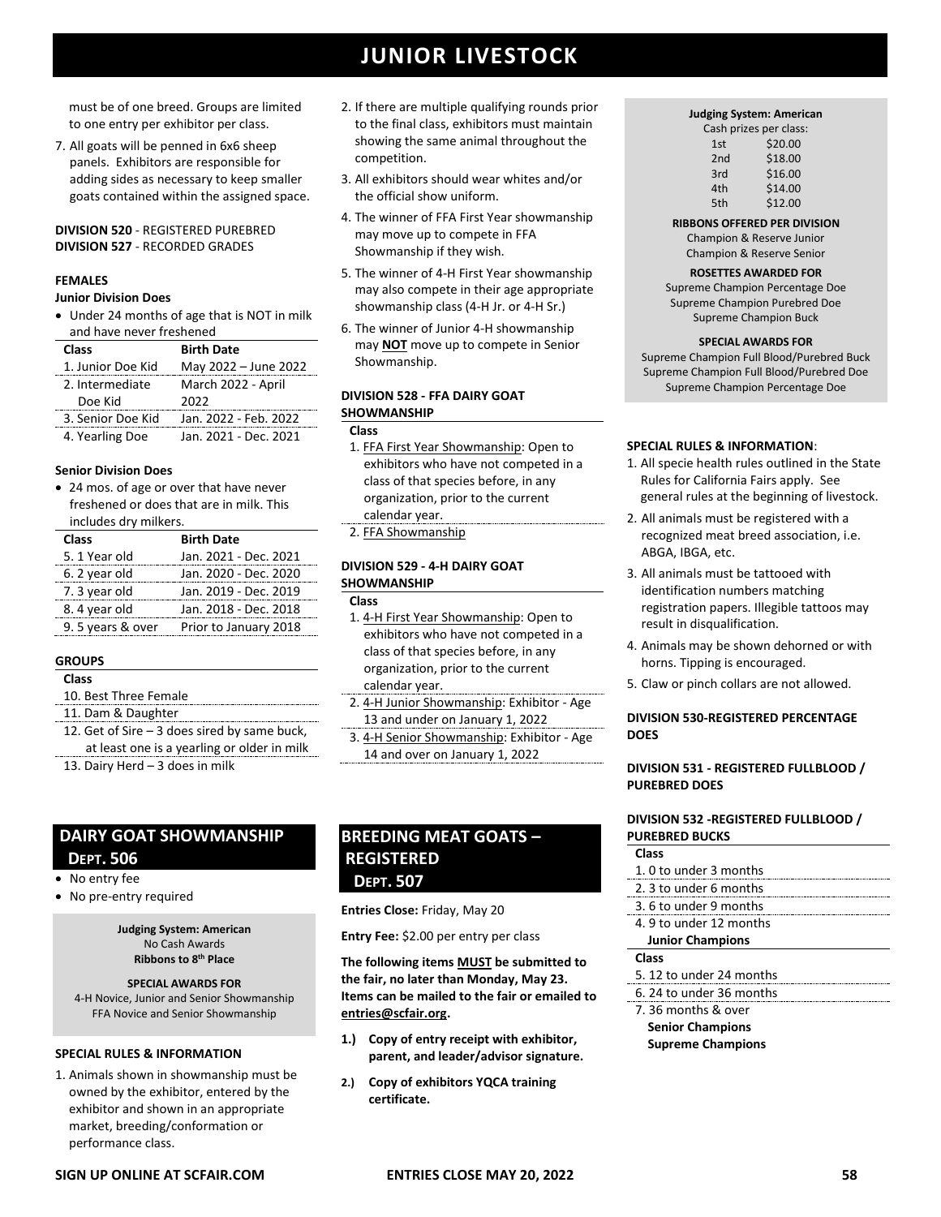must be of one breed. Groups are limited to one entry per exhibitor per class.

7. All goats will be penned in 6x6 sheep panels. Exhibitors are responsible for adding sides as necessary to keep smaller goats contained within the assigned space.

**DIVISION 520** - REGISTERED PUREBRED
**DIVISION 527** - RECORDED GRADES

**FEMALES**

**Junior Division Does**

- Under 24 months of age that is NOT in milk and have never freshened

| Class | Birth Date |
|---|---|
| 1. Junior Doe Kid | May 2022 – June 2022 |
| 2. Intermediate Doe Kid | March 2022 - April 2022 |
| 3. Senior Doe Kid | Jan. 2022 - Feb. 2022 |
| 4. Yearling Doe | Jan. 2021 - Dec. 2021 |

**Senior Division Does**

- 24 mos. of age or over that have never freshened or does that are in milk. This includes dry milkers.

| Class | Birth Date |
|---|---|
| 5. 1 Year old | Jan. 2021 - Dec. 2021 |
| 6. 2 year old | Jan. 2020 - Dec. 2020 |
| 7. 3 year old | Jan. 2019 - Dec. 2019 |
| 8. 4 year old | Jan. 2018 - Dec. 2018 |
| 9. 5 years & over | Prior to January 2018 |

**GROUPS**

**Class**

10. Best Three Female
11. Dam & Daughter
12. Get of Sire – 3 does sired by same buck, at least one is a yearling or older in milk
13. Dairy Herd – 3 does in milk

## DAIRY GOAT SHOWMANSHIP DEPT. 506

- No entry fee
- No pre-entry required

**Judging System: American**
No Cash Awards
**Ribbons to 8th Place**

**SPECIAL AWARDS FOR**
4-H Novice, Junior and Senior Showmanship
FFA Novice and Senior Showmanship

**SPECIAL RULES & INFORMATION**

1. Animals shown in showmanship must be owned by the exhibitor, entered by the exhibitor and shown in an appropriate market, breeding/conformation or performance class.
2. If there are multiple qualifying rounds prior to the final class, exhibitors must maintain showing the same animal throughout the competition.
3. All exhibitors should wear whites and/or the official show uniform.
4. The winner of FFA First Year showmanship may move up to compete in FFA Showmanship if they wish.
5. The winner of 4-H First Year showmanship may also compete in their age appropriate showmanship class (4-H Jr. or 4-H Sr.)
6. The winner of Junior 4-H showmanship may **NOT** move up to compete in Senior Showmanship.

**DIVISION 528 - FFA DAIRY GOAT SHOWMANSHIP**

**Class**

1. FFA First Year Showmanship: Open to exhibitors who have not competed in a class of that species before, in any organization, prior to the current calendar year.
2. FFA Showmanship

**DIVISION 529 - 4-H DAIRY GOAT SHOWMANSHIP**

**Class**

1. 4-H First Year Showmanship: Open to exhibitors who have not competed in a class of that species before, in any organization, prior to the current calendar year.
2. 4-H Junior Showmanship: Exhibitor - Age 13 and under on January 1, 2022
3. 4-H Senior Showmanship: Exhibitor - Age 14 and over on January 1, 2022

## BREEDING MEAT GOATS – REGISTERED DEPT. 507

**Entries Close:** Friday, May 20

**Entry Fee:** $2.00 per entry per class

**The following items MUST be submitted to the fair, no later than Monday, May 23. Items can be mailed to the fair or emailed to entries@scfair.org.**

1. **Copy of entry receipt with exhibitor, parent, and leader/advisor signature.**
2. **Copy of exhibitors YQCA training certificate.**

**Judging System: American**
Cash prizes per class:

| | |
|---|---|
| 1st | $20.00 |
| 2nd | $18.00 |
| 3rd | $16.00 |
| 4th | $14.00 |
| 5th | $12.00 |

**RIBBONS OFFERED PER DIVISION**
Champion & Reserve Junior
Champion & Reserve Senior

**ROSETTES AWARDED FOR**
Supreme Champion Percentage Doe
Supreme Champion Purebred Doe
Supreme Champion Buck

**SPECIAL AWARDS FOR**
Supreme Champion Full Blood/Purebred Buck
Supreme Champion Full Blood/Purebred Doe
Supreme Champion Percentage Doe

**SPECIAL RULES & INFORMATION**:

1. All specie health rules outlined in the State Rules for California Fairs apply. See general rules at the beginning of livestock.
2. All animals must be registered with a recognized meat breed association, i.e. ABGA, IBGA, etc.
3. All animals must be tattooed with identification numbers matching registration papers. Illegible tattoos may result in disqualification.
4. Animals may be shown dehorned or with horns. Tipping is encouraged.
5. Claw or pinch collars are not allowed.

**DIVISION 530-REGISTERED PERCENTAGE DOES**

**DIVISION 531 - REGISTERED FULLBLOOD / PUREBRED DOES**

**DIVISION 532 -REGISTERED FULLBLOOD / PUREBRED BUCKS**

**Class**

1. 0 to under 3 months
2. 3 to under 6 months
3. 6 to under 9 months
4. 9 to under 12 months

**Junior Champions**

**Class**

5. 12 to under 24 months
6. 24 to under 36 months
7. 36 months & over

**Senior Champions**
**Supreme Champions**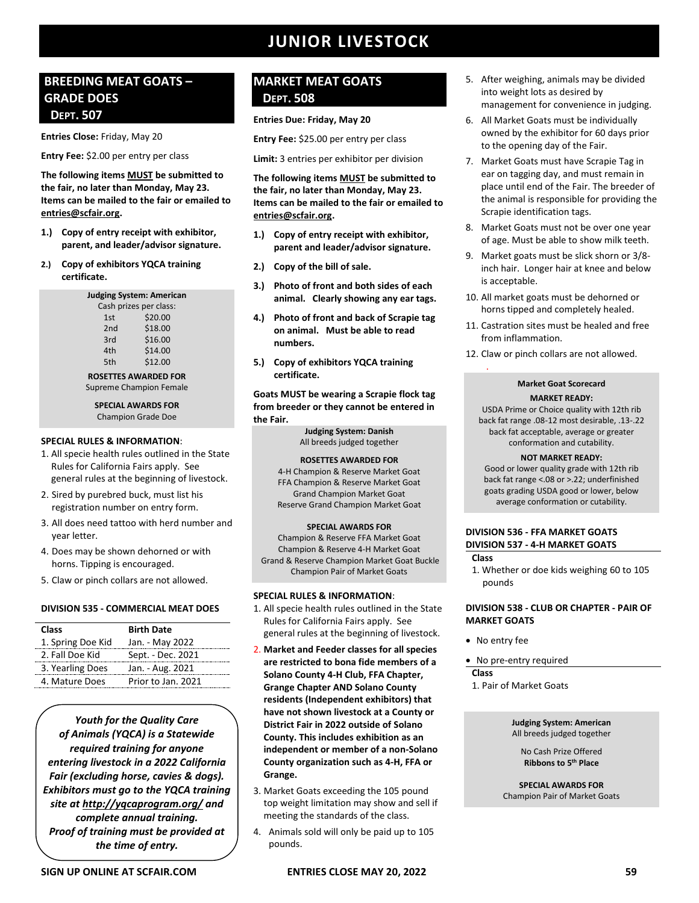# JUNIOR LIVESTOCK

## BREEDING MEAT GOATS – GRADE DOES
### DEPT. 507

**Entries Close:** Friday, May 20

**Entry Fee:** $2.00 per entry per class

**The following items MUST be submitted to the fair, no later than Monday, May 23. Items can be mailed to the fair or emailed to entries@scfair.org.**

1.) **Copy of entry receipt with exhibitor, parent, and leader/advisor signature.**
2.) **Copy of exhibitors YQCA training certificate.**

**Judging System: American**
Cash prizes per class:

| Place | Prize |
|---|---|
| 1st | $20.00 |
| 2nd | $18.00 |
| 3rd | $16.00 |
| 4th | $14.00 |
| 5th | $12.00 |

**ROSETTES AWARDED FOR**
Supreme Champion Female

**SPECIAL AWARDS FOR**
Champion Grade Doe

**SPECIAL RULES & INFORMATION**:

1. All specie health rules outlined in the State Rules for California Fairs apply. See general rules at the beginning of livestock.
2. Sired by purebred buck, must list his registration number on entry form.
3. All does need tattoo with herd number and year letter.
4. Does may be shown dehorned or with horns. Tipping is encouraged.
5. Claw or pinch collars are not allowed.

#### DIVISION 535 - COMMERCIAL MEAT DOES

| Class | Birth Date |
|---|---|
| 1. Spring Doe Kid | Jan. - May 2022 |
| 2. Fall Doe Kid | Sept. - Dec. 2021 |
| 3. Yearling Does | Jan. - Aug. 2021 |
| 4. Mature Does | Prior to Jan. 2021 |

***Youth for the Quality Care of Animals (YQCA) is a Statewide required training for anyone entering livestock in a 2022 California Fair (excluding horse, cavies & dogs). Exhibitors must go to the YQCA training site at http://yqcaprogram.org/ and complete annual training. Proof of training must be provided at the time of entry.***

## MARKET MEAT GOATS
### DEPT. 508

**Entries Due: Friday, May 20**

**Entry Fee:** $25.00 per entry per class

**Limit:** 3 entries per exhibitor per division

**The following items MUST be submitted to the fair, no later than Monday, May 23. Items can be mailed to the fair or emailed to entries@scfair.org.**

1.) **Copy of entry receipt with exhibitor, parent and leader/advisor signature.**
2.) **Copy of the bill of sale.**
3.) **Photo of front and both sides of each animal. Clearly showing any ear tags.**
4.) **Photo of front and back of Scrapie tag on animal. Must be able to read numbers.**
5.) **Copy of exhibitors YQCA training certificate.**

**Goats MUST be wearing a Scrapie flock tag from breeder or they cannot be entered in the Fair.**

**Judging System: Danish**
All breeds judged together

**ROSETTES AWARDED FOR**
4-H Champion & Reserve Market Goat
FFA Champion & Reserve Market Goat
Grand Champion Market Goat
Reserve Grand Champion Market Goat

**SPECIAL AWARDS FOR**
Champion & Reserve FFA Market Goat
Champion & Reserve 4-H Market Goat
Grand & Reserve Champion Market Goat Buckle
Champion Pair of Market Goats

**SPECIAL RULES & INFORMATION**:

1. All specie health rules outlined in the State Rules for California Fairs apply. See general rules at the beginning of livestock.
2. **Market and Feeder classes for all species are restricted to bona fide members of a Solano County 4-H Club, FFA Chapter, Grange Chapter AND Solano County residents (Independent exhibitors) that have not shown livestock at a County or District Fair in 2022 outside of Solano County. This includes exhibition as an independent or member of a non-Solano County organization such as 4-H, FFA or Grange.**
3. Market Goats exceeding the 105 pound top weight limitation may show and sell if meeting the standards of the class.
4. Animals sold will only be paid up to 105 pounds.
5. After weighing, animals may be divided into weight lots as desired by management for convenience in judging.
6. All Market Goats must be individually owned by the exhibitor for 60 days prior to the opening day of the Fair.
7. Market Goats must have Scrapie Tag in ear on tagging day, and must remain in place until end of the Fair. The breeder of the animal is responsible for providing the Scrapie identification tags.
8. Market Goats must not be over one year of age. Must be able to show milk teeth.
9. Market goats must be slick shorn or 3/8-inch hair. Longer hair at knee and below is acceptable.
10. All market goats must be dehorned or horns tipped and completely healed.
11. Castration sites must be healed and free from inflammation.
12. Claw or pinch collars are not allowed.

**Market Goat Scorecard**

**MARKET READY:**
USDA Prime or Choice quality with 12th rib back fat range .08-12 most desirable, .13-.22 back fat acceptable, average or greater conformation and cutability.

**NOT MARKET READY:**
Good or lower quality grade with 12th rib back fat range <.08 or >.22; underfinished goats grading USDA good or lower, below average conformation or cutability.

#### DIVISION 536 - FFA MARKET GOATS
#### DIVISION 537 - 4-H MARKET GOATS

**Class**
1. Whether or doe kids weighing 60 to 105 pounds

#### DIVISION 538 - CLUB OR CHAPTER - PAIR OF MARKET GOATS

- No entry fee
- No pre-entry required

**Class**
1. Pair of Market Goats

**Judging System: American**
All breeds judged together

No Cash Prize Offered
**Ribbons to 5th Place**

**SPECIAL AWARDS FOR**
Champion Pair of Market Goats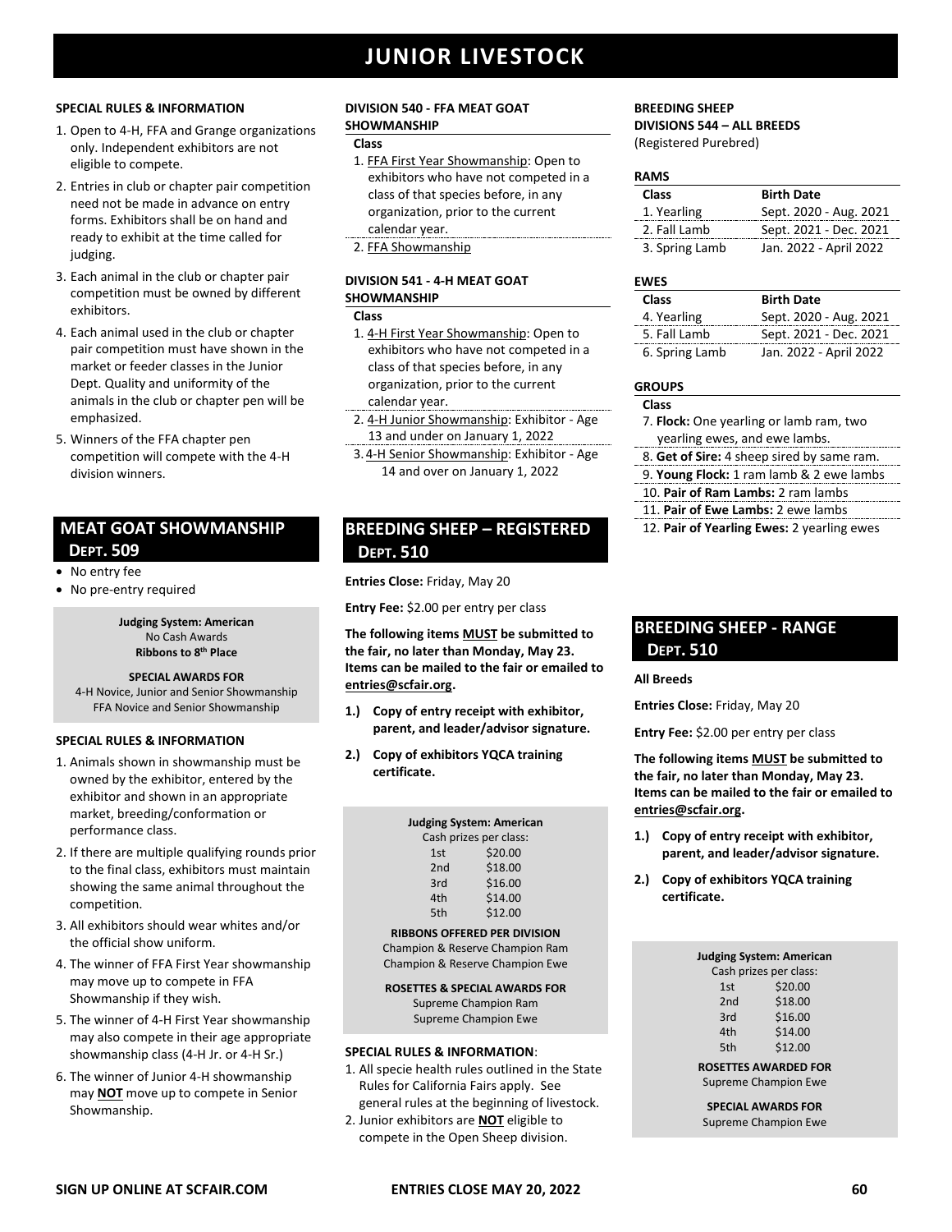# JUNIOR LIVESTOCK

**SPECIAL RULES & INFORMATION**

1. Open to 4-H, FFA and Grange organizations only. Independent exhibitors are not eligible to compete.
2. Entries in club or chapter pair competition need not be made in advance on entry forms. Exhibitors shall be on hand and ready to exhibit at the time called for judging.
3. Each animal in the club or chapter pair competition must be owned by different exhibitors.
4. Each animal used in the club or chapter pair competition must have shown in the market or feeder classes in the Junior Dept. Quality and uniformity of the animals in the club or chapter pen will be emphasized.
5. Winners of the FFA chapter pen competition will compete with the 4-H division winners.

## MEAT GOAT SHOWMANSHIP DEPT. 509

- No entry fee
- No pre-entry required

**Judging System: American**
No Cash Awards
**Ribbons to 8th Place**

**SPECIAL AWARDS FOR**
4-H Novice, Junior and Senior Showmanship
FFA Novice and Senior Showmanship

**SPECIAL RULES & INFORMATION**

1. Animals shown in showmanship must be owned by the exhibitor, entered by the exhibitor and shown in an appropriate market, breeding/conformation or performance class.
2. If there are multiple qualifying rounds prior to the final class, exhibitors must maintain showing the same animal throughout the competition.
3. All exhibitors should wear whites and/or the official show uniform.
4. The winner of FFA First Year showmanship may move up to compete in FFA Showmanship if they wish.
5. The winner of 4-H First Year showmanship may also compete in their age appropriate showmanship class (4-H Jr. or 4-H Sr.)
6. The winner of Junior 4-H showmanship may **NOT** move up to compete in Senior Showmanship.

**DIVISION 540 - FFA MEAT GOAT SHOWMANSHIP**

**Class**

1. FFA First Year Showmanship: Open to exhibitors who have not competed in a class of that species before, in any organization, prior to the current calendar year.
2. FFA Showmanship

**DIVISION 541 - 4-H MEAT GOAT SHOWMANSHIP**

**Class**

1. 4-H First Year Showmanship: Open to exhibitors who have not competed in a class of that species before, in any organization, prior to the current calendar year.
2. 4-H Junior Showmanship: Exhibitor - Age 13 and under on January 1, 2022
3. 4-H Senior Showmanship: Exhibitor - Age 14 and over on January 1, 2022

## BREEDING SHEEP – REGISTERED DEPT. 510

**Entries Close:** Friday, May 20

**Entry Fee:** $2.00 per entry per class

**The following items MUST be submitted to the fair, no later than Monday, May 23. Items can be mailed to the fair or emailed to entries@scfair.org.**

1. **Copy of entry receipt with exhibitor, parent, and leader/advisor signature.**
2. **Copy of exhibitors YQCA training certificate.**

**Judging System: American**
Cash prizes per class:

| Place | Prize |
|---|---|
| 1st | $20.00 |
| 2nd | $18.00 |
| 3rd | $16.00 |
| 4th | $14.00 |
| 5th | $12.00 |

**RIBBONS OFFERED PER DIVISION**
Champion & Reserve Champion Ram
Champion & Reserve Champion Ewe

**ROSETTES & SPECIAL AWARDS FOR**
Supreme Champion Ram
Supreme Champion Ewe

**SPECIAL RULES & INFORMATION**:

1. All specie health rules outlined in the State Rules for California Fairs apply. See general rules at the beginning of livestock.
2. Junior exhibitors are **NOT** eligible to compete in the Open Sheep division.

**BREEDING SHEEP**
**DIVISIONS 544 – ALL BREEDS**
(Registered Purebred)

**RAMS**

| Class | Birth Date |
|---|---|
| 1. Yearling | Sept. 2020 - Aug. 2021 |
| 2. Fall Lamb | Sept. 2021 - Dec. 2021 |
| 3. Spring Lamb | Jan. 2022 - April 2022 |

**EWES**

| Class | Birth Date |
|---|---|
| 4. Yearling | Sept. 2020 - Aug. 2021 |
| 5. Fall Lamb | Sept. 2021 - Dec. 2021 |
| 6. Spring Lamb | Jan. 2022 - April 2022 |

**GROUPS**

**Class**

7. **Flock:** One yearling or lamb ram, two yearling ewes, and ewe lambs.
8. **Get of Sire:** 4 sheep sired by same ram.
9. **Young Flock:** 1 ram lamb & 2 ewe lambs
10. **Pair of Ram Lambs:** 2 ram lambs
11. **Pair of Ewe Lambs:** 2 ewe lambs
12. **Pair of Yearling Ewes:** 2 yearling ewes

## BREEDING SHEEP - RANGE DEPT. 510

**All Breeds**

**Entries Close:** Friday, May 20

**Entry Fee:** $2.00 per entry per class

**The following items MUST be submitted to the fair, no later than Monday, May 23. Items can be mailed to the fair or emailed to entries@scfair.org.**

1. **Copy of entry receipt with exhibitor, parent, and leader/advisor signature.**
2. **Copy of exhibitors YQCA training certificate.**

**Judging System: American**
Cash prizes per class:

| Place | Prize |
|---|---|
| 1st | $20.00 |
| 2nd | $18.00 |
| 3rd | $16.00 |
| 4th | $14.00 |
| 5th | $12.00 |

**ROSETTES AWARDED FOR**
Supreme Champion Ewe

**SPECIAL AWARDS FOR**
Supreme Champion Ewe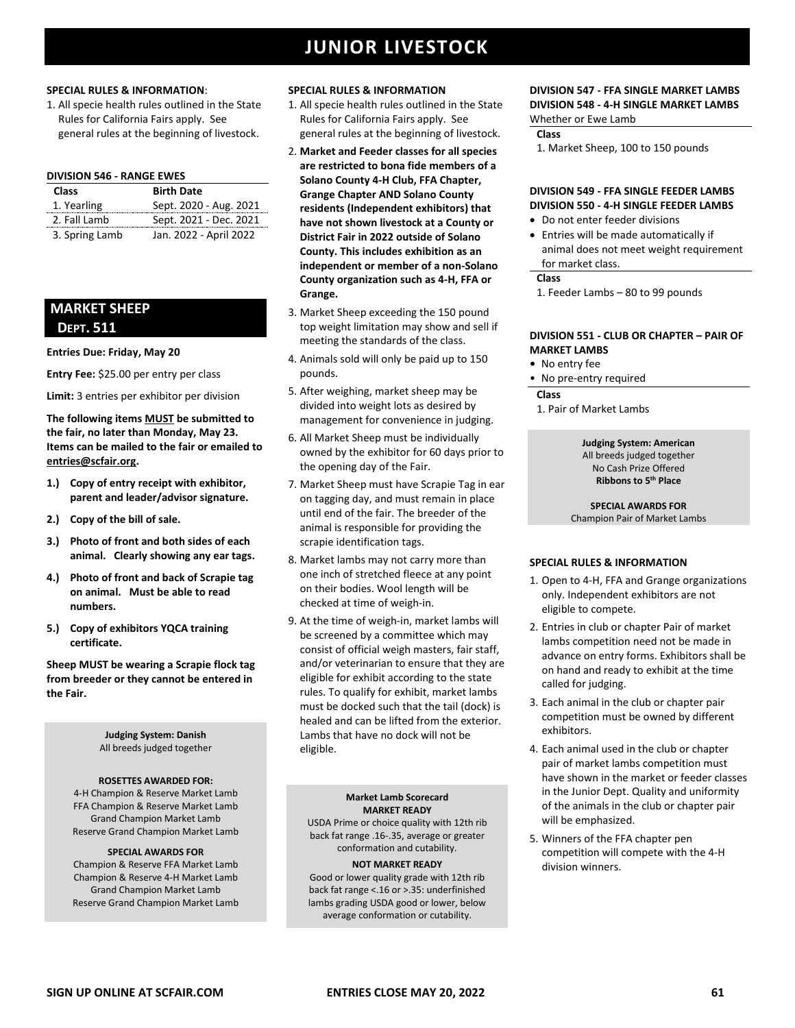# JUNIOR LIVESTOCK

**SPECIAL RULES & INFORMATION**:

1. All specie health rules outlined in the State Rules for California Fairs apply. See general rules at the beginning of livestock.

**DIVISION 546 - RANGE EWES**

| Class | Birth Date |
|---|---|
| 1. Yearling | Sept. 2020 - Aug. 2021 |
| 2. Fall Lamb | Sept. 2021 - Dec. 2021 |
| 3. Spring Lamb | Jan. 2022 - April 2022 |

## MARKET SHEEP
### DEPT. 511

**Entries Due: Friday, May 20**

**Entry Fee:** $25.00 per entry per class

**Limit:** 3 entries per exhibitor per division

**The following items MUST be submitted to the fair, no later than Monday, May 23. Items can be mailed to the fair or emailed to entries@scfair.org.**

1. **Copy of entry receipt with exhibitor, parent and leader/advisor signature.**
2. **Copy of the bill of sale.**
3. **Photo of front and both sides of each animal. Clearly showing any ear tags.**
4. **Photo of front and back of Scrapie tag on animal. Must be able to read numbers.**
5. **Copy of exhibitors YQCA training certificate.**

**Sheep MUST be wearing a Scrapie flock tag from breeder or they cannot be entered in the Fair.**

**Judging System: Danish**
All breeds judged together

**ROSETTES AWARDED FOR:**
4-H Champion & Reserve Market Lamb
FFA Champion & Reserve Market Lamb
Grand Champion Market Lamb
Reserve Grand Champion Market Lamb

**SPECIAL AWARDS FOR**
Champion & Reserve FFA Market Lamb
Champion & Reserve 4-H Market Lamb
Grand Champion Market Lamb
Reserve Grand Champion Market Lamb

**SPECIAL RULES & INFORMATION**

1. All specie health rules outlined in the State Rules for California Fairs apply. See general rules at the beginning of livestock.
2. **Market and Feeder classes for all species are restricted to bona fide members of a Solano County 4-H Club, FFA Chapter, Grange Chapter AND Solano County residents (Independent exhibitors) that have not shown livestock at a County or District Fair in 2022 outside of Solano County. This includes exhibition as an independent or member of a non-Solano County organization such as 4-H, FFA or Grange.**
3. Market Sheep exceeding the 150 pound top weight limitation may show and sell if meeting the standards of the class.
4. Animals sold will only be paid up to 150 pounds.
5. After weighing, market sheep may be divided into weight lots as desired by management for convenience in judging.
6. All Market Sheep must be individually owned by the exhibitor for 60 days prior to the opening day of the Fair.
7. Market Sheep must have Scrapie Tag in ear on tagging day, and must remain in place until end of the fair. The breeder of the animal is responsible for providing the scrapie identification tags.
8. Market lambs may not carry more than one inch of stretched fleece at any point on their bodies. Wool length will be checked at time of weigh-in.
9. At the time of weigh-in, market lambs will be screened by a committee which may consist of official weigh masters, fair staff, and/or veterinarian to ensure that they are eligible for exhibit according to the state rules. To qualify for exhibit, market lambs must be docked such that the tail (dock) is healed and can be lifted from the exterior. Lambs that have no dock will not be eligible.

**Market Lamb Scorecard**
**MARKET READY**
USDA Prime or choice quality with 12th rib back fat range .16-.35, average or greater conformation and cutability.

**NOT MARKET READY**
Good or lower quality grade with 12th rib back fat range <.16 or >.35: underfinished lambs grading USDA good or lower, below average conformation or cutability.

**DIVISION 547 - FFA SINGLE MARKET LAMBS**
**DIVISION 548 - 4-H SINGLE MARKET LAMBS**
Whether or Ewe Lamb

**Class**
1. Market Sheep, 100 to 150 pounds

**DIVISION 549 - FFA SINGLE FEEDER LAMBS**
**DIVISION 550 - 4-H SINGLE FEEDER LAMBS**

- Do not enter feeder divisions
- Entries will be made automatically if animal does not meet weight requirement for market class.

**Class**
1. Feeder Lambs – 80 to 99 pounds

**DIVISION 551 - CLUB OR CHAPTER – PAIR OF MARKET LAMBS**

- No entry fee
- No pre-entry required

**Class**
1. Pair of Market Lambs

**Judging System: American**
All breeds judged together
No Cash Prize Offered
**Ribbons to 5th Place**

**SPECIAL AWARDS FOR**
Champion Pair of Market Lambs

**SPECIAL RULES & INFORMATION**

1. Open to 4-H, FFA and Grange organizations only. Independent exhibitors are not eligible to compete.
2. Entries in club or chapter Pair of market lambs competition need not be made in advance on entry forms. Exhibitors shall be on hand and ready to exhibit at the time called for judging.
3. Each animal in the club or chapter pair competition must be owned by different exhibitors.
4. Each animal used in the club or chapter pair of market lambs competition must have shown in the market or feeder classes in the Junior Dept. Quality and uniformity of the animals in the club or chapter pair will be emphasized.
5. Winners of the FFA chapter pen competition will compete with the 4-H division winners.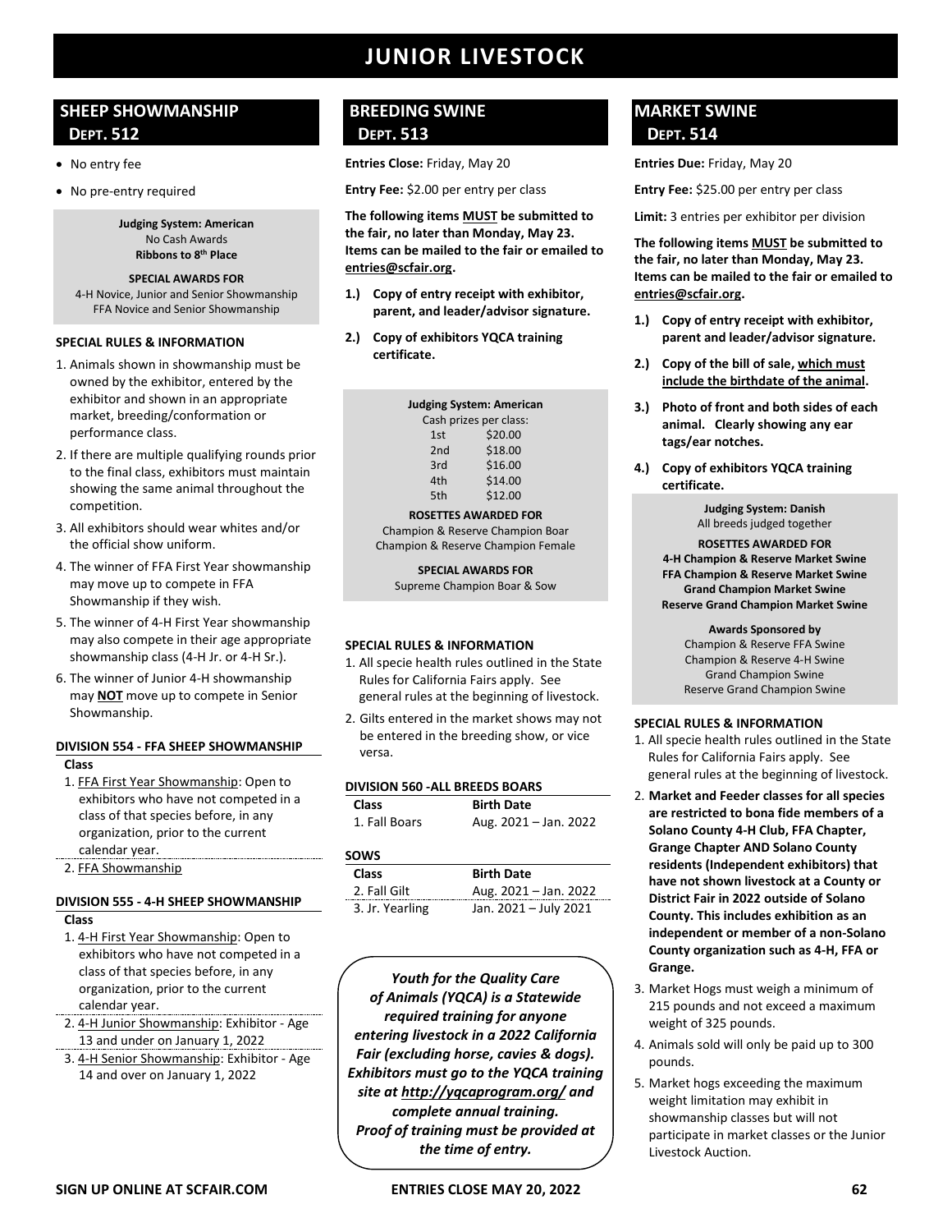# JUNIOR LIVESTOCK

## SHEEP SHOWMANSHIP DEPT. 512

- No entry fee
- No pre-entry required

**Judging System: American**
No Cash Awards
**Ribbons to 8th Place**

**SPECIAL AWARDS FOR**
4-H Novice, Junior and Senior Showmanship
FFA Novice and Senior Showmanship

**SPECIAL RULES & INFORMATION**

1. Animals shown in showmanship must be owned by the exhibitor, entered by the exhibitor and shown in an appropriate market, breeding/conformation or performance class.
2. If there are multiple qualifying rounds prior to the final class, exhibitors must maintain showing the same animal throughout the competition.
3. All exhibitors should wear whites and/or the official show uniform.
4. The winner of FFA First Year showmanship may move up to compete in FFA Showmanship if they wish.
5. The winner of 4-H First Year showmanship may also compete in their age appropriate showmanship class (4-H Jr. or 4-H Sr.).
6. The winner of Junior 4-H showmanship may **NOT** move up to compete in Senior Showmanship.

**DIVISION 554 - FFA SHEEP SHOWMANSHIP**

**Class**

1. FFA First Year Showmanship: Open to exhibitors who have not competed in a class of that species before, in any organization, prior to the current calendar year.
2. FFA Showmanship

**DIVISION 555 - 4-H SHEEP SHOWMANSHIP**

**Class**

1. 4-H First Year Showmanship: Open to exhibitors who have not competed in a class of that species before, in any organization, prior to the current calendar year.
2. 4-H Junior Showmanship: Exhibitor - Age 13 and under on January 1, 2022
3. 4-H Senior Showmanship: Exhibitor - Age 14 and over on January 1, 2022

## BREEDING SWINE DEPT. 513

**Entries Close:** Friday, May 20

**Entry Fee:** $2.00 per entry per class

**The following items MUST be submitted to the fair, no later than Monday, May 23. Items can be mailed to the fair or emailed to entries@scfair.org.**

1.) **Copy of entry receipt with exhibitor, parent, and leader/advisor signature.**
2.) **Copy of exhibitors YQCA training certificate.**

**Judging System: American**
Cash prizes per class:

| Place | Prize |
|---|---|
| 1st | $20.00 |
| 2nd | $18.00 |
| 3rd | $16.00 |
| 4th | $14.00 |
| 5th | $12.00 |

**ROSETTES AWARDED FOR**
Champion & Reserve Champion Boar
Champion & Reserve Champion Female

**SPECIAL AWARDS FOR**
Supreme Champion Boar & Sow

**SPECIAL RULES & INFORMATION**

1. All specie health rules outlined in the State Rules for California Fairs apply. See general rules at the beginning of livestock.
2. Gilts entered in the market shows may not be entered in the breeding show, or vice versa.

**DIVISION 560 -ALL BREEDS BOARS**

| Class | Birth Date |
|---|---|
| 1. Fall Boars | Aug. 2021 – Jan. 2022 |

**SOWS**

| Class | Birth Date |
|---|---|
| 2. Fall Gilt | Aug. 2021 – Jan. 2022 |
| 3. Jr. Yearling | Jan. 2021 – July 2021 |

***Youth for the Quality Care of Animals (YQCA) is a Statewide required training for anyone entering livestock in a 2022 California Fair (excluding horse, cavies & dogs). Exhibitors must go to the YQCA training site at http://yqcaprogram.org/ and complete annual training. Proof of training must be provided at the time of entry.***

## MARKET SWINE DEPT. 514

**Entries Due:** Friday, May 20

**Entry Fee:** $25.00 per entry per class

**Limit:** 3 entries per exhibitor per division

**The following items MUST be submitted to the fair, no later than Monday, May 23. Items can be mailed to the fair or emailed to entries@scfair.org.**

1.) **Copy of entry receipt with exhibitor, parent and leader/advisor signature.**
2.) **Copy of the bill of sale, which must include the birthdate of the animal.**
3.) **Photo of front and both sides of each animal. Clearly showing any ear tags/ear notches.**
4.) **Copy of exhibitors YQCA training certificate.**

**Judging System: Danish**
All breeds judged together

**ROSETTES AWARDED FOR**
**4-H Champion & Reserve Market Swine**
**FFA Champion & Reserve Market Swine**
**Grand Champion Market Swine**
**Reserve Grand Champion Market Swine**

**Awards Sponsored by**
Champion & Reserve FFA Swine
Champion & Reserve 4-H Swine
Grand Champion Swine
Reserve Grand Champion Swine

**SPECIAL RULES & INFORMATION**

1. All specie health rules outlined in the State Rules for California Fairs apply. See general rules at the beginning of livestock.
2. **Market and Feeder classes for all species are restricted to bona fide members of a Solano County 4-H Club, FFA Chapter, Grange Chapter AND Solano County residents (Independent exhibitors) that have not shown livestock at a County or District Fair in 2022 outside of Solano County. This includes exhibition as an independent or member of a non-Solano County organization such as 4-H, FFA or Grange.**
3. Market Hogs must weigh a minimum of 215 pounds and not exceed a maximum weight of 325 pounds.
4. Animals sold will only be paid up to 300 pounds.
5. Market hogs exceeding the maximum weight limitation may exhibit in showmanship classes but will not participate in market classes or the Junior Livestock Auction.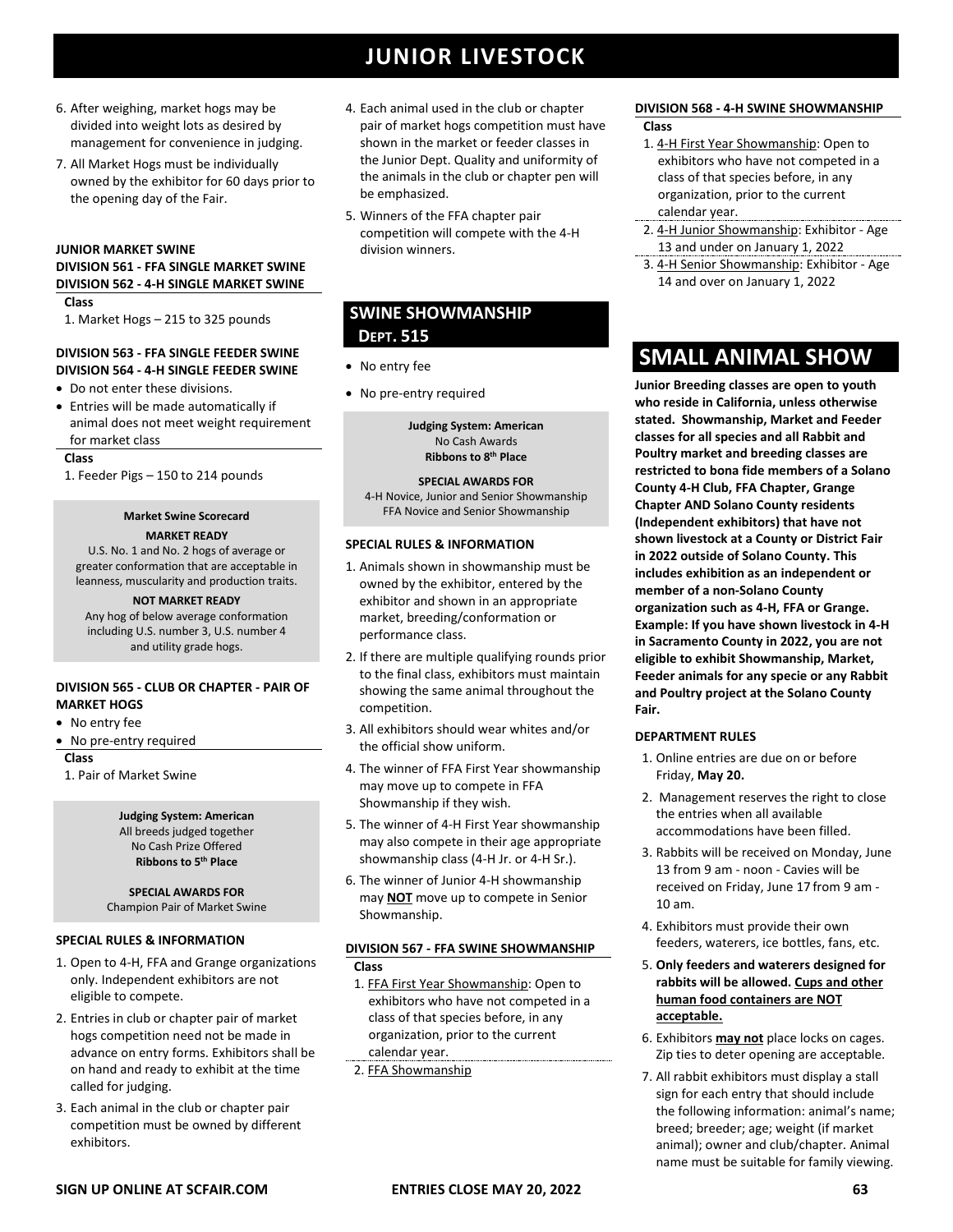# JUNIOR LIVESTOCK

6. After weighing, market hogs may be divided into weight lots as desired by management for convenience in judging.
7. All Market Hogs must be individually owned by the exhibitor for 60 days prior to the opening day of the Fair.

**JUNIOR MARKET SWINE**
**DIVISION 561 - FFA SINGLE MARKET SWINE**
**DIVISION 562 - 4-H SINGLE MARKET SWINE**

**Class**

1. Market Hogs – 215 to 325 pounds

**DIVISION 563 - FFA SINGLE FEEDER SWINE**
**DIVISION 564 - 4-H SINGLE FEEDER SWINE**

- Do not enter these divisions.
- Entries will be made automatically if animal does not meet weight requirement for market class

**Class**

1. Feeder Pigs – 150 to 214 pounds

**Market Swine Scorecard**

**MARKET READY**
U.S. No. 1 and No. 2 hogs of average or greater conformation that are acceptable in leanness, muscularity and production traits.

**NOT MARKET READY**
Any hog of below average conformation including U.S. number 3, U.S. number 4 and utility grade hogs.

**DIVISION 565 - CLUB OR CHAPTER - PAIR OF MARKET HOGS**

- No entry fee
- No pre-entry required

**Class**

1. Pair of Market Swine

**Judging System: American**
All breeds judged together
No Cash Prize Offered
**Ribbons to 5th Place**

**SPECIAL AWARDS FOR**
Champion Pair of Market Swine

**SPECIAL RULES & INFORMATION**

1. Open to 4-H, FFA and Grange organizations only. Independent exhibitors are not eligible to compete.
2. Entries in club or chapter pair of market hogs competition need not be made in advance on entry forms. Exhibitors shall be on hand and ready to exhibit at the time called for judging.
3. Each animal in the club or chapter pair competition must be owned by different exhibitors.
4. Each animal used in the club or chapter pair of market hogs competition must have shown in the market or feeder classes in the Junior Dept. Quality and uniformity of the animals in the club or chapter pen will be emphasized.
5. Winners of the FFA chapter pair competition will compete with the 4-H division winners.

## SWINE SHOWMANSHIP DEPT. 515

- No entry fee
- No pre-entry required

**Judging System: American**
No Cash Awards
**Ribbons to 8th Place**

**SPECIAL AWARDS FOR**
4-H Novice, Junior and Senior Showmanship
FFA Novice and Senior Showmanship

**SPECIAL RULES & INFORMATION**

1. Animals shown in showmanship must be owned by the exhibitor, entered by the exhibitor and shown in an appropriate market, breeding/conformation or performance class.
2. If there are multiple qualifying rounds prior to the final class, exhibitors must maintain showing the same animal throughout the competition.
3. All exhibitors should wear whites and/or the official show uniform.
4. The winner of FFA First Year showmanship may move up to compete in FFA Showmanship if they wish.
5. The winner of 4-H First Year showmanship may also compete in their age appropriate showmanship class (4-H Jr. or 4-H Sr.).
6. The winner of Junior 4-H showmanship may **NOT** move up to compete in Senior Showmanship.

**DIVISION 567 - FFA SWINE SHOWMANSHIP**

**Class**

1. FFA First Year Showmanship: Open to exhibitors who have not competed in a class of that species before, in any organization, prior to the current calendar year.
2. FFA Showmanship

**DIVISION 568 - 4-H SWINE SHOWMANSHIP**

**Class**

1. 4-H First Year Showmanship: Open to exhibitors who have not competed in a class of that species before, in any organization, prior to the current calendar year.
2. 4-H Junior Showmanship: Exhibitor - Age 13 and under on January 1, 2022
3. 4-H Senior Showmanship: Exhibitor - Age 14 and over on January 1, 2022

## SMALL ANIMAL SHOW

**Junior Breeding classes are open to youth who reside in California, unless otherwise stated. Showmanship, Market and Feeder classes for all species and all Rabbit and Poultry market and breeding classes are restricted to bona fide members of a Solano County 4-H Club, FFA Chapter, Grange Chapter AND Solano County residents (Independent exhibitors) that have not shown livestock at a County or District Fair in 2022 outside of Solano County. This includes exhibition as an independent or member of a non-Solano County organization such as 4-H, FFA or Grange. Example: If you have shown livestock in 4-H in Sacramento County in 2022, you are not eligible to exhibit Showmanship, Market, Feeder animals for any specie or any Rabbit and Poultry project at the Solano County Fair.**

**DEPARTMENT RULES**

1. Online entries are due on or before Friday, **May 20.**
2. Management reserves the right to close the entries when all available accommodations have been filled.
3. Rabbits will be received on Monday, June 13 from 9 am - noon - Cavies will be received on Friday, June 17 from 9 am - 10 am.
4. Exhibitors must provide their own feeders, waterers, ice bottles, fans, etc.
5. **Only feeders and waterers designed for rabbits will be allowed. Cups and other human food containers are NOT acceptable.**
6. Exhibitors **may not** place locks on cages. Zip ties to deter opening are acceptable.
7. All rabbit exhibitors must display a stall sign for each entry that should include the following information: animal's name; breed; breeder; age; weight (if market animal); owner and club/chapter. Animal name must be suitable for family viewing.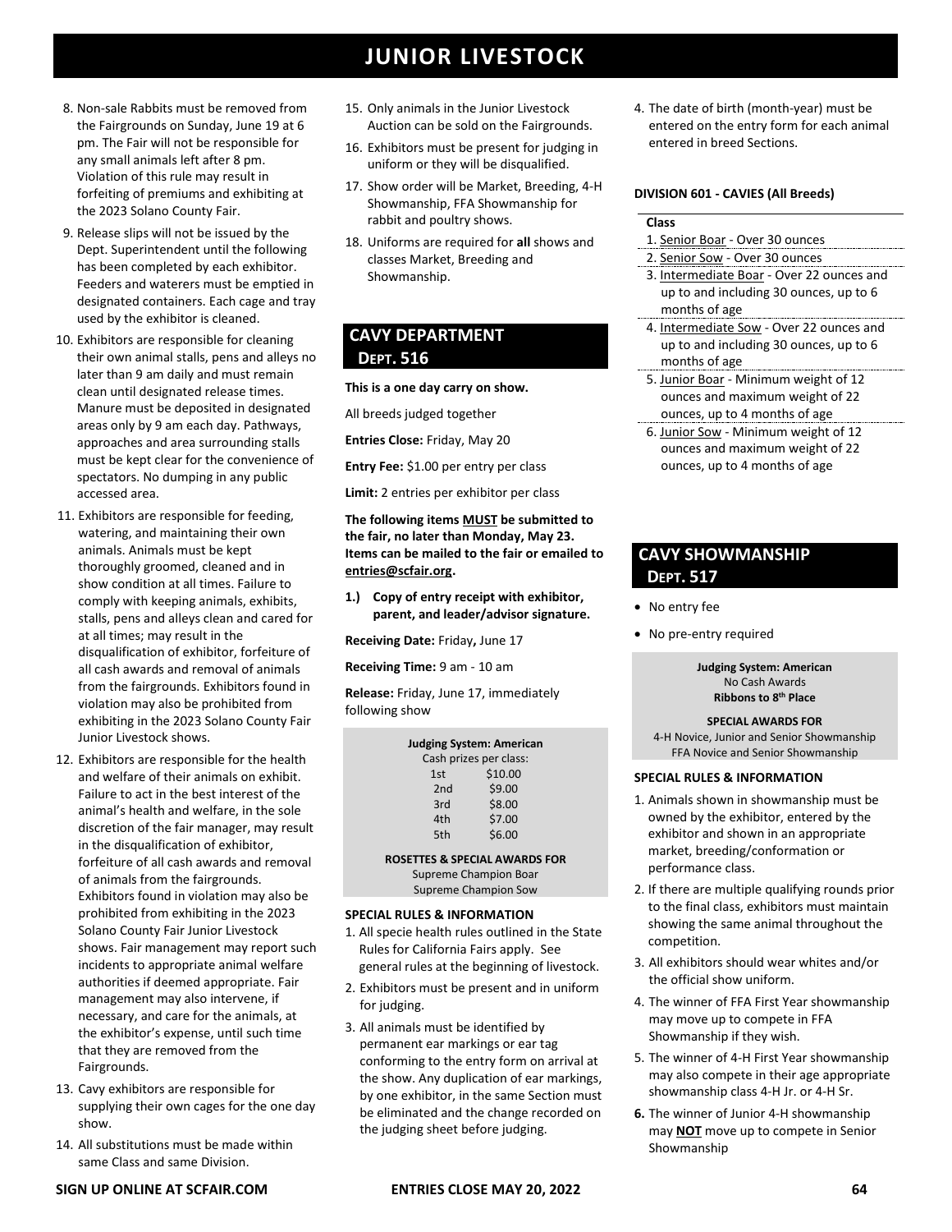# JUNIOR LIVESTOCK

8. Non-sale Rabbits must be removed from the Fairgrounds on Sunday, June 19 at 6 pm. The Fair will not be responsible for any small animals left after 8 pm. Violation of this rule may result in forfeiting of premiums and exhibiting at the 2023 Solano County Fair.
9. Release slips will not be issued by the Dept. Superintendent until the following has been completed by each exhibitor. Feeders and waterers must be emptied in designated containers. Each cage and tray used by the exhibitor is cleaned.
10. Exhibitors are responsible for cleaning their own animal stalls, pens and alleys no later than 9 am daily and must remain clean until designated release times. Manure must be deposited in designated areas only by 9 am each day. Pathways, approaches and area surrounding stalls must be kept clear for the convenience of spectators. No dumping in any public accessed area.
11. Exhibitors are responsible for feeding, watering, and maintaining their own animals. Animals must be kept thoroughly groomed, cleaned and in show condition at all times. Failure to comply with keeping animals, exhibits, stalls, pens and alleys clean and cared for at all times; may result in the disqualification of exhibitor, forfeiture of all cash awards and removal of animals from the fairgrounds. Exhibitors found in violation may also be prohibited from exhibiting in the 2023 Solano County Fair Junior Livestock shows.
12. Exhibitors are responsible for the health and welfare of their animals on exhibit. Failure to act in the best interest of the animal's health and welfare, in the sole discretion of the fair manager, may result in the disqualification of exhibitor, forfeiture of all cash awards and removal of animals from the fairgrounds. Exhibitors found in violation may also be prohibited from exhibiting in the 2023 Solano County Fair Junior Livestock shows. Fair management may report such incidents to appropriate animal welfare authorities if deemed appropriate. Fair management may also intervene, if necessary, and care for the animals, at the exhibitor's expense, until such time that they are removed from the Fairgrounds.
13. Cavy exhibitors are responsible for supplying their own cages for the one day show.
14. All substitutions must be made within same Class and same Division.
15. Only animals in the Junior Livestock Auction can be sold on the Fairgrounds.
16. Exhibitors must be present for judging in uniform or they will be disqualified.
17. Show order will be Market, Breeding, 4-H Showmanship, FFA Showmanship for rabbit and poultry shows.
18. Uniforms are required for **all** shows and classes Market, Breeding and Showmanship.

## CAVY DEPARTMENT DEPT. 516

**This is a one day carry on show.**

All breeds judged together

**Entries Close:** Friday, May 20

**Entry Fee:** $1.00 per entry per class

**Limit:** 2 entries per exhibitor per class

**The following items MUST be submitted to the fair, no later than Monday, May 23. Items can be mailed to the fair or emailed to entries@scfair.org.**

**1.) Copy of entry receipt with exhibitor, parent, and leader/advisor signature.**

**Receiving Date:** Friday**,** June 17

**Receiving Time:** 9 am - 10 am

**Release:** Friday, June 17, immediately following show

**Judging System: American**

Cash prizes per class:

| Place | Prize |
|---|---|
| 1st | $10.00 |
| 2nd | $9.00 |
| 3rd | $8.00 |
| 4th | $7.00 |
| 5th | $6.00 |

**ROSETTES & SPECIAL AWARDS FOR**
Supreme Champion Boar
Supreme Champion Sow

**SPECIAL RULES & INFORMATION**

1. All specie health rules outlined in the State Rules for California Fairs apply. See general rules at the beginning of livestock.
2. Exhibitors must be present and in uniform for judging.
3. All animals must be identified by permanent ear markings or ear tag conforming to the entry form on arrival at the show. Any duplication of ear markings, by one exhibitor, in the same Section must be eliminated and the change recorded on the judging sheet before judging.
4. The date of birth (month-year) must be entered on the entry form for each animal entered in breed Sections.

**DIVISION 601 - CAVIES (All Breeds)**

**Class**

1. Senior Boar - Over 30 ounces
2. Senior Sow - Over 30 ounces
3. Intermediate Boar - Over 22 ounces and up to and including 30 ounces, up to 6 months of age
4. Intermediate Sow - Over 22 ounces and up to and including 30 ounces, up to 6 months of age
5. Junior Boar - Minimum weight of 12 ounces and maximum weight of 22 ounces, up to 4 months of age
6. Junior Sow - Minimum weight of 12 ounces and maximum weight of 22 ounces, up to 4 months of age

## CAVY SHOWMANSHIP DEPT. 517

- No entry fee
- No pre-entry required

**Judging System: American**
No Cash Awards
**Ribbons to 8th Place**

**SPECIAL AWARDS FOR**
4-H Novice, Junior and Senior Showmanship
FFA Novice and Senior Showmanship

**SPECIAL RULES & INFORMATION**

1. Animals shown in showmanship must be owned by the exhibitor, entered by the exhibitor and shown in an appropriate market, breeding/conformation or performance class.
2. If there are multiple qualifying rounds prior to the final class, exhibitors must maintain showing the same animal throughout the competition.
3. All exhibitors should wear whites and/or the official show uniform.
4. The winner of FFA First Year showmanship may move up to compete in FFA Showmanship if they wish.
5. The winner of 4-H First Year showmanship may also compete in their age appropriate showmanship class 4-H Jr. or 4-H Sr.
6. The winner of Junior 4-H showmanship may **NOT** move up to compete in Senior Showmanship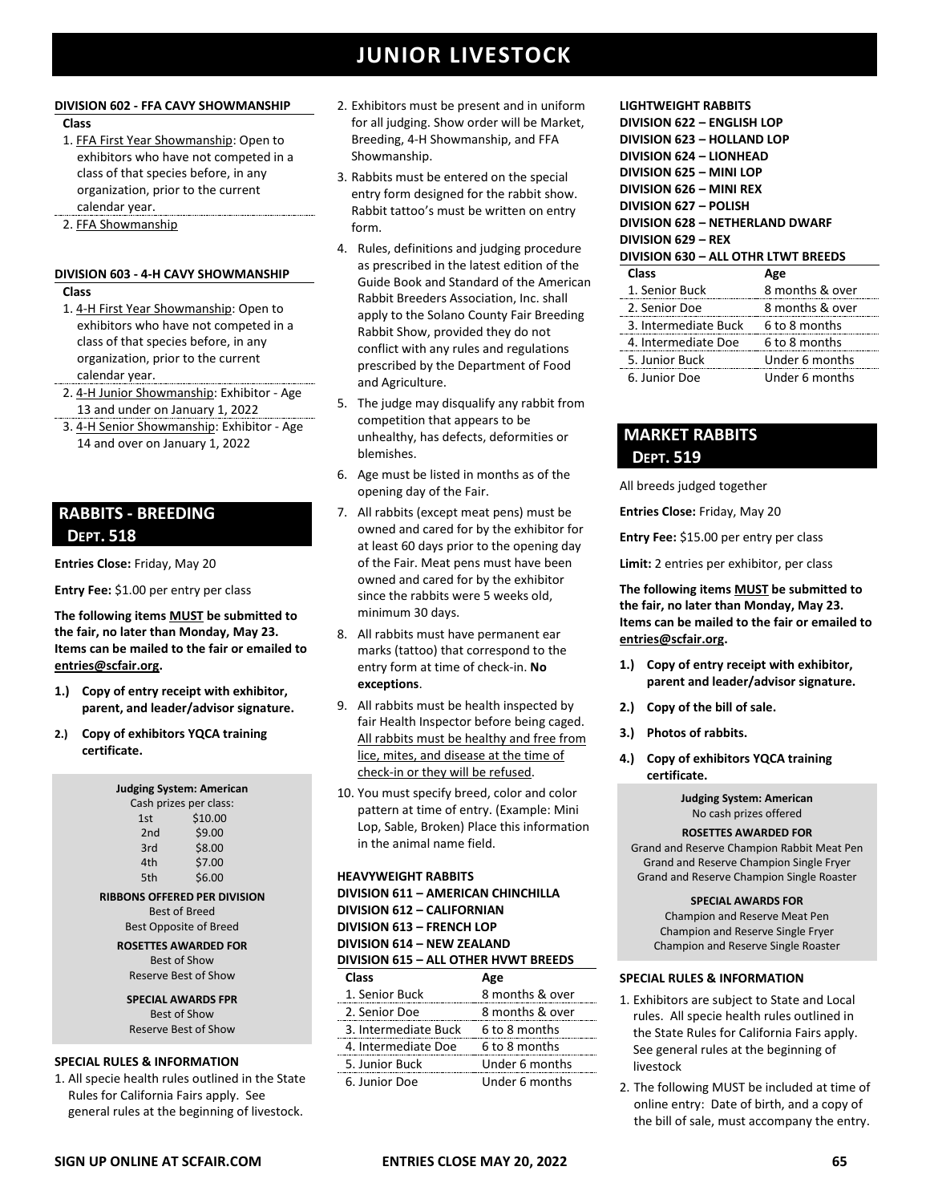# JUNIOR LIVESTOCK

**DIVISION 602 - FFA CAVY SHOWMANSHIP**

**Class**

1. FFA First Year Showmanship: Open to exhibitors who have not competed in a class of that species before, in any organization, prior to the current calendar year.
2. FFA Showmanship

**DIVISION 603 - 4-H CAVY SHOWMANSHIP**

**Class**

1. 4-H First Year Showmanship: Open to exhibitors who have not competed in a class of that species before, in any organization, prior to the current calendar year.
2. 4-H Junior Showmanship: Exhibitor - Age 13 and under on January 1, 2022
3. 4-H Senior Showmanship: Exhibitor - Age 14 and over on January 1, 2022

## RABBITS - BREEDING
### DEPT. 518

**Entries Close:** Friday, May 20

**Entry Fee:** $1.00 per entry per class

**The following items MUST be submitted to the fair, no later than Monday, May 23. Items can be mailed to the fair or emailed to entries@scfair.org.**

1.) **Copy of entry receipt with exhibitor, parent, and leader/advisor signature.**
2.) **Copy of exhibitors YQCA training certificate.**

**Judging System: American**

Cash prizes per class:

| | |
|---|---|
| 1st | $10.00 |
| 2nd | $9.00 |
| 3rd | $8.00 |
| 4th | $7.00 |
| 5th | $6.00 |

**RIBBONS OFFERED PER DIVISION**

Best of Breed

Best Opposite of Breed

**ROSETTES AWARDED FOR**

Best of Show

Reserve Best of Show

**SPECIAL AWARDS FPR**

Best of Show

Reserve Best of Show

**SPECIAL RULES & INFORMATION**

1. All specie health rules outlined in the State Rules for California Fairs apply. See general rules at the beginning of livestock.
2. Exhibitors must be present and in uniform for all judging. Show order will be Market, Breeding, 4-H Showmanship, and FFA Showmanship.
3. Rabbits must be entered on the special entry form designed for the rabbit show. Rabbit tattoo's must be written on entry form.
4. Rules, definitions and judging procedure as prescribed in the latest edition of the Guide Book and Standard of the American Rabbit Breeders Association, Inc. shall apply to the Solano County Fair Breeding Rabbit Show, provided they do not conflict with any rules and regulations prescribed by the Department of Food and Agriculture.
5. The judge may disqualify any rabbit from competition that appears to be unhealthy, has defects, deformities or blemishes.
6. Age must be listed in months as of the opening day of the Fair.
7. All rabbits (except meat pens) must be owned and cared for by the exhibitor for at least 60 days prior to the opening day of the Fair. Meat pens must have been owned and cared for by the exhibitor since the rabbits were 5 weeks old, minimum 30 days.
8. All rabbits must have permanent ear marks (tattoo) that correspond to the entry form at time of check-in. **No exceptions**.
9. All rabbits must be health inspected by fair Health Inspector before being caged. All rabbits must be healthy and free from lice, mites, and disease at the time of check-in or they will be refused.
10. You must specify breed, color and color pattern at time of entry. (Example: Mini Lop, Sable, Broken) Place this information in the animal name field.

**HEAVYWEIGHT RABBITS**
**DIVISION 611 – AMERICAN CHINCHILLA**
**DIVISION 612 – CALIFORNIAN**
**DIVISION 613 – FRENCH LOP**
**DIVISION 614 – NEW ZEALAND**
**DIVISION 615 – ALL OTHER HVWT BREEDS**

| Class | Age |
|---|---|
| 1. Senior Buck | 8 months & over |
| 2. Senior Doe | 8 months & over |
| 3. Intermediate Buck | 6 to 8 months |
| 4. Intermediate Doe | 6 to 8 months |
| 5. Junior Buck | Under 6 months |
| 6. Junior Doe | Under 6 months |

**LIGHTWEIGHT RABBITS**
**DIVISION 622 – ENGLISH LOP**
**DIVISION 623 – HOLLAND LOP**
**DIVISION 624 – LIONHEAD**
**DIVISION 625 – MINI LOP**
**DIVISION 626 – MINI REX**
**DIVISION 627 – POLISH**
**DIVISION 628 – NETHERLAND DWARF**
**DIVISION 629 – REX**
**DIVISION 630 – ALL OTHR LTWT BREEDS**

| Class | Age |
|---|---|
| 1. Senior Buck | 8 months & over |
| 2. Senior Doe | 8 months & over |
| 3. Intermediate Buck | 6 to 8 months |
| 4. Intermediate Doe | 6 to 8 months |
| 5. Junior Buck | Under 6 months |
| 6. Junior Doe | Under 6 months |

## MARKET RABBITS
### DEPT. 519

All breeds judged together

**Entries Close:** Friday, May 20

**Entry Fee:** $15.00 per entry per class

**Limit:** 2 entries per exhibitor, per class

**The following items MUST be submitted to the fair, no later than Monday, May 23. Items can be mailed to the fair or emailed to entries@scfair.org.**

1.) **Copy of entry receipt with exhibitor, parent and leader/advisor signature.**
2.) **Copy of the bill of sale.**
3.) **Photos of rabbits.**
4.) **Copy of exhibitors YQCA training certificate.**

**Judging System: American**

No cash prizes offered

**ROSETTES AWARDED FOR**

Grand and Reserve Champion Rabbit Meat Pen

Grand and Reserve Champion Single Fryer

Grand and Reserve Champion Single Roaster

**SPECIAL AWARDS FOR**

Champion and Reserve Meat Pen

Champion and Reserve Single Fryer

Champion and Reserve Single Roaster

**SPECIAL RULES & INFORMATION**

1. Exhibitors are subject to State and Local rules. All specie health rules outlined in the State Rules for California Fairs apply. See general rules at the beginning of livestock
2. The following MUST be included at time of online entry: Date of birth, and a copy of the bill of sale, must accompany the entry.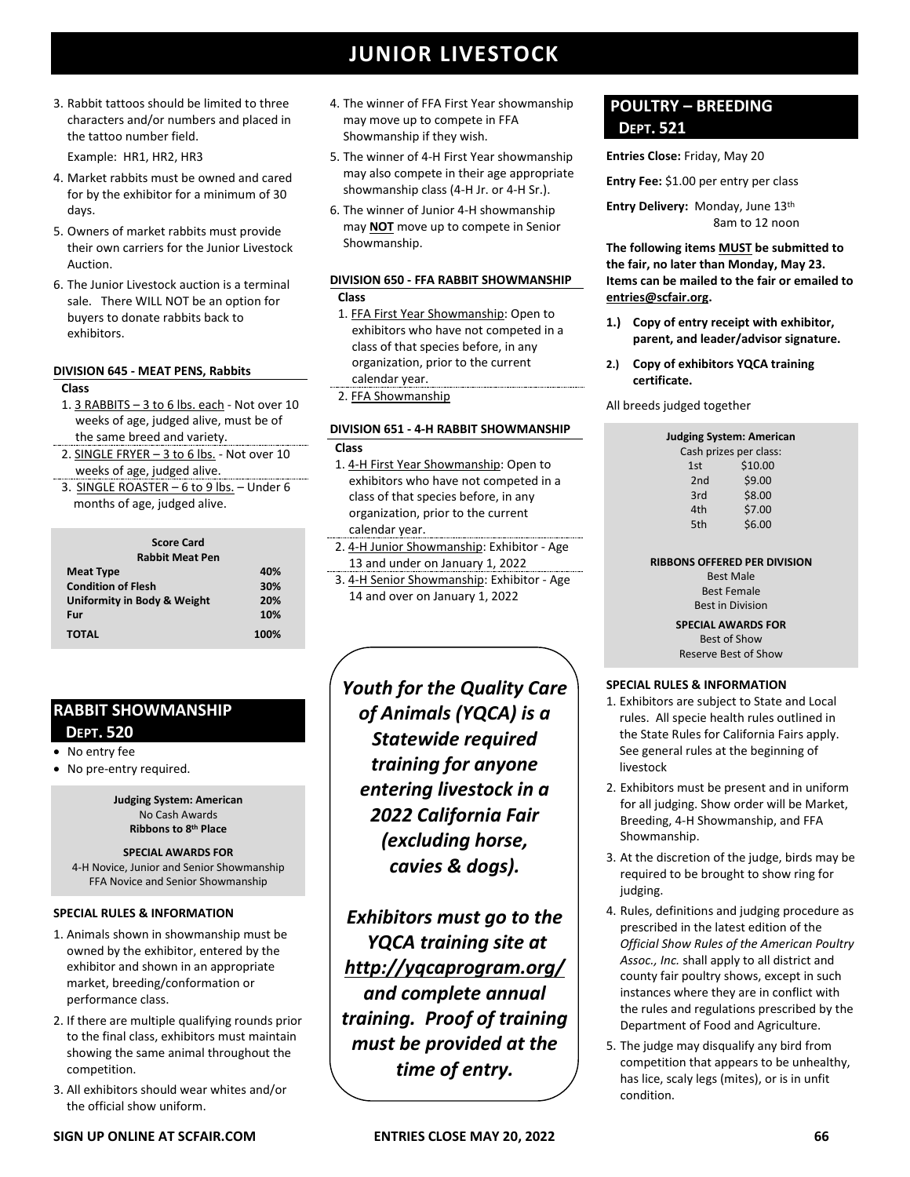# JUNIOR LIVESTOCK

3. Rabbit tattoos should be limited to three characters and/or numbers and placed in the tattoo number field.

   Example: HR1, HR2, HR3

4. Market rabbits must be owned and cared for by the exhibitor for a minimum of 30 days.
5. Owners of market rabbits must provide their own carriers for the Junior Livestock Auction.
6. The Junior Livestock auction is a terminal sale. There WILL NOT be an option for buyers to donate rabbits back to exhibitors.

#### DIVISION 645 - MEAT PENS, Rabbits

**Class**

1. 3 RABBITS – 3 to 6 lbs. each - Not over 10 weeks of age, judged alive, must be of the same breed and variety.
2. SINGLE FRYER – 3 to 6 lbs. - Not over 10 weeks of age, judged alive.
3. SINGLE ROASTER – 6 to 9 lbs. – Under 6 months of age, judged alive.

| Score Card<br>Rabbit Meat Pen | |
|---|---|
| **Meat Type** | **40%** |
| **Condition of Flesh** | **30%** |
| **Uniformity in Body & Weight** | **20%** |
| **Fur** | **10%** |
| **TOTAL** | **100%** |

## RABBIT SHOWMANSHIP
### DEPT. 520

- No entry fee
- No pre-entry required.

**Judging System: American**
No Cash Awards
**Ribbons to 8th Place**

**SPECIAL AWARDS FOR**
4-H Novice, Junior and Senior Showmanship
FFA Novice and Senior Showmanship

#### SPECIAL RULES & INFORMATION

1. Animals shown in showmanship must be owned by the exhibitor, entered by the exhibitor and shown in an appropriate market, breeding/conformation or performance class.
2. If there are multiple qualifying rounds prior to the final class, exhibitors must maintain showing the same animal throughout the competition.
3. All exhibitors should wear whites and/or the official show uniform.
4. The winner of FFA First Year showmanship may move up to compete in FFA Showmanship if they wish.
5. The winner of 4-H First Year showmanship may also compete in their age appropriate showmanship class (4-H Jr. or 4-H Sr.).
6. The winner of Junior 4-H showmanship may **NOT** move up to compete in Senior Showmanship.

#### DIVISION 650 - FFA RABBIT SHOWMANSHIP

**Class**

1. FFA First Year Showmanship: Open to exhibitors who have not competed in a class of that species before, in any organization, prior to the current calendar year.
2. FFA Showmanship

#### DIVISION 651 - 4-H RABBIT SHOWMANSHIP

**Class**

1. 4-H First Year Showmanship: Open to exhibitors who have not competed in a class of that species before, in any organization, prior to the current calendar year.
2. 4-H Junior Showmanship: Exhibitor - Age 13 and under on January 1, 2022
3. 4-H Senior Showmanship: Exhibitor - Age 14 and over on January 1, 2022

***Youth for the Quality Care of Animals (YQCA) is a Statewide required training for anyone entering livestock in a 2022 California Fair (excluding horse, cavies & dogs).***

***Exhibitors must go to the YQCA training site at http://yqcaprogram.org/ and complete annual training. Proof of training must be provided at the time of entry.***

## POULTRY – BREEDING
### DEPT. 521

**Entries Close:** Friday, May 20

**Entry Fee:** $1.00 per entry per class

**Entry Delivery:** Monday, June 13th 8am to 12 noon

**The following items MUST be submitted to the fair, no later than Monday, May 23. Items can be mailed to the fair or emailed to entries@scfair.org.**

1. **Copy of entry receipt with exhibitor, parent, and leader/advisor signature.**
2. **Copy of exhibitors YQCA training certificate.**

All breeds judged together

**Judging System: American**
Cash prizes per class:

| | |
|---|---|
| 1st | $10.00 |
| 2nd | $9.00 |
| 3rd | $8.00 |
| 4th | $7.00 |
| 5th | $6.00 |

**RIBBONS OFFERED PER DIVISION**
Best Male
Best Female
Best in Division

**SPECIAL AWARDS FOR**
Best of Show
Reserve Best of Show

#### SPECIAL RULES & INFORMATION

1. Exhibitors are subject to State and Local rules. All specie health rules outlined in the State Rules for California Fairs apply. See general rules at the beginning of livestock
2. Exhibitors must be present and in uniform for all judging. Show order will be Market, Breeding, 4-H Showmanship, and FFA Showmanship.
3. At the discretion of the judge, birds may be required to be brought to show ring for judging.
4. Rules, definitions and judging procedure as prescribed in the latest edition of the *Official Show Rules of the American Poultry Assoc., Inc.* shall apply to all district and county fair poultry shows, except in such instances where they are in conflict with the rules and regulations prescribed by the Department of Food and Agriculture.
5. The judge may disqualify any bird from competition that appears to be unhealthy, has lice, scaly legs (mites), or is in unfit condition.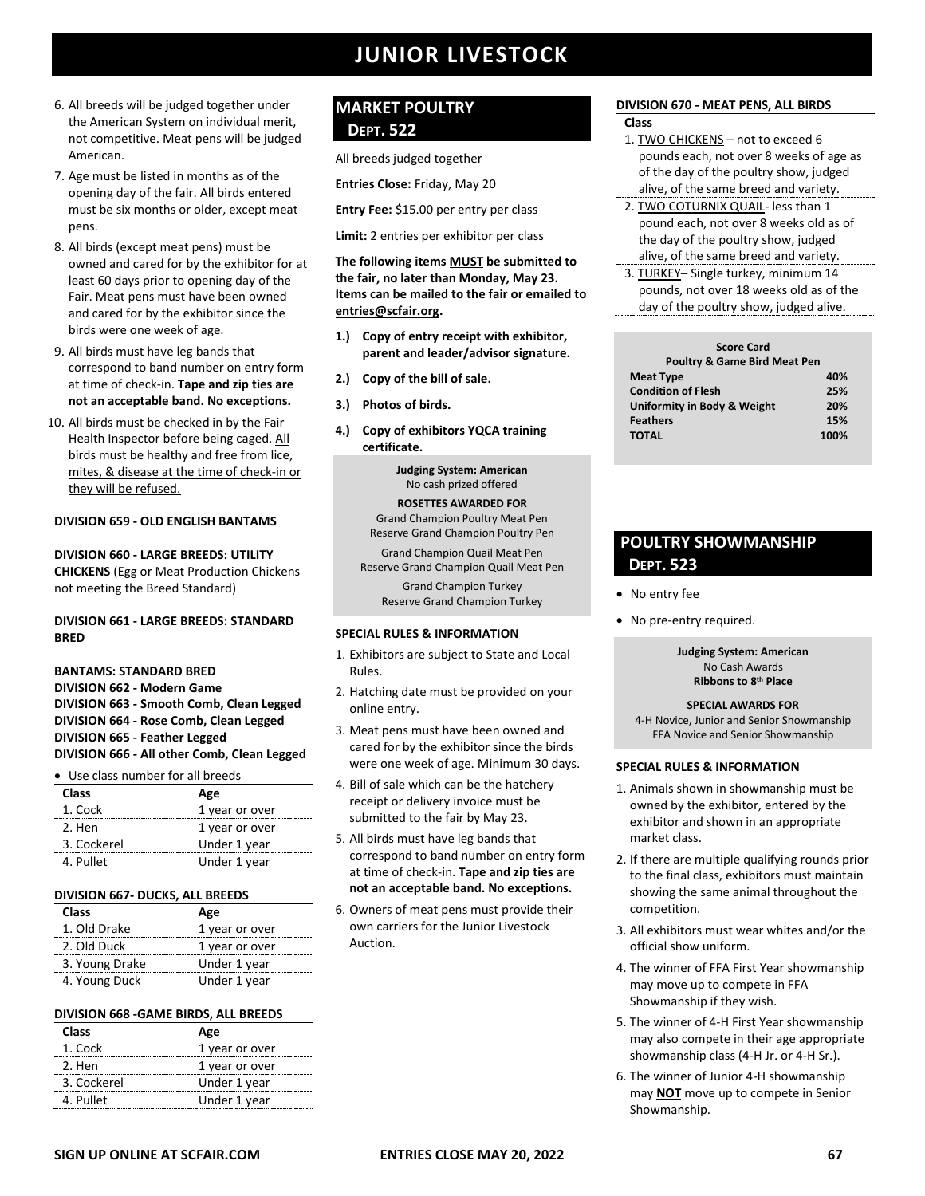# JUNIOR LIVESTOCK

6. All breeds will be judged together under the American System on individual merit, not competitive. Meat pens will be judged American.
7. Age must be listed in months as of the opening day of the fair. All birds entered must be six months or older, except meat pens.
8. All birds (except meat pens) must be owned and cared for by the exhibitor for at least 60 days prior to opening day of the Fair. Meat pens must have been owned and cared for by the exhibitor since the birds were one week of age.
9. All birds must have leg bands that correspond to band number on entry form at time of check-in. **Tape and zip ties are not an acceptable band. No exceptions.**
10. All birds must be checked in by the Fair Health Inspector before being caged. All birds must be healthy and free from lice, mites, & disease at the time of check-in or they will be refused.

**DIVISION 659 - OLD ENGLISH BANTAMS**

**DIVISION 660 - LARGE BREEDS: UTILITY CHICKENS** (Egg or Meat Production Chickens not meeting the Breed Standard)

**DIVISION 661 - LARGE BREEDS: STANDARD BRED**

**BANTAMS: STANDARD BRED**
**DIVISION 662 - Modern Game**
**DIVISION 663 - Smooth Comb, Clean Legged**
**DIVISION 664 - Rose Comb, Clean Legged**
**DIVISION 665 - Feather Legged**
**DIVISION 666 - All other Comb, Clean Legged**

- Use class number for all breeds

| Class | Age |
|---|---|
| 1. Cock | 1 year or over |
| 2. Hen | 1 year or over |
| 3. Cockerel | Under 1 year |
| 4. Pullet | Under 1 year |

**DIVISION 667- DUCKS, ALL BREEDS**

| Class | Age |
|---|---|
| 1. Old Drake | 1 year or over |
| 2. Old Duck | 1 year or over |
| 3. Young Drake | Under 1 year |
| 4. Young Duck | Under 1 year |

**DIVISION 668 -GAME BIRDS, ALL BREEDS**

| Class | Age |
|---|---|
| 1. Cock | 1 year or over |
| 2. Hen | 1 year or over |
| 3. Cockerel | Under 1 year |
| 4. Pullet | Under 1 year |

## MARKET POULTRY DEPT. 522

All breeds judged together

**Entries Close:** Friday, May 20

**Entry Fee:** $15.00 per entry per class

**Limit:** 2 entries per exhibitor per class

**The following items MUST be submitted to the fair, no later than Monday, May 23. Items can be mailed to the fair or emailed to entries@scfair.org.**

1. **Copy of entry receipt with exhibitor, parent and leader/advisor signature.**
2. **Copy of the bill of sale.**
3. **Photos of birds.**
4. **Copy of exhibitors YQCA training certificate.**

**Judging System: American**
No cash prized offered

**ROSETTES AWARDED FOR**
Grand Champion Poultry Meat Pen
Reserve Grand Champion Poultry Pen

Grand Champion Quail Meat Pen
Reserve Grand Champion Quail Meat Pen

Grand Champion Turkey
Reserve Grand Champion Turkey

**SPECIAL RULES & INFORMATION**

1. Exhibitors are subject to State and Local Rules.
2. Hatching date must be provided on your online entry.
3. Meat pens must have been owned and cared for by the exhibitor since the birds were one week of age. Minimum 30 days.
4. Bill of sale which can be the hatchery receipt or delivery invoice must be submitted to the fair by May 23.
5. All birds must have leg bands that correspond to band number on entry form at time of check-in. **Tape and zip ties are not an acceptable band. No exceptions.**
6. Owners of meat pens must provide their own carriers for the Junior Livestock Auction.

**DIVISION 670 - MEAT PENS, ALL BIRDS**

**Class**

1. TWO CHICKENS – not to exceed 6 pounds each, not over 8 weeks of age as of the day of the poultry show, judged alive, of the same breed and variety.
2. TWO COTURNIX QUAIL- less than 1 pound each, not over 8 weeks old as of the day of the poultry show, judged alive, of the same breed and variety.
3. TURKEY– Single turkey, minimum 14 pounds, not over 18 weeks old as of the day of the poultry show, judged alive.

| Score Card Poultry & Game Bird Meat Pen | |
|---|---|
| **Meat Type** | **40%** |
| **Condition of Flesh** | **25%** |
| **Uniformity in Body & Weight** | **20%** |
| **Feathers** | **15%** |
| **TOTAL** | **100%** |

## POULTRY SHOWMANSHIP DEPT. 523

- No entry fee
- No pre-entry required.

**Judging System: American**
No Cash Awards
**Ribbons to 8th Place**

**SPECIAL AWARDS FOR**
4-H Novice, Junior and Senior Showmanship
FFA Novice and Senior Showmanship

**SPECIAL RULES & INFORMATION**

1. Animals shown in showmanship must be owned by the exhibitor, entered by the exhibitor and shown in an appropriate market class.
2. If there are multiple qualifying rounds prior to the final class, exhibitors must maintain showing the same animal throughout the competition.
3. All exhibitors must wear whites and/or the official show uniform.
4. The winner of FFA First Year showmanship may move up to compete in FFA Showmanship if they wish.
5. The winner of 4-H First Year showmanship may also compete in their age appropriate showmanship class (4-H Jr. or 4-H Sr.).
6. The winner of Junior 4-H showmanship may **NOT** move up to compete in Senior Showmanship.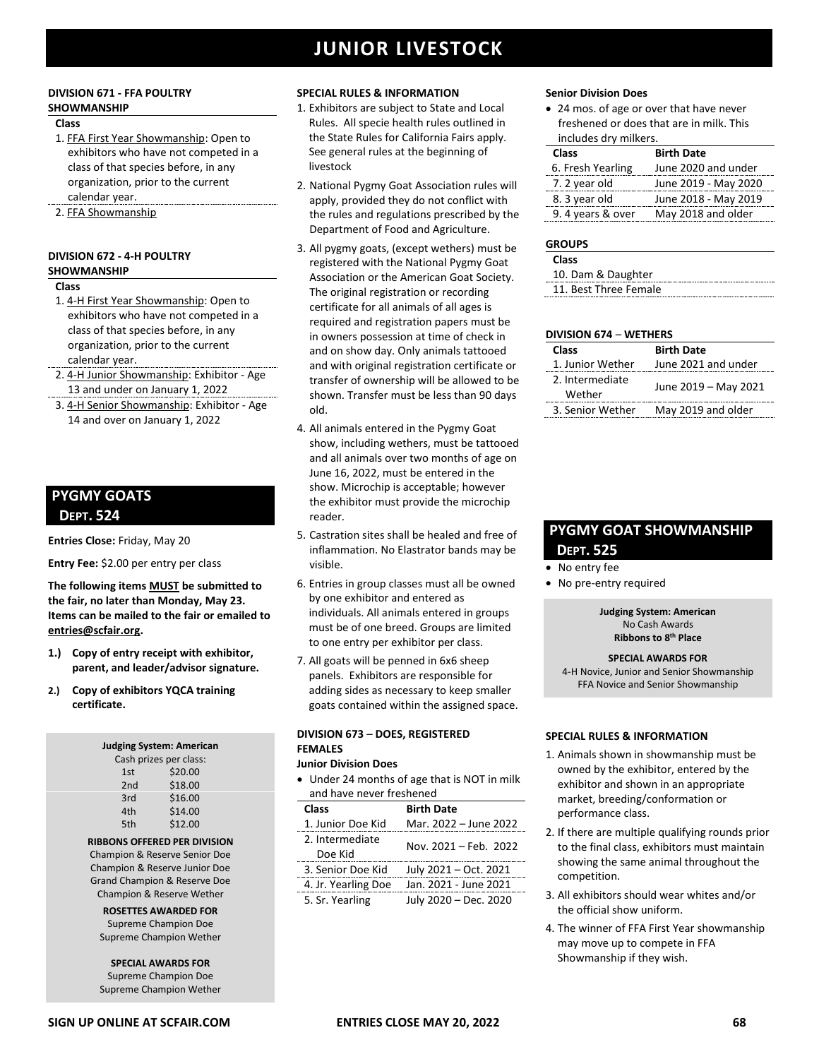# JUNIOR LIVESTOCK

**DIVISION 671 - FFA POULTRY SHOWMANSHIP**

**Class**

1. FFA First Year Showmanship: Open to exhibitors who have not competed in a class of that species before, in any organization, prior to the current calendar year.
2. FFA Showmanship

**DIVISION 672 - 4-H POULTRY SHOWMANSHIP**

**Class**

1. 4-H First Year Showmanship: Open to exhibitors who have not competed in a class of that species before, in any organization, prior to the current calendar year.
2. 4-H Junior Showmanship: Exhibitor - Age 13 and under on January 1, 2022
3. 4-H Senior Showmanship: Exhibitor - Age 14 and over on January 1, 2022

## PYGMY GOATS
### DEPT. 524

**Entries Close:** Friday, May 20

**Entry Fee:** $2.00 per entry per class

**The following items MUST be submitted to the fair, no later than Monday, May 23. Items can be mailed to the fair or emailed to entries@scfair.org.**

1.) **Copy of entry receipt with exhibitor, parent, and leader/advisor signature.**

2.) **Copy of exhibitors YQCA training certificate.**

**Judging System: American**

Cash prizes per class:

| | |
|---|---|
| 1st | $20.00 |
| 2nd | $18.00 |
| 3rd | $16.00 |
| 4th | $14.00 |
| 5th | $12.00 |

**RIBBONS OFFERED PER DIVISION**

Champion & Reserve Senior Doe
Champion & Reserve Junior Doe
Grand Champion & Reserve Doe
Champion & Reserve Wether

**ROSETTES AWARDED FOR**

Supreme Champion Doe
Supreme Champion Wether

**SPECIAL AWARDS FOR**

Supreme Champion Doe
Supreme Champion Wether

**SPECIAL RULES & INFORMATION**

1. Exhibitors are subject to State and Local Rules. All specie health rules outlined in the State Rules for California Fairs apply. See general rules at the beginning of livestock
2. National Pygmy Goat Association rules will apply, provided they do not conflict with the rules and regulations prescribed by the Department of Food and Agriculture.
3. All pygmy goats, (except wethers) must be registered with the National Pygmy Goat Association or the American Goat Society. The original registration or recording certificate for all animals of all ages is required and registration papers must be in owners possession at time of check in and on show day. Only animals tattooed and with original registration certificate or transfer of ownership will be allowed to be shown. Transfer must be less than 90 days old.
4. All animals entered in the Pygmy Goat show, including wethers, must be tattooed and all animals over two months of age on June 16, 2022, must be entered in the show. Microchip is acceptable; however the exhibitor must provide the microchip reader.
5. Castration sites shall be healed and free of inflammation. No Elastrator bands may be visible.
6. Entries in group classes must all be owned by one exhibitor and entered as individuals. All animals entered in groups must be of one breed. Groups are limited to one entry per exhibitor per class.
7. All goats will be penned in 6x6 sheep panels. Exhibitors are responsible for adding sides as necessary to keep smaller goats contained within the assigned space.

**DIVISION 673 – DOES, REGISTERED FEMALES**

**Junior Division Does**

- Under 24 months of age that is NOT in milk and have never freshened

| Class | Birth Date |
|---|---|
| 1. Junior Doe Kid | Mar. 2022 – June 2022 |
| 2. Intermediate Doe Kid | Nov. 2021 – Feb. 2022 |
| 3. Senior Doe Kid | July 2021 – Oct. 2021 |
| 4. Jr. Yearling Doe | Jan. 2021 - June 2021 |
| 5. Sr. Yearling | July 2020 – Dec. 2020 |

**Senior Division Does**

- 24 mos. of age or over that have never freshened or does that are in milk. This includes dry milkers.

| Class | Birth Date |
|---|---|
| 6. Fresh Yearling | June 2020 and under |
| 7. 2 year old | June 2019 - May 2020 |
| 8. 3 year old | June 2018 - May 2019 |
| 9. 4 years & over | May 2018 and older |

**GROUPS**

**Class**

10. Dam & Daughter
11. Best Three Female

**DIVISION 674 – WETHERS**

| Class | Birth Date |
|---|---|
| 1. Junior Wether | June 2021 and under |
| 2. Intermediate Wether | June 2019 – May 2021 |
| 3. Senior Wether | May 2019 and older |

## PYGMY GOAT SHOWMANSHIP
### DEPT. 525

- No entry fee
- No pre-entry required

**Judging System: American**
No Cash Awards
**Ribbons to 8th Place**

**SPECIAL AWARDS FOR**

4-H Novice, Junior and Senior Showmanship
FFA Novice and Senior Showmanship

**SPECIAL RULES & INFORMATION**

1. Animals shown in showmanship must be owned by the exhibitor, entered by the exhibitor and shown in an appropriate market, breeding/conformation or performance class.
2. If there are multiple qualifying rounds prior to the final class, exhibitors must maintain showing the same animal throughout the competition.
3. All exhibitors should wear whites and/or the official show uniform.
4. The winner of FFA First Year showmanship may move up to compete in FFA Showmanship if they wish.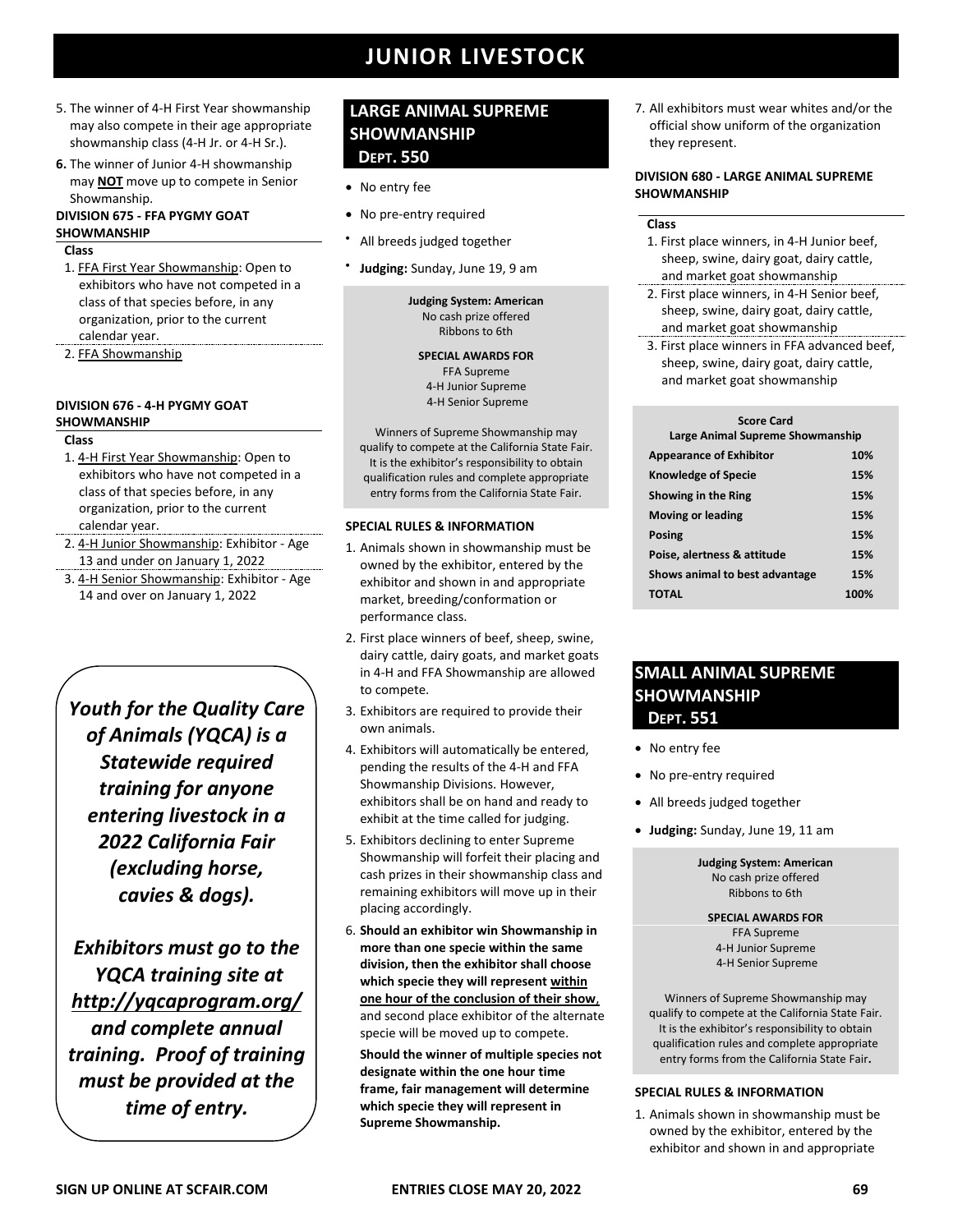5. The winner of 4-H First Year showmanship may also compete in their age appropriate showmanship class (4-H Jr. or 4-H Sr.).
6. The winner of Junior 4-H showmanship may **NOT** move up to compete in Senior Showmanship.

**DIVISION 675 - FFA PYGMY GOAT SHOWMANSHIP**

**Class**

1. FFA First Year Showmanship: Open to exhibitors who have not competed in a class of that species before, in any organization, prior to the current calendar year.
2. FFA Showmanship

**DIVISION 676 - 4-H PYGMY GOAT SHOWMANSHIP**

**Class**

1. 4-H First Year Showmanship: Open to exhibitors who have not competed in a class of that species before, in any organization, prior to the current calendar year.
2. 4-H Junior Showmanship: Exhibitor - Age 13 and under on January 1, 2022
3. 4-H Senior Showmanship: Exhibitor - Age 14 and over on January 1, 2022

***Youth for the Quality Care of Animals (YQCA) is a Statewide required training for anyone entering livestock in a 2022 California Fair (excluding horse, cavies & dogs).***

***Exhibitors must go to the YQCA training site at http://yqcaprogram.org/ and complete annual training. Proof of training must be provided at the time of entry.***

## LARGE ANIMAL SUPREME SHOWMANSHIP

### DEPT. 550

- No entry fee
- No pre-entry required
- All breeds judged together
- **Judging:** Sunday, June 19, 9 am

**Judging System: American**
No cash prize offered
Ribbons to 6th

**SPECIAL AWARDS FOR**
FFA Supreme
4-H Junior Supreme
4-H Senior Supreme

Winners of Supreme Showmanship may qualify to compete at the California State Fair. It is the exhibitor's responsibility to obtain qualification rules and complete appropriate entry forms from the California State Fair.

**SPECIAL RULES & INFORMATION**

1. Animals shown in showmanship must be owned by the exhibitor, entered by the exhibitor and shown in and appropriate market, breeding/conformation or performance class.
2. First place winners of beef, sheep, swine, dairy cattle, dairy goats, and market goats in 4-H and FFA Showmanship are allowed to compete.
3. Exhibitors are required to provide their own animals.
4. Exhibitors will automatically be entered, pending the results of the 4-H and FFA Showmanship Divisions. However, exhibitors shall be on hand and ready to exhibit at the time called for judging.
5. Exhibitors declining to enter Supreme Showmanship will forfeit their placing and cash prizes in their showmanship class and remaining exhibitors will move up in their placing accordingly.
6. **Should an exhibitor win Showmanship in more than one specie within the same division, then the exhibitor shall choose which specie they will represent within one hour of the conclusion of their show**, and second place exhibitor of the alternate specie will be moved up to compete.

   **Should the winner of multiple species not designate within the one hour time frame, fair management will determine which specie they will represent in Supreme Showmanship.**
7. All exhibitors must wear whites and/or the official show uniform of the organization they represent.

**DIVISION 680 - LARGE ANIMAL SUPREME SHOWMANSHIP**

**Class**

1. First place winners, in 4-H Junior beef, sheep, swine, dairy goat, dairy cattle, and market goat showmanship
2. First place winners, in 4-H Senior beef, sheep, swine, dairy goat, dairy cattle, and market goat showmanship
3. First place winners in FFA advanced beef, sheep, swine, dairy goat, dairy cattle, and market goat showmanship

**Score Card**
**Large Animal Supreme Showmanship**

| | |
|---|---|
| **Appearance of Exhibitor** | **10%** |
| **Knowledge of Specie** | **15%** |
| **Showing in the Ring** | **15%** |
| **Moving or leading** | **15%** |
| **Posing** | **15%** |
| **Poise, alertness & attitude** | **15%** |
| **Shows animal to best advantage** | **15%** |
| **TOTAL** | **100%** |

## SMALL ANIMAL SUPREME SHOWMANSHIP

### DEPT. 551

- No entry fee
- No pre-entry required
- All breeds judged together
- **Judging:** Sunday, June 19, 11 am

**Judging System: American**
No cash prize offered
Ribbons to 6th

**SPECIAL AWARDS FOR**
FFA Supreme
4-H Junior Supreme
4-H Senior Supreme

Winners of Supreme Showmanship may qualify to compete at the California State Fair. It is the exhibitor's responsibility to obtain qualification rules and complete appropriate entry forms from the California State Fair.

**SPECIAL RULES & INFORMATION**

1. Animals shown in showmanship must be owned by the exhibitor, entered by the exhibitor and shown in and appropriate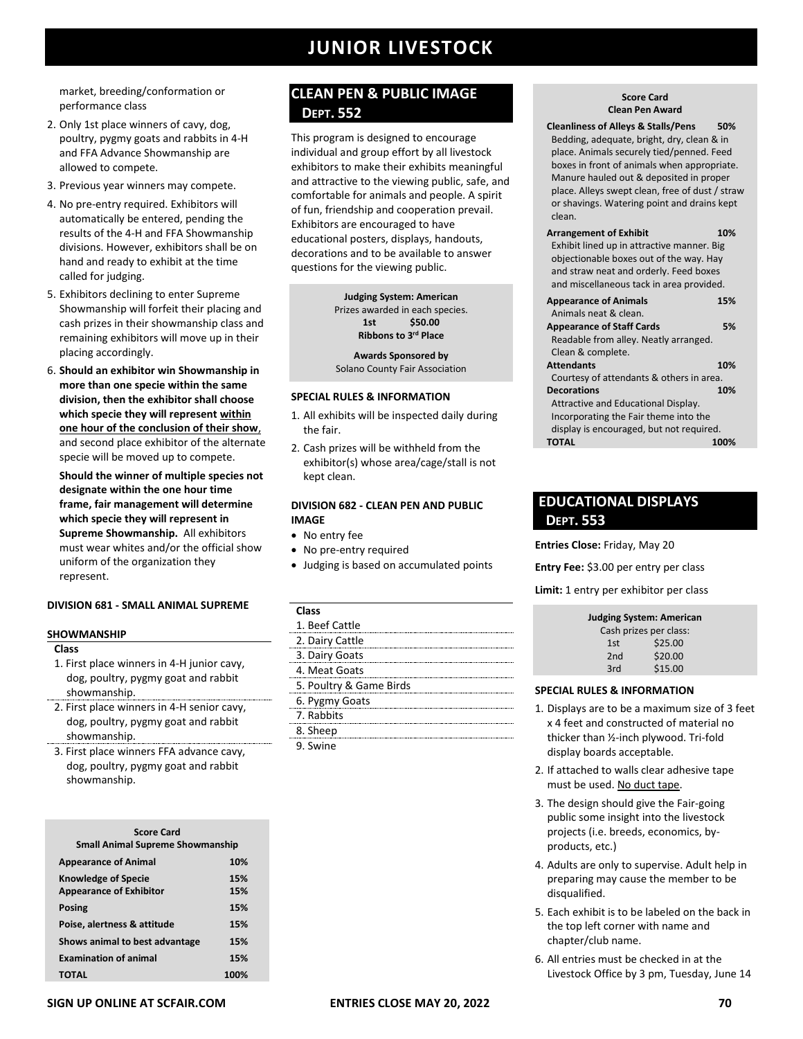# JUNIOR LIVESTOCK

market, breeding/conformation or performance class

2. Only 1st place winners of cavy, dog, poultry, pygmy goats and rabbits in 4-H and FFA Advance Showmanship are allowed to compete.
3. Previous year winners may compete.
4. No pre-entry required. Exhibitors will automatically be entered, pending the results of the 4-H and FFA Showmanship divisions. However, exhibitors shall be on hand and ready to exhibit at the time called for judging.
5. Exhibitors declining to enter Supreme Showmanship will forfeit their placing and cash prizes in their showmanship class and remaining exhibitors will move up in their placing accordingly.
6. **Should an exhibitor win Showmanship in more than one specie within the same division, then the exhibitor shall choose which specie they will represent within one hour of the conclusion of their show**, and second place exhibitor of the alternate specie will be moved up to compete.

   **Should the winner of multiple species not designate within the one hour time frame, fair management will determine which specie they will represent in Supreme Showmanship.** All exhibitors must wear whites and/or the official show uniform of the organization they represent.

### DIVISION 681 - SMALL ANIMAL SUPREME SHOWMANSHIP

| Class |
|---|
| 1. First place winners in 4-H junior cavy, dog, poultry, pygmy goat and rabbit showmanship. |
| 2. First place winners in 4-H senior cavy, dog, poultry, pygmy goat and rabbit showmanship. |
| 3. First place winners FFA advance cavy, dog, poultry, pygmy goat and rabbit showmanship. |

**Score Card**
**Small Animal Supreme Showmanship**

| | |
|---|---|
| **Appearance of Animal** | **10%** |
| **Knowledge of Specie** | **15%** |
| **Appearance of Exhibitor** | **15%** |
| **Posing** | **15%** |
| **Poise, alertness & attitude** | **15%** |
| **Shows animal to best advantage** | **15%** |
| **Examination of animal** | **15%** |
| **TOTAL** | **100%** |

## CLEAN PEN & PUBLIC IMAGE DEPT. 552

This program is designed to encourage individual and group effort by all livestock exhibitors to make their exhibits meaningful and attractive to the viewing public, safe, and comfortable for animals and people. A spirit of fun, friendship and cooperation prevail. Exhibitors are encouraged to have educational posters, displays, handouts, decorations and to be available to answer questions for the viewing public.

**Judging System: American**
Prizes awarded in each species.
**1st $50.00**
**Ribbons to 3rd Place**

**Awards Sponsored by**
Solano County Fair Association

### SPECIAL RULES & INFORMATION

1. All exhibits will be inspected daily during the fair.
2. Cash prizes will be withheld from the exhibitor(s) whose area/cage/stall is not kept clean.

### DIVISION 682 - CLEAN PEN AND PUBLIC IMAGE

- No entry fee
- No pre-entry required
- Judging is based on accumulated points

| Class |
|---|
| 1. Beef Cattle |
| 2. Dairy Cattle |
| 3. Dairy Goats |
| 4. Meat Goats |
| 5. Poultry & Game Birds |
| 6. Pygmy Goats |
| 7. Rabbits |
| 8. Sheep |
| 9. Swine |

**Score Card**
**Clean Pen Award**

**Cleanliness of Alleys & Stalls/Pens 50%**
Bedding, adequate, bright, dry, clean & in place. Animals securely tied/penned. Feed boxes in front of animals when appropriate. Manure hauled out & deposited in proper place. Alleys swept clean, free of dust / straw or shavings. Watering point and drains kept clean.

**Arrangement of Exhibit 10%**
Exhibit lined up in attractive manner. Big objectionable boxes out of the way. Hay and straw neat and orderly. Feed boxes and miscellaneous tack in area provided.

**Appearance of Animals 15%**
Animals neat & clean.

**Appearance of Staff Cards 5%**
Readable from alley. Neatly arranged. Clean & complete.

**Attendants 10%**
Courtesy of attendants & others in area.

**Decorations 10%**
Attractive and Educational Display. Incorporating the Fair theme into the display is encouraged, but not required.

**TOTAL 100%**

## EDUCATIONAL DISPLAYS DEPT. 553

**Entries Close:** Friday, May 20

**Entry Fee:** $3.00 per entry per class

**Limit:** 1 entry per exhibitor per class

**Judging System: American**
Cash prizes per class:

| | |
|---|---|
| 1st | $25.00 |
| 2nd | $20.00 |
| 3rd | $15.00 |

### SPECIAL RULES & INFORMATION

1. Displays are to be a maximum size of 3 feet x 4 feet and constructed of material no thicker than ½-inch plywood. Tri-fold display boards acceptable.
2. If attached to walls clear adhesive tape must be used. No duct tape.
3. The design should give the Fair-going public some insight into the livestock projects (i.e. breeds, economics, by-products, etc.)
4. Adults are only to supervise. Adult help in preparing may cause the member to be disqualified.
5. Each exhibit is to be labeled on the back in the top left corner with name and chapter/club name.
6. All entries must be checked in at the Livestock Office by 3 pm, Tuesday, June 14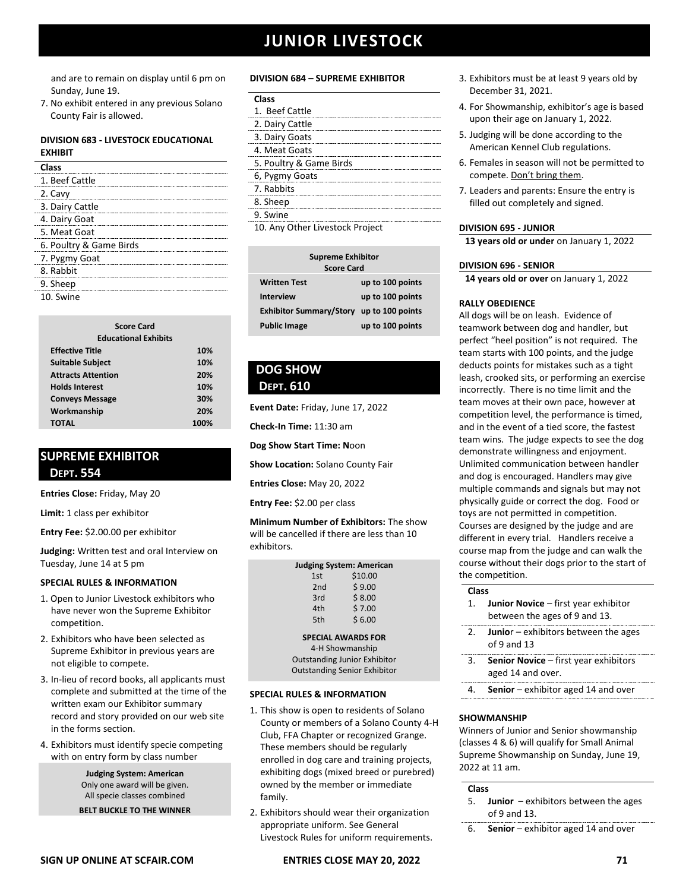# JUNIOR LIVESTOCK

and are to remain on display until 6 pm on Sunday, June 19.

7. No exhibit entered in any previous Solano County Fair is allowed.

### DIVISION 683 - LIVESTOCK EDUCATIONAL EXHIBIT

| Class |
|---|
| 1. Beef Cattle |
| 2. Cavy |
| 3. Dairy Cattle |
| 4. Dairy Goat |
| 5. Meat Goat |
| 6. Poultry & Game Birds |
| 7. Pygmy Goat |
| 8. Rabbit |
| 9. Sheep |
| 10. Swine |

| Score Card Educational Exhibits | |
|---|---|
| **Effective Title** | **10%** |
| **Suitable Subject** | **10%** |
| **Attracts Attention** | **20%** |
| **Holds Interest** | **10%** |
| **Conveys Message** | **30%** |
| **Workmanship** | **20%** |
| **TOTAL** | **100%** |

## SUPREME EXHIBITOR DEPT. 554

**Entries Close:** Friday, May 20

**Limit:** 1 class per exhibitor

**Entry Fee:** $2.00.00 per exhibitor

**Judging:** Written test and oral Interview on Tuesday, June 14 at 5 pm

### SPECIAL RULES & INFORMATION

1. Open to Junior Livestock exhibitors who have never won the Supreme Exhibitor competition.
2. Exhibitors who have been selected as Supreme Exhibitor in previous years are not eligible to compete.
3. In-lieu of record books, all applicants must complete and submitted at the time of the written exam our Exhibitor summary record and story provided on our web site in the forms section.
4. Exhibitors must identify specie competing with on entry form by class number

**Judging System: American**
Only one award will be given.
All specie classes combined
**BELT BUCKLE TO THE WINNER**

### DIVISION 684 – SUPREME EXHIBITOR

| Class |
|---|
| 1. Beef Cattle |
| 2. Dairy Cattle |
| 3. Dairy Goats |
| 4. Meat Goats |
| 5. Poultry & Game Birds |
| 6, Pygmy Goats |
| 7. Rabbits |
| 8. Sheep |
| 9. Swine |
| 10. Any Other Livestock Project |

| Supreme Exhibitor Score Card | |
|---|---|
| **Written Test** | **up to 100 points** |
| **Interview** | **up to 100 points** |
| **Exhibitor Summary/Story** | **up to 100 points** |
| **Public Image** | **up to 100 points** |

## DOG SHOW DEPT. 610

**Event Date:** Friday, June 17, 2022

**Check-In Time:** 11:30 am

**Dog Show Start Time: N**oon

**Show Location:** Solano County Fair

**Entries Close:** May 20, 2022

**Entry Fee:** $2.00 per class

**Minimum Number of Exhibitors:** The show will be cancelled if there are less than 10 exhibitors.

| Judging System: American | |
|---|---|
| 1st | $10.00 |
| 2nd | $ 9.00 |
| 3rd | $ 8.00 |
| 4th | $ 7.00 |
| 5th | $ 6.00 |

**SPECIAL AWARDS FOR**
4-H Showmanship
Outstanding Junior Exhibitor
Outstanding Senior Exhibitor

### SPECIAL RULES & INFORMATION

1. This show is open to residents of Solano County or members of a Solano County 4-H Club, FFA Chapter or recognized Grange. These members should be regularly enrolled in dog care and training projects, exhibiting dogs (mixed breed or purebred) owned by the member or immediate family.
2. Exhibitors should wear their organization appropriate uniform. See General Livestock Rules for uniform requirements.
3. Exhibitors must be at least 9 years old by December 31, 2021.
4. For Showmanship, exhibitor's age is based upon their age on January 1, 2022.
5. Judging will be done according to the American Kennel Club regulations.
6. Females in season will not be permitted to compete. Don't bring them.
7. Leaders and parents: Ensure the entry is filled out completely and signed.

### DIVISION 695 - JUNIOR

**13 years old or under** on January 1, 2022

### DIVISION 696 - SENIOR

**14 years old or over** on January 1, 2022

### RALLY OBEDIENCE

All dogs will be on leash. Evidence of teamwork between dog and handler, but perfect "heel position" is not required. The team starts with 100 points, and the judge deducts points for mistakes such as a tight leash, crooked sits, or performing an exercise incorrectly. There is no time limit and the team moves at their own pace, however at competition level, the performance is timed, and in the event of a tied score, the fastest team wins. The judge expects to see the dog demonstrate willingness and enjoyment. Unlimited communication between handler and dog is encouraged. Handlers may give multiple commands and signals but may not physically guide or correct the dog. Food or toys are not permitted in competition. Courses are designed by the judge and are different in every trial. Handlers receive a course map from the judge and can walk the course without their dogs prior to the start of the competition.

| Class | |
|---|---|
| 1. | **Junior Novice** – first year exhibitor between the ages of 9 and 13. |
| 2. | **Junio**r – exhibitors between the ages of 9 and 13 |
| 3. | **Senior Novice** – first year exhibitors aged 14 and over. |
| 4. | **Senior** – exhibitor aged 14 and over |

### SHOWMANSHIP

Winners of Junior and Senior showmanship (classes 4 & 6) will qualify for Small Animal Supreme Showmanship on Sunday, June 19, 2022 at 11 am.

| Class | |
|---|---|
| 5. | **Junior** – exhibitors between the ages of 9 and 13. |
| 6. | **Senior** – exhibitor aged 14 and over |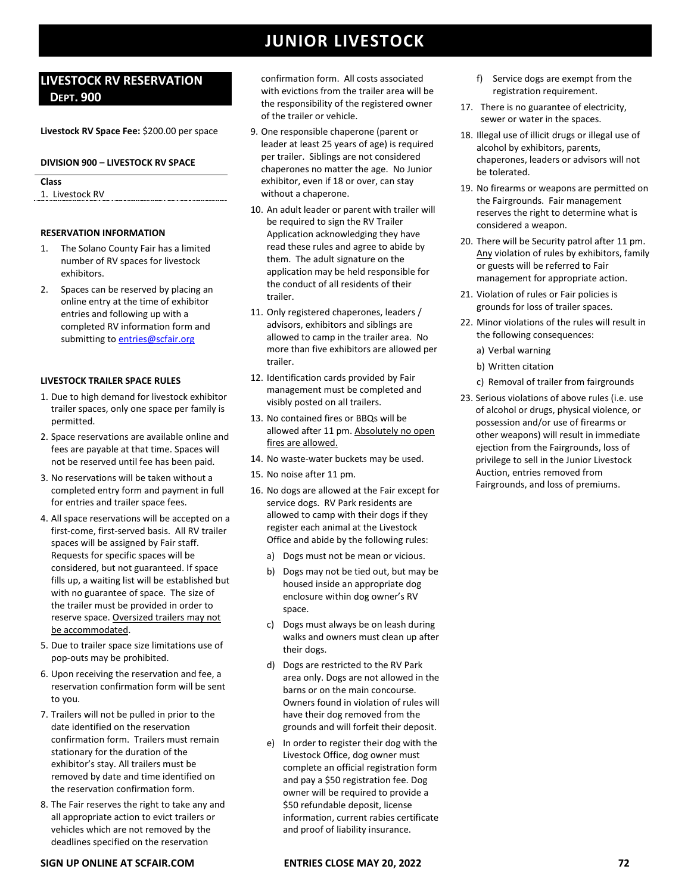# JUNIOR LIVESTOCK

## LIVESTOCK RV RESERVATION DEPT. 900

**Livestock RV Space Fee:** $200.00 per space

**DIVISION 900 – LIVESTOCK RV SPACE**

| Class |
|---|
| 1. Livestock RV |

**RESERVATION INFORMATION**

1. The Solano County Fair has a limited number of RV spaces for livestock exhibitors.
2. Spaces can be reserved by placing an online entry at the time of exhibitor entries and following up with a completed RV information form and submitting to entries@scfair.org

**LIVESTOCK TRAILER SPACE RULES**

1. Due to high demand for livestock exhibitor trailer spaces, only one space per family is permitted.
2. Space reservations are available online and fees are payable at that time. Spaces will not be reserved until fee has been paid.
3. No reservations will be taken without a completed entry form and payment in full for entries and trailer space fees.
4. All space reservations will be accepted on a first-come, first-served basis. All RV trailer spaces will be assigned by Fair staff. Requests for specific spaces will be considered, but not guaranteed. If space fills up, a waiting list will be established but with no guarantee of space. The size of the trailer must be provided in order to reserve space. Oversized trailers may not be accommodated.
5. Due to trailer space size limitations use of pop-outs may be prohibited.
6. Upon receiving the reservation and fee, a reservation confirmation form will be sent to you.
7. Trailers will not be pulled in prior to the date identified on the reservation confirmation form. Trailers must remain stationary for the duration of the exhibitor's stay. All trailers must be removed by date and time identified on the reservation confirmation form.
8. The Fair reserves the right to take any and all appropriate action to evict trailers or vehicles which are not removed by the deadlines specified on the reservation confirmation form. All costs associated with evictions from the trailer area will be the responsibility of the registered owner of the trailer or vehicle.
9. One responsible chaperone (parent or leader at least 25 years of age) is required per trailer. Siblings are not considered chaperones no matter the age. No Junior exhibitor, even if 18 or over, can stay without a chaperone.
10. An adult leader or parent with trailer will be required to sign the RV Trailer Application acknowledging they have read these rules and agree to abide by them. The adult signature on the application may be held responsible for the conduct of all residents of their trailer.
11. Only registered chaperones, leaders / advisors, exhibitors and siblings are allowed to camp in the trailer area. No more than five exhibitors are allowed per trailer.
12. Identification cards provided by Fair management must be completed and visibly posted on all trailers.
13. No contained fires or BBQs will be allowed after 11 pm. Absolutely no open fires are allowed.
14. No waste-water buckets may be used.
15. No noise after 11 pm.
16. No dogs are allowed at the Fair except for service dogs. RV Park residents are allowed to camp with their dogs if they register each animal at the Livestock Office and abide by the following rules:
    a) Dogs must not be mean or vicious.
    b) Dogs may not be tied out, but may be housed inside an appropriate dog enclosure within dog owner's RV space.
    c) Dogs must always be on leash during walks and owners must clean up after their dogs.
    d) Dogs are restricted to the RV Park area only. Dogs are not allowed in the barns or on the main concourse. Owners found in violation of rules will have their dog removed from the grounds and will forfeit their deposit.
    e) In order to register their dog with the Livestock Office, dog owner must complete an official registration form and pay a $50 registration fee. Dog owner will be required to provide a $50 refundable deposit, license information, current rabies certificate and proof of liability insurance.
    f) Service dogs are exempt from the registration requirement.
17. There is no guarantee of electricity, sewer or water in the spaces.
18. Illegal use of illicit drugs or illegal use of alcohol by exhibitors, parents, chaperones, leaders or advisors will not be tolerated.
19. No firearms or weapons are permitted on the Fairgrounds. Fair management reserves the right to determine what is considered a weapon.
20. There will be Security patrol after 11 pm. Any violation of rules by exhibitors, family or guests will be referred to Fair management for appropriate action.
21. Violation of rules or Fair policies is grounds for loss of trailer spaces.
22. Minor violations of the rules will result in the following consequences:
    a) Verbal warning
    b) Written citation
    c) Removal of trailer from fairgrounds
23. Serious violations of above rules (i.e. use of alcohol or drugs, physical violence, or possession and/or use of firearms or other weapons) will result in immediate ejection from the Fairgrounds, loss of privilege to sell in the Junior Livestock Auction, entries removed from Fairgrounds, and loss of premiums.